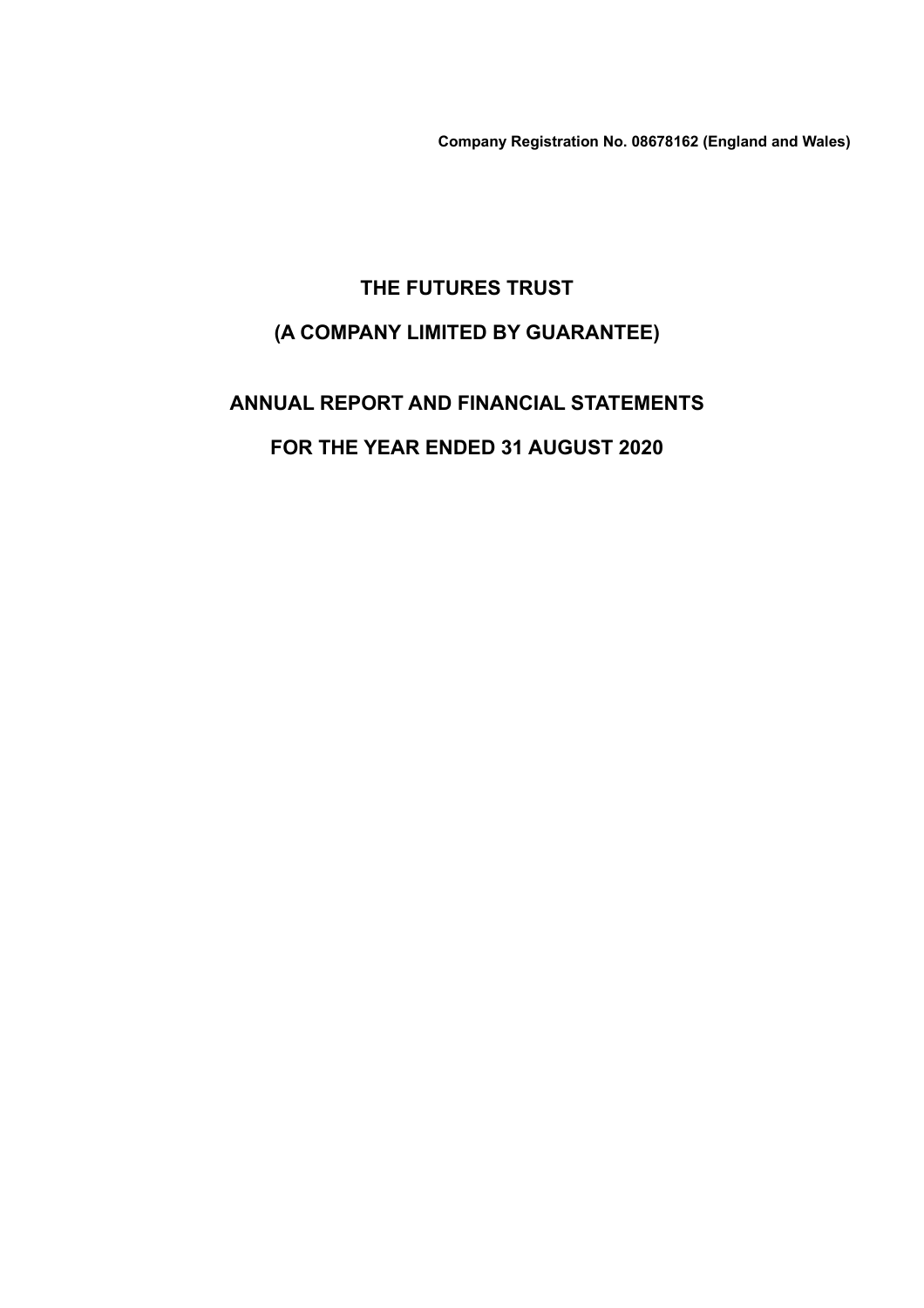**Company Registration No. 08678162 (England and Wales)**

# THE FUTURES TRUST

## (A COMPANY LIMITED BY GUARANTEE)

## ANNUAL REPORT AND FINANCIAL STATEMENTS

## FOR THE YEAR ENDED 31 AUGUST 2020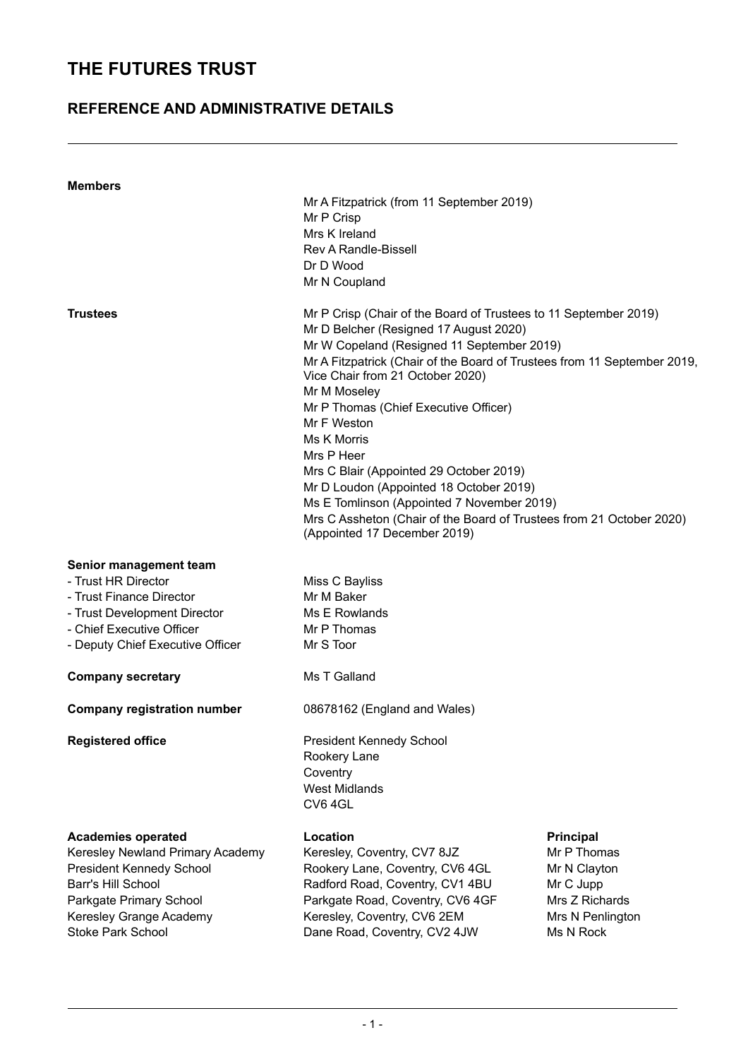# THE FUTURES TRUST

## REFERENCE AND ADMINISTRATIVE DETAILS

**Members**

Mr A Fitzpatrick (from 11 September 2019)
Mr P Crisp
Mrs K Ireland
Rev A Randle-Bissell
Dr D Wood
Mr N Coupland

**Trustees**

Mr P Crisp (Chair of the Board of Trustees to 11 September 2019)
Mr D Belcher (Resigned 17 August 2020)
Mr W Copeland (Resigned 11 September 2019)
Mr A Fitzpatrick (Chair of the Board of Trustees from 11 September 2019, Vice Chair from 21 October 2020)
Mr M Moseley
Mr P Thomas (Chief Executive Officer)
Mr F Weston
Ms K Morris
Mrs P Heer
Mrs C Blair (Appointed 29 October 2019)
Mr D Loudon (Appointed 18 October 2019)
Ms E Tomlinson (Appointed 7 November 2019)
Mrs C Assheton (Chair of the Board of Trustees from 21 October 2020) (Appointed 17 December 2019)

**Senior management team**

| | |
|---|---|
| - Trust HR Director | Miss C Bayliss |
| - Trust Finance Director | Mr M Baker |
| - Trust Development Director | Ms E Rowlands |
| - Chief Executive Officer | Mr P Thomas |
| - Deputy Chief Executive Officer | Mr S Toor |

**Company secretary** Ms T Galland

**Company registration number** 08678162 (England and Wales)

**Registered office**

President Kennedy School
Rookery Lane
Coventry
West Midlands
CV6 4GL

| **Academies operated** | **Location** | **Principal** |
|---|---|---|
| Keresley Newland Primary Academy | Keresley, Coventry, CV7 8JZ | Mr P Thomas |
| President Kennedy School | Rookery Lane, Coventry, CV6 4GL | Mr N Clayton |
| Barr's Hill School | Radford Road, Coventry, CV1 4BU | Mr C Jupp |
| Parkgate Primary School | Parkgate Road, Coventry, CV6 4GF | Mrs Z Richards |
| Keresley Grange Academy | Keresley, Coventry, CV6 2EM | Mrs N Penlington |
| Stoke Park School | Dane Road, Coventry, CV2 4JW | Ms N Rock |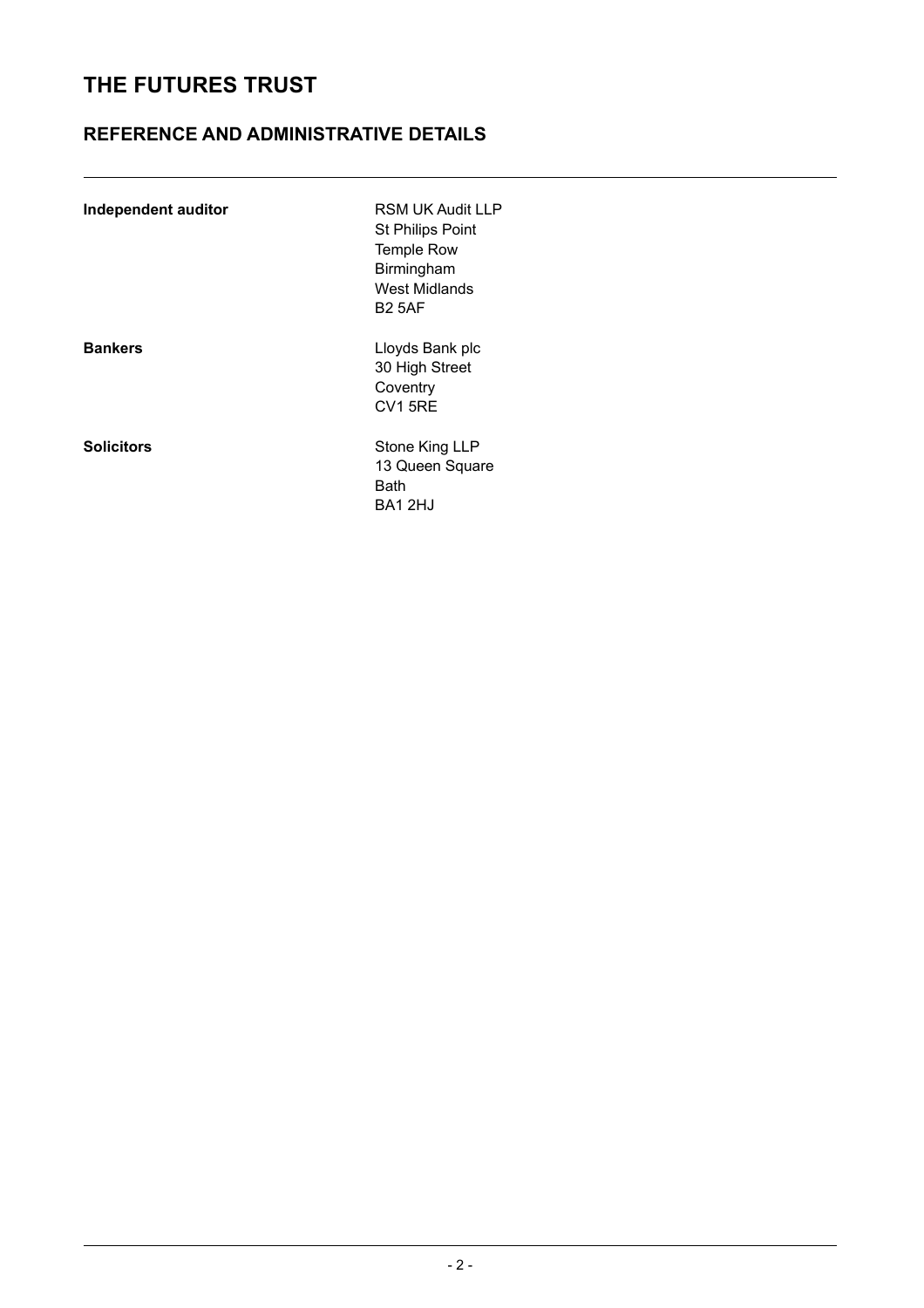# THE FUTURES TRUST

## REFERENCE AND ADMINISTRATIVE DETAILS

| | |
|---|---|
| **Independent auditor** | RSM UK Audit LLP<br>St Philips Point<br>Temple Row<br>Birmingham<br>West Midlands<br>B2 5AF |
| **Bankers** | Lloyds Bank plc<br>30 High Street<br>Coventry<br>CV1 5RE |
| **Solicitors** | Stone King LLP<br>13 Queen Square<br>Bath<br>BA1 2HJ |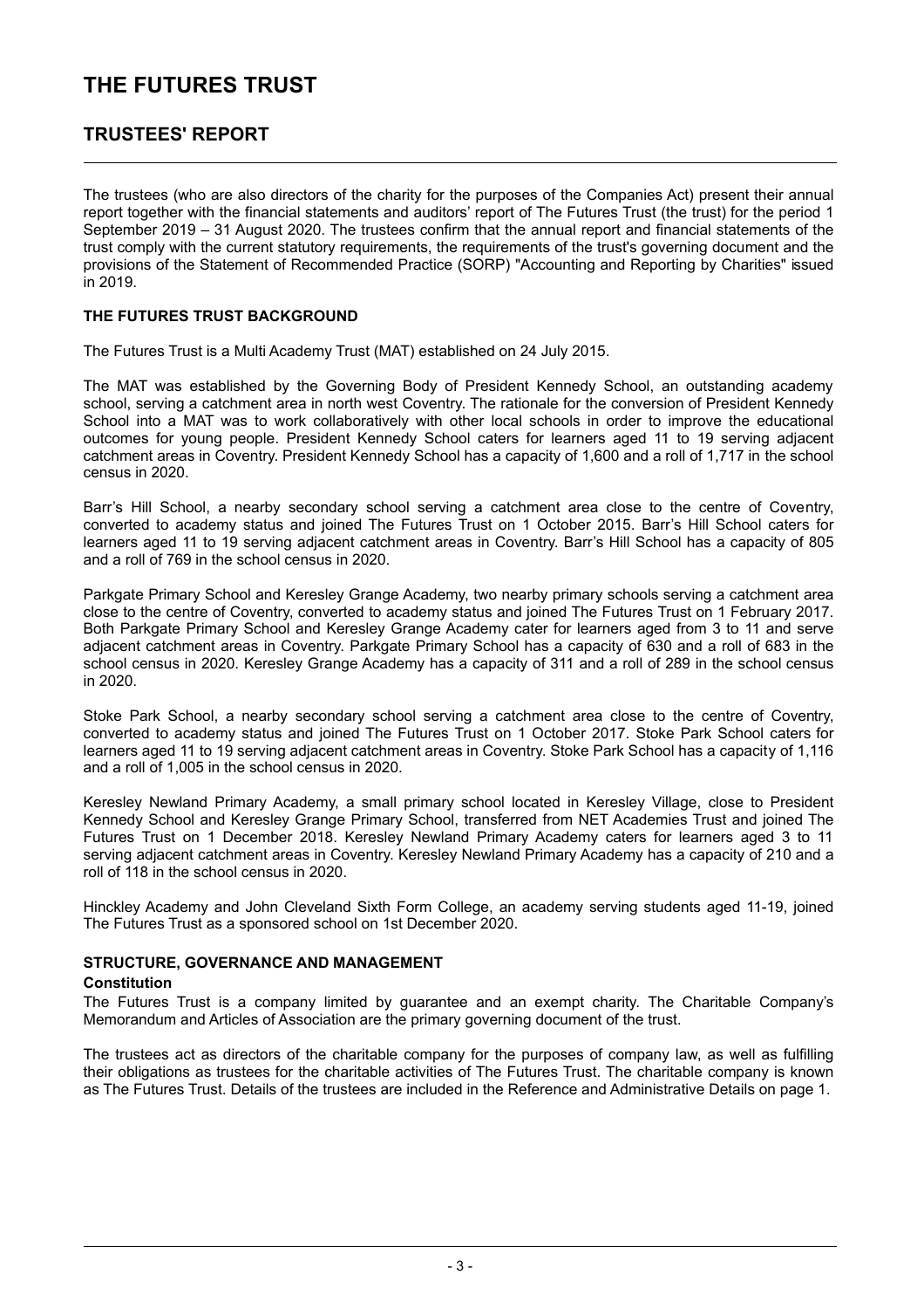# THE FUTURES TRUST

## TRUSTEES' REPORT

The trustees (who are also directors of the charity for the purposes of the Companies Act) present their annual report together with the financial statements and auditors' report of The Futures Trust (the trust) for the period 1 September 2019 – 31 August 2020. The trustees confirm that the annual report and financial statements of the trust comply with the current statutory requirements, the requirements of the trust's governing document and the provisions of the Statement of Recommended Practice (SORP) "Accounting and Reporting by Charities" issued in 2019.

### THE FUTURES TRUST BACKGROUND

The Futures Trust is a Multi Academy Trust (MAT) established on 24 July 2015.

The MAT was established by the Governing Body of President Kennedy School, an outstanding academy school, serving a catchment area in north west Coventry. The rationale for the conversion of President Kennedy School into a MAT was to work collaboratively with other local schools in order to improve the educational outcomes for young people. President Kennedy School caters for learners aged 11 to 19 serving adjacent catchment areas in Coventry. President Kennedy School has a capacity of 1,600 and a roll of 1,717 in the school census in 2020.

Barr's Hill School, a nearby secondary school serving a catchment area close to the centre of Coventry, converted to academy status and joined The Futures Trust on 1 October 2015. Barr's Hill School caters for learners aged 11 to 19 serving adjacent catchment areas in Coventry. Barr's Hill School has a capacity of 805 and a roll of 769 in the school census in 2020.

Parkgate Primary School and Keresley Grange Academy, two nearby primary schools serving a catchment area close to the centre of Coventry, converted to academy status and joined The Futures Trust on 1 February 2017. Both Parkgate Primary School and Keresley Grange Academy cater for learners aged from 3 to 11 and serve adjacent catchment areas in Coventry. Parkgate Primary School has a capacity of 630 and a roll of 683 in the school census in 2020. Keresley Grange Academy has a capacity of 311 and a roll of 289 in the school census in 2020.

Stoke Park School, a nearby secondary school serving a catchment area close to the centre of Coventry, converted to academy status and joined The Futures Trust on 1 October 2017. Stoke Park School caters for learners aged 11 to 19 serving adjacent catchment areas in Coventry. Stoke Park School has a capacity of 1,116 and a roll of 1,005 in the school census in 2020.

Keresley Newland Primary Academy, a small primary school located in Keresley Village, close to President Kennedy School and Keresley Grange Primary School, transferred from NET Academies Trust and joined The Futures Trust on 1 December 2018. Keresley Newland Primary Academy caters for learners aged 3 to 11 serving adjacent catchment areas in Coventry. Keresley Newland Primary Academy has a capacity of 210 and a roll of 118 in the school census in 2020.

Hinckley Academy and John Cleveland Sixth Form College, an academy serving students aged 11-19, joined The Futures Trust as a sponsored school on 1st December 2020.

### STRUCTURE, GOVERNANCE AND MANAGEMENT

**Constitution**

The Futures Trust is a company limited by guarantee and an exempt charity. The Charitable Company's Memorandum and Articles of Association are the primary governing document of the trust.

The trustees act as directors of the charitable company for the purposes of company law, as well as fulfilling their obligations as trustees for the charitable activities of The Futures Trust. The charitable company is known as The Futures Trust. Details of the trustees are included in the Reference and Administrative Details on page 1.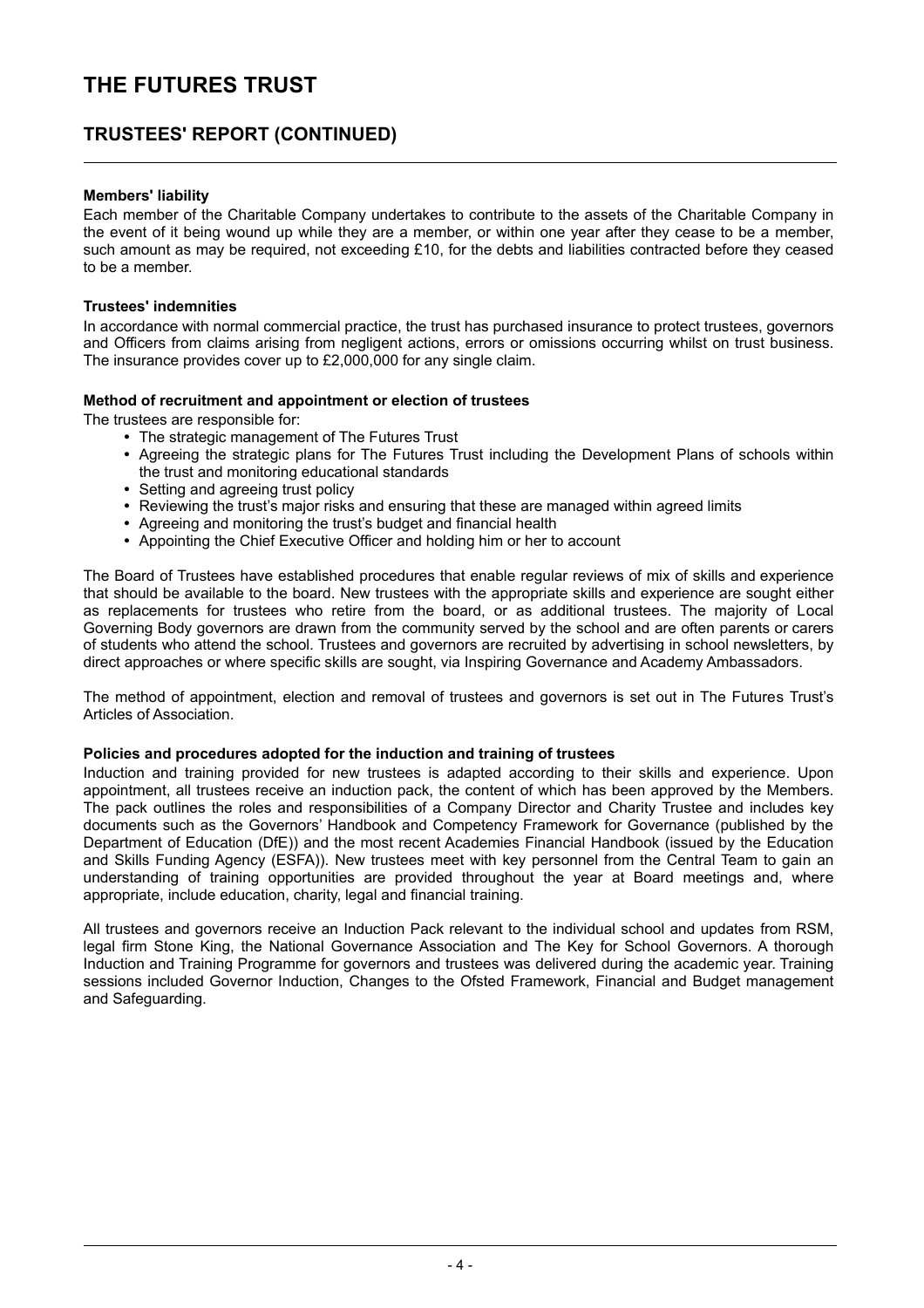## Members' liability

Each member of the Charitable Company undertakes to contribute to the assets of the Charitable Company in the event of it being wound up while they are a member, or within one year after they cease to be a member, such amount as may be required, not exceeding £10, for the debts and liabilities contracted before they ceased to be a member.

## Trustees' indemnities

In accordance with normal commercial practice, the trust has purchased insurance to protect trustees, governors and Officers from claims arising from negligent actions, errors or omissions occurring whilst on trust business. The insurance provides cover up to £2,000,000 for any single claim.

## Method of recruitment and appointment or election of trustees

The trustees are responsible for:

- The strategic management of The Futures Trust
- Agreeing the strategic plans for The Futures Trust including the Development Plans of schools within the trust and monitoring educational standards
- Setting and agreeing trust policy
- Reviewing the trust's major risks and ensuring that these are managed within agreed limits
- Agreeing and monitoring the trust's budget and financial health
- Appointing the Chief Executive Officer and holding him or her to account

The Board of Trustees have established procedures that enable regular reviews of mix of skills and experience that should be available to the board. New trustees with the appropriate skills and experience are sought either as replacements for trustees who retire from the board, or as additional trustees. The majority of Local Governing Body governors are drawn from the community served by the school and are often parents or carers of students who attend the school. Trustees and governors are recruited by advertising in school newsletters, by direct approaches or where specific skills are sought, via Inspiring Governance and Academy Ambassadors.

The method of appointment, election and removal of trustees and governors is set out in The Futures Trust's Articles of Association.

## Policies and procedures adopted for the induction and training of trustees

Induction and training provided for new trustees is adapted according to their skills and experience. Upon appointment, all trustees receive an induction pack, the content of which has been approved by the Members. The pack outlines the roles and responsibilities of a Company Director and Charity Trustee and includes key documents such as the Governors' Handbook and Competency Framework for Governance (published by the Department of Education (DfE)) and the most recent Academies Financial Handbook (issued by the Education and Skills Funding Agency (ESFA)). New trustees meet with key personnel from the Central Team to gain an understanding of training opportunities are provided throughout the year at Board meetings and, where appropriate, include education, charity, legal and financial training.

All trustees and governors receive an Induction Pack relevant to the individual school and updates from RSM, legal firm Stone King, the National Governance Association and The Key for School Governors. A thorough Induction and Training Programme for governors and trustees was delivered during the academic year. Training sessions included Governor Induction, Changes to the Ofsted Framework, Financial and Budget management and Safeguarding.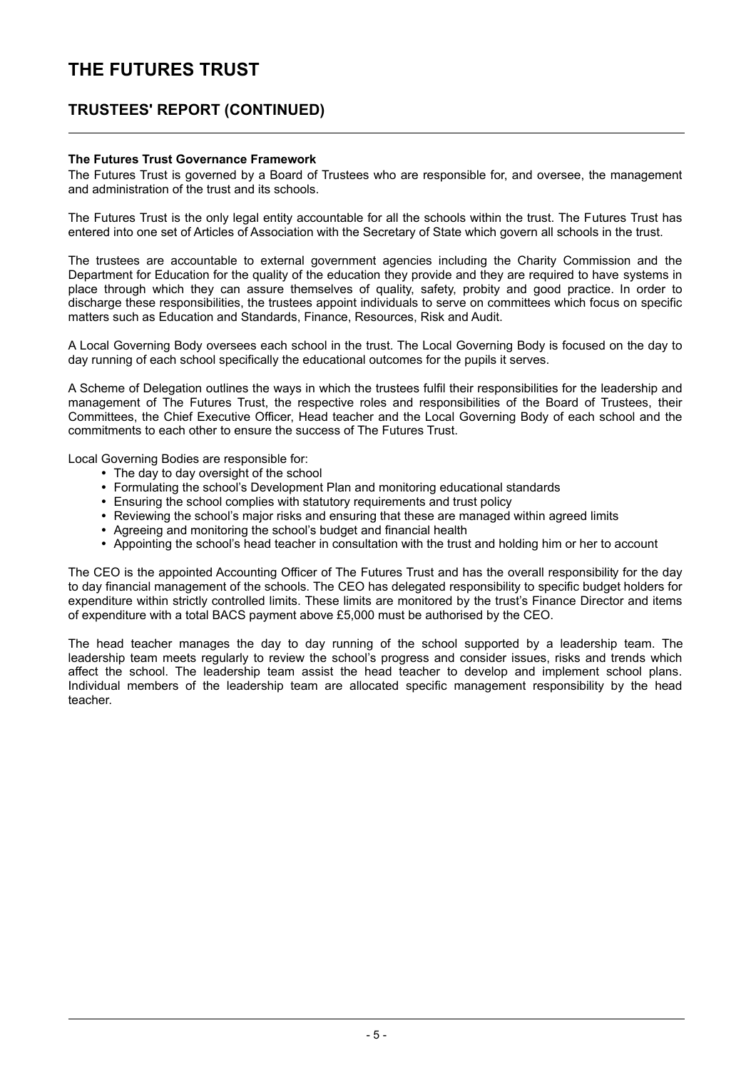# THE FUTURES TRUST

## TRUSTEES' REPORT (CONTINUED)

**The Futures Trust Governance Framework**

The Futures Trust is governed by a Board of Trustees who are responsible for, and oversee, the management and administration of the trust and its schools.

The Futures Trust is the only legal entity accountable for all the schools within the trust. The Futures Trust has entered into one set of Articles of Association with the Secretary of State which govern all schools in the trust.

The trustees are accountable to external government agencies including the Charity Commission and the Department for Education for the quality of the education they provide and they are required to have systems in place through which they can assure themselves of quality, safety, probity and good practice. In order to discharge these responsibilities, the trustees appoint individuals to serve on committees which focus on specific matters such as Education and Standards, Finance, Resources, Risk and Audit.

A Local Governing Body oversees each school in the trust. The Local Governing Body is focused on the day to day running of each school specifically the educational outcomes for the pupils it serves.

A Scheme of Delegation outlines the ways in which the trustees fulfil their responsibilities for the leadership and management of The Futures Trust, the respective roles and responsibilities of the Board of Trustees, their Committees, the Chief Executive Officer, Head teacher and the Local Governing Body of each school and the commitments to each other to ensure the success of The Futures Trust.

Local Governing Bodies are responsible for:

- The day to day oversight of the school
- Formulating the school's Development Plan and monitoring educational standards
- Ensuring the school complies with statutory requirements and trust policy
- Reviewing the school's major risks and ensuring that these are managed within agreed limits
- Agreeing and monitoring the school's budget and financial health
- Appointing the school's head teacher in consultation with the trust and holding him or her to account

The CEO is the appointed Accounting Officer of The Futures Trust and has the overall responsibility for the day to day financial management of the schools. The CEO has delegated responsibility to specific budget holders for expenditure within strictly controlled limits. These limits are monitored by the trust's Finance Director and items of expenditure with a total BACS payment above £5,000 must be authorised by the CEO.

The head teacher manages the day to day running of the school supported by a leadership team. The leadership team meets regularly to review the school's progress and consider issues, risks and trends which affect the school. The leadership team assist the head teacher to develop and implement school plans. Individual members of the leadership team are allocated specific management responsibility by the head teacher.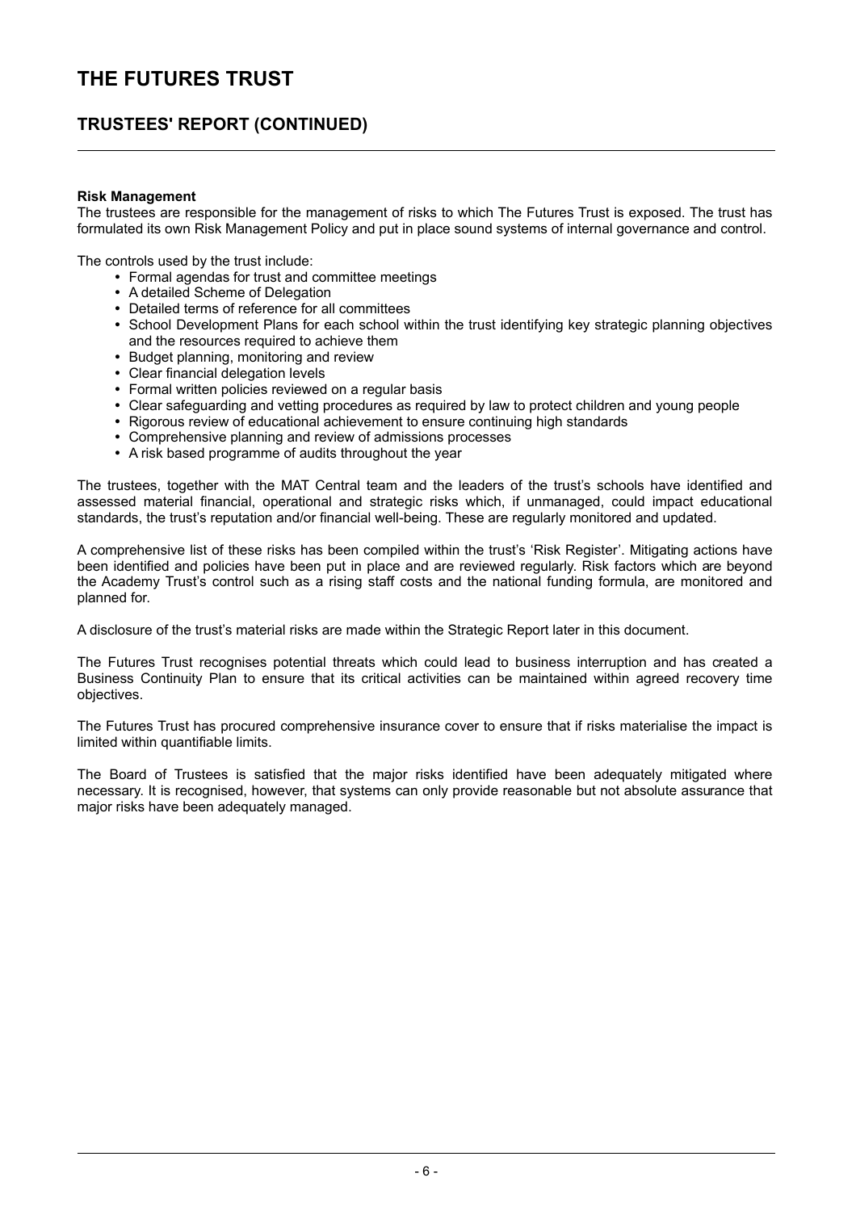### Risk Management

The trustees are responsible for the management of risks to which The Futures Trust is exposed. The trust has formulated its own Risk Management Policy and put in place sound systems of internal governance and control.

The controls used by the trust include:

- Formal agendas for trust and committee meetings
- A detailed Scheme of Delegation
- Detailed terms of reference for all committees
- School Development Plans for each school within the trust identifying key strategic planning objectives and the resources required to achieve them
- Budget planning, monitoring and review
- Clear financial delegation levels
- Formal written policies reviewed on a regular basis
- Clear safeguarding and vetting procedures as required by law to protect children and young people
- Rigorous review of educational achievement to ensure continuing high standards
- Comprehensive planning and review of admissions processes
- A risk based programme of audits throughout the year

The trustees, together with the MAT Central team and the leaders of the trust's schools have identified and assessed material financial, operational and strategic risks which, if unmanaged, could impact educational standards, the trust's reputation and/or financial well-being. These are regularly monitored and updated.

A comprehensive list of these risks has been compiled within the trust's 'Risk Register'. Mitigating actions have been identified and policies have been put in place and are reviewed regularly. Risk factors which are beyond the Academy Trust's control such as a rising staff costs and the national funding formula, are monitored and planned for.

A disclosure of the trust's material risks are made within the Strategic Report later in this document.

The Futures Trust recognises potential threats which could lead to business interruption and has created a Business Continuity Plan to ensure that its critical activities can be maintained within agreed recovery time objectives.

The Futures Trust has procured comprehensive insurance cover to ensure that if risks materialise the impact is limited within quantifiable limits.

The Board of Trustees is satisfied that the major risks identified have been adequately mitigated where necessary. It is recognised, however, that systems can only provide reasonable but not absolute assurance that major risks have been adequately managed.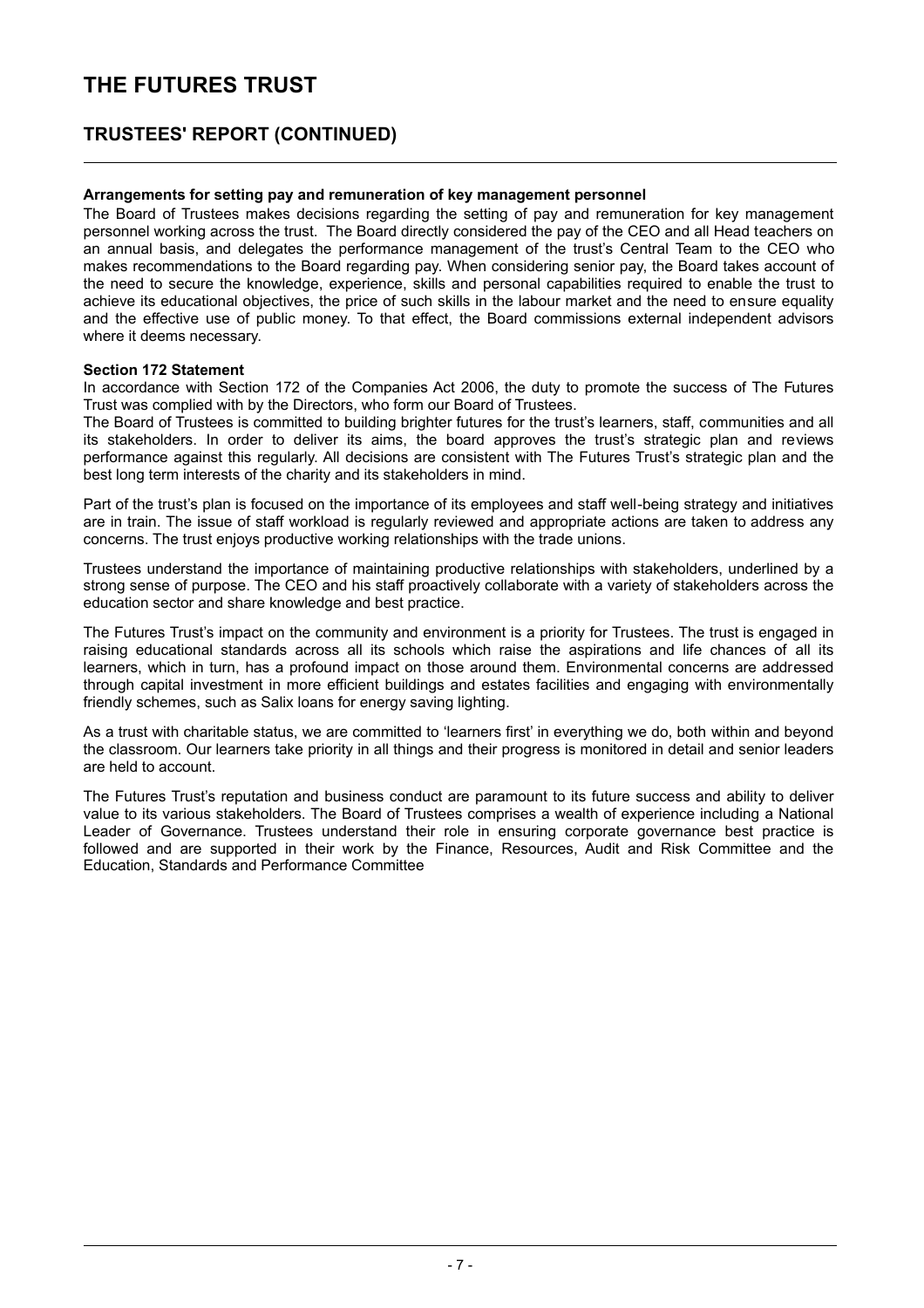# THE FUTURES TRUST

## TRUSTEES' REPORT (CONTINUED)

**Arrangements for setting pay and remuneration of key management personnel**

The Board of Trustees makes decisions regarding the setting of pay and remuneration for key management personnel working across the trust. The Board directly considered the pay of the CEO and all Head teachers on an annual basis, and delegates the performance management of the trust's Central Team to the CEO who makes recommendations to the Board regarding pay. When considering senior pay, the Board takes account of the need to secure the knowledge, experience, skills and personal capabilities required to enable the trust to achieve its educational objectives, the price of such skills in the labour market and the need to ensure equality and the effective use of public money. To that effect, the Board commissions external independent advisors where it deems necessary.

**Section 172 Statement**

In accordance with Section 172 of the Companies Act 2006, the duty to promote the success of The Futures Trust was complied with by the Directors, who form our Board of Trustees.

The Board of Trustees is committed to building brighter futures for the trust's learners, staff, communities and all its stakeholders. In order to deliver its aims, the board approves the trust's strategic plan and reviews performance against this regularly. All decisions are consistent with The Futures Trust's strategic plan and the best long term interests of the charity and its stakeholders in mind.

Part of the trust's plan is focused on the importance of its employees and staff well-being strategy and initiatives are in train. The issue of staff workload is regularly reviewed and appropriate actions are taken to address any concerns. The trust enjoys productive working relationships with the trade unions.

Trustees understand the importance of maintaining productive relationships with stakeholders, underlined by a strong sense of purpose. The CEO and his staff proactively collaborate with a variety of stakeholders across the education sector and share knowledge and best practice.

The Futures Trust's impact on the community and environment is a priority for Trustees. The trust is engaged in raising educational standards across all its schools which raise the aspirations and life chances of all its learners, which in turn, has a profound impact on those around them. Environmental concerns are addressed through capital investment in more efficient buildings and estates facilities and engaging with environmentally friendly schemes, such as Salix loans for energy saving lighting.

As a trust with charitable status, we are committed to 'learners first' in everything we do, both within and beyond the classroom. Our learners take priority in all things and their progress is monitored in detail and senior leaders are held to account.

The Futures Trust's reputation and business conduct are paramount to its future success and ability to deliver value to its various stakeholders. The Board of Trustees comprises a wealth of experience including a National Leader of Governance. Trustees understand their role in ensuring corporate governance best practice is followed and are supported in their work by the Finance, Resources, Audit and Risk Committee and the Education, Standards and Performance Committee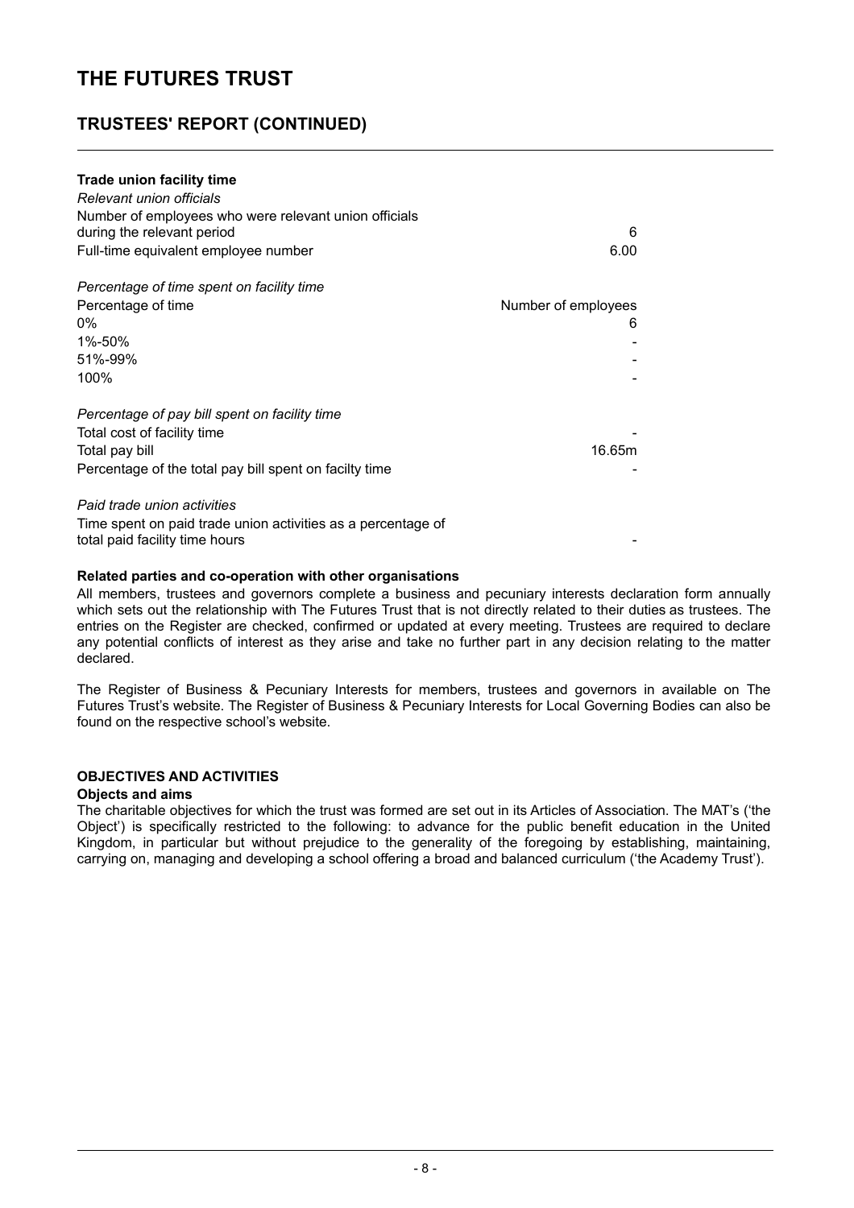# THE FUTURES TRUST

## TRUSTEES' REPORT (CONTINUED)

**Trade union facility time**

*Relevant union officials*

| | |
|---|---|
| Number of employees who were relevant union officials during the relevant period | 6 |
| Full-time equivalent employee number | 6.00 |

*Percentage of time spent on facility time*

| Percentage of time | Number of employees |
|---|---|
| 0% | 6 |
| 1%-50% | - |
| 51%-99% | - |
| 100% | - |

*Percentage of pay bill spent on facility time*

| | |
|---|---|
| Total cost of facility time | - |
| Total pay bill | 16.65m |
| Percentage of the total pay bill spent on facilty time | - |

*Paid trade union activities*

| | |
|---|---|
| Time spent on paid trade union activities as a percentage of total paid facility time hours | - |

**Related parties and co-operation with other organisations**

All members, trustees and governors complete a business and pecuniary interests declaration form annually which sets out the relationship with The Futures Trust that is not directly related to their duties as trustees. The entries on the Register are checked, confirmed or updated at every meeting. Trustees are required to declare any potential conflicts of interest as they arise and take no further part in any decision relating to the matter declared.

The Register of Business & Pecuniary Interests for members, trustees and governors in available on The Futures Trust's website. The Register of Business & Pecuniary Interests for Local Governing Bodies can also be found on the respective school's website.

### OBJECTIVES AND ACTIVITIES

**Objects and aims**

The charitable objectives for which the trust was formed are set out in its Articles of Association. The MAT's ('the Object') is specifically restricted to the following: to advance for the public benefit education in the United Kingdom, in particular but without prejudice to the generality of the foregoing by establishing, maintaining, carrying on, managing and developing a school offering a broad and balanced curriculum ('the Academy Trust').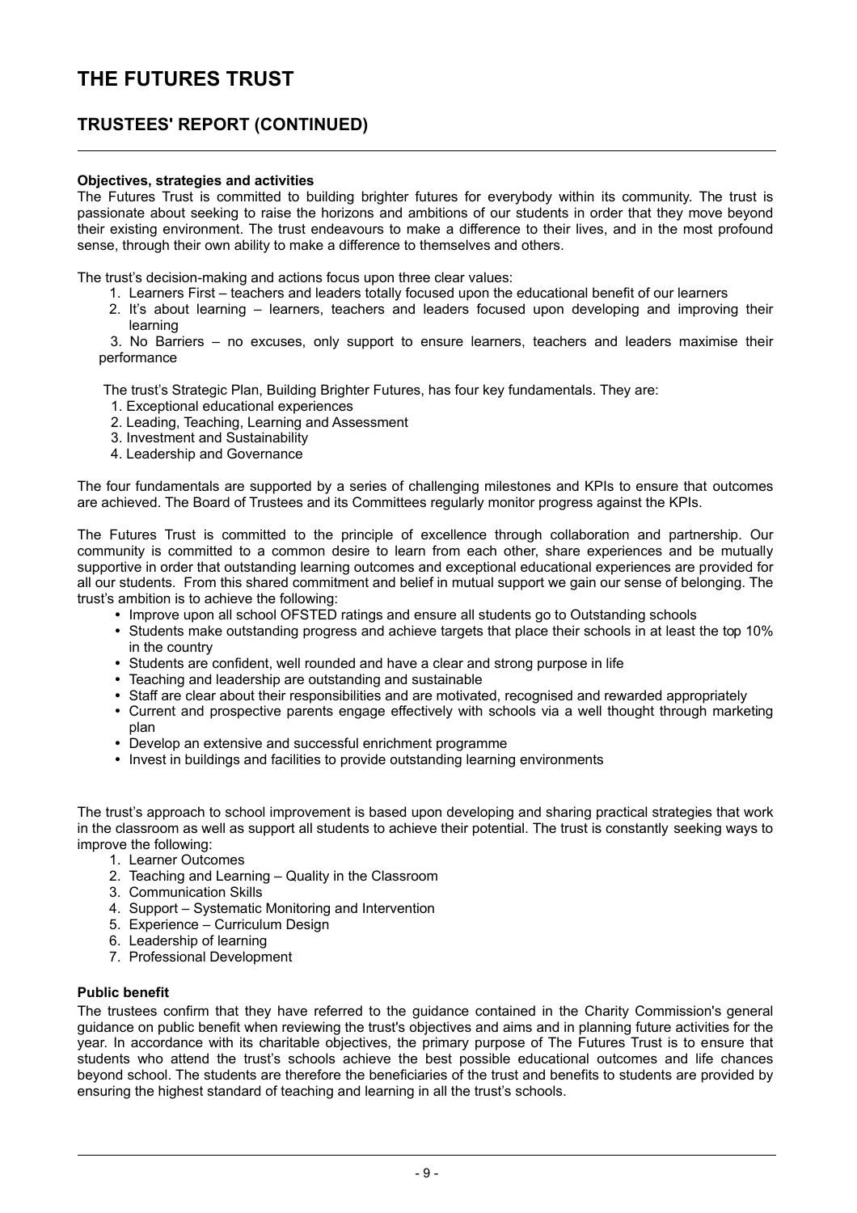# THE FUTURES TRUST

## TRUSTEES' REPORT (CONTINUED)

**Objectives, strategies and activities**

The Futures Trust is committed to building brighter futures for everybody within its community. The trust is passionate about seeking to raise the horizons and ambitions of our students in order that they move beyond their existing environment. The trust endeavours to make a difference to their lives, and in the most profound sense, through their own ability to make a difference to themselves and others.

The trust's decision-making and actions focus upon three clear values:

1. Learners First – teachers and leaders totally focused upon the educational benefit of our learners
2. It's about learning – learners, teachers and leaders focused upon developing and improving their learning
3. No Barriers – no excuses, only support to ensure learners, teachers and leaders maximise their performance

The trust's Strategic Plan, Building Brighter Futures, has four key fundamentals. They are:

1. Exceptional educational experiences
2. Leading, Teaching, Learning and Assessment
3. Investment and Sustainability
4. Leadership and Governance

The four fundamentals are supported by a series of challenging milestones and KPIs to ensure that outcomes are achieved. The Board of Trustees and its Committees regularly monitor progress against the KPIs.

The Futures Trust is committed to the principle of excellence through collaboration and partnership. Our community is committed to a common desire to learn from each other, share experiences and be mutually supportive in order that outstanding learning outcomes and exceptional educational experiences are provided for all our students. From this shared commitment and belief in mutual support we gain our sense of belonging. The trust's ambition is to achieve the following:

- Improve upon all school OFSTED ratings and ensure all students go to Outstanding schools
- Students make outstanding progress and achieve targets that place their schools in at least the top 10% in the country
- Students are confident, well rounded and have a clear and strong purpose in life
- Teaching and leadership are outstanding and sustainable
- Staff are clear about their responsibilities and are motivated, recognised and rewarded appropriately
- Current and prospective parents engage effectively with schools via a well thought through marketing plan
- Develop an extensive and successful enrichment programme
- Invest in buildings and facilities to provide outstanding learning environments

The trust's approach to school improvement is based upon developing and sharing practical strategies that work in the classroom as well as support all students to achieve their potential. The trust is constantly seeking ways to improve the following:

1. Learner Outcomes
2. Teaching and Learning – Quality in the Classroom
3. Communication Skills
4. Support – Systematic Monitoring and Intervention
5. Experience – Curriculum Design
6. Leadership of learning
7. Professional Development

**Public benefit**

The trustees confirm that they have referred to the guidance contained in the Charity Commission's general guidance on public benefit when reviewing the trust's objectives and aims and in planning future activities for the year. In accordance with its charitable objectives, the primary purpose of The Futures Trust is to ensure that students who attend the trust's schools achieve the best possible educational outcomes and life chances beyond school. The students are therefore the beneficiaries of the trust and benefits to students are provided by ensuring the highest standard of teaching and learning in all the trust's schools.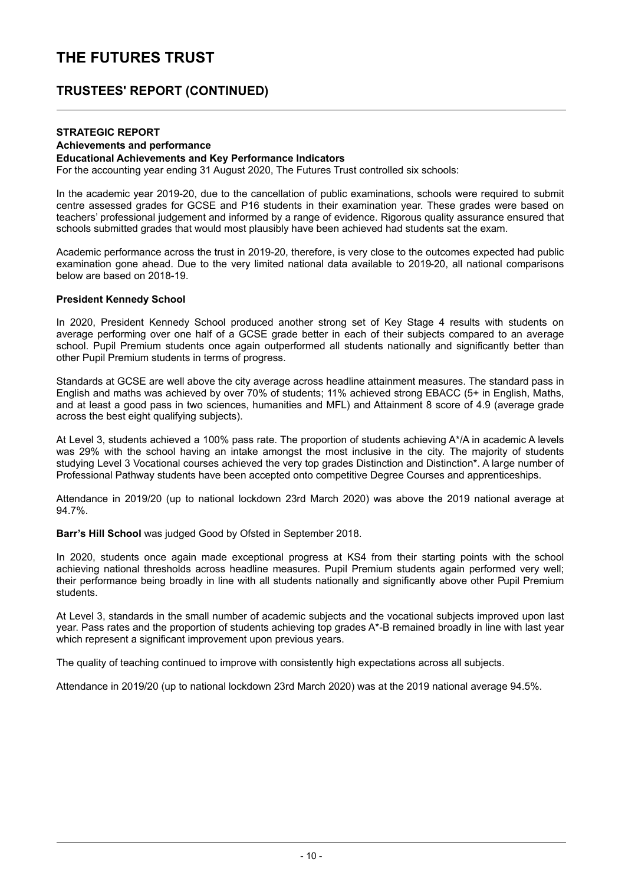# THE FUTURES TRUST

## TRUSTEES' REPORT (CONTINUED)

**STRATEGIC REPORT**

**Achievements and performance**

**Educational Achievements and Key Performance Indicators**

For the accounting year ending 31 August 2020, The Futures Trust controlled six schools:

In the academic year 2019-20, due to the cancellation of public examinations, schools were required to submit centre assessed grades for GCSE and P16 students in their examination year. These grades were based on teachers' professional judgement and informed by a range of evidence. Rigorous quality assurance ensured that schools submitted grades that would most plausibly have been achieved had students sat the exam.

Academic performance across the trust in 2019-20, therefore, is very close to the outcomes expected had public examination gone ahead. Due to the very limited national data available to 2019-20, all national comparisons below are based on 2018-19.

**President Kennedy School**

In 2020, President Kennedy School produced another strong set of Key Stage 4 results with students on average performing over one half of a GCSE grade better in each of their subjects compared to an average school. Pupil Premium students once again outperformed all students nationally and significantly better than other Pupil Premium students in terms of progress.

Standards at GCSE are well above the city average across headline attainment measures. The standard pass in English and maths was achieved by over 70% of students; 11% achieved strong EBACC (5+ in English, Maths, and at least a good pass in two sciences, humanities and MFL) and Attainment 8 score of 4.9 (average grade across the best eight qualifying subjects).

At Level 3, students achieved a 100% pass rate. The proportion of students achieving A*/A in academic A levels was 29% with the school having an intake amongst the most inclusive in the city. The majority of students studying Level 3 Vocational courses achieved the very top grades Distinction and Distinction*. A large number of Professional Pathway students have been accepted onto competitive Degree Courses and apprenticeships.

Attendance in 2019/20 (up to national lockdown 23rd March 2020) was above the 2019 national average at 94.7%.

**Barr's Hill School** was judged Good by Ofsted in September 2018.

In 2020, students once again made exceptional progress at KS4 from their starting points with the school achieving national thresholds across headline measures. Pupil Premium students again performed very well; their performance being broadly in line with all students nationally and significantly above other Pupil Premium students.

At Level 3, standards in the small number of academic subjects and the vocational subjects improved upon last year. Pass rates and the proportion of students achieving top grades A*-B remained broadly in line with last year which represent a significant improvement upon previous years.

The quality of teaching continued to improve with consistently high expectations across all subjects.

Attendance in 2019/20 (up to national lockdown 23rd March 2020) was at the 2019 national average 94.5%.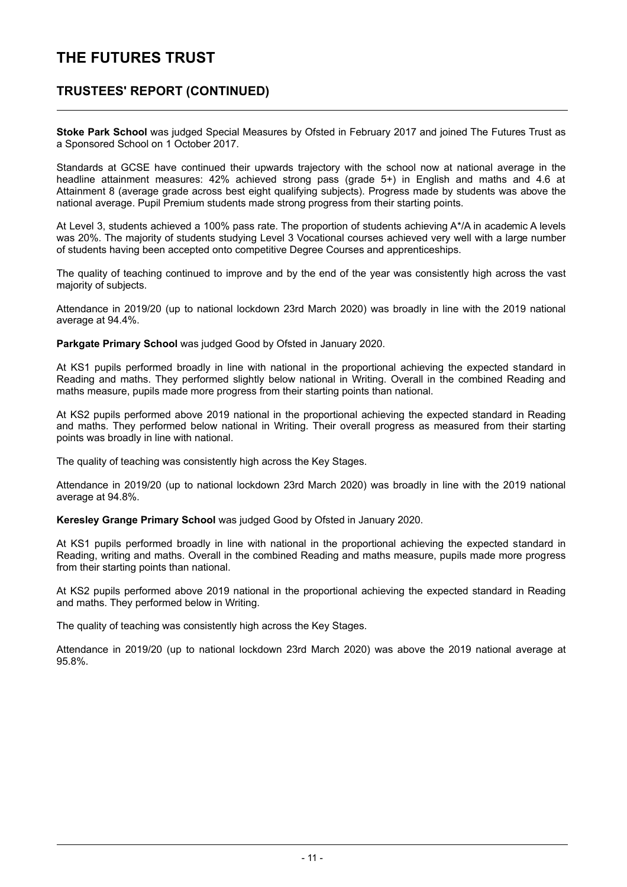# THE FUTURES TRUST

## TRUSTEES' REPORT (CONTINUED)

**Stoke Park School** was judged Special Measures by Ofsted in February 2017 and joined The Futures Trust as a Sponsored School on 1 October 2017.

Standards at GCSE have continued their upwards trajectory with the school now at national average in the headline attainment measures: 42% achieved strong pass (grade 5+) in English and maths and 4.6 at Attainment 8 (average grade across best eight qualifying subjects). Progress made by students was above the national average. Pupil Premium students made strong progress from their starting points.

At Level 3, students achieved a 100% pass rate. The proportion of students achieving A*/A in academic A levels was 20%. The majority of students studying Level 3 Vocational courses achieved very well with a large number of students having been accepted onto competitive Degree Courses and apprenticeships.

The quality of teaching continued to improve and by the end of the year was consistently high across the vast majority of subjects.

Attendance in 2019/20 (up to national lockdown 23rd March 2020) was broadly in line with the 2019 national average at 94.4%.

**Parkgate Primary School** was judged Good by Ofsted in January 2020.

At KS1 pupils performed broadly in line with national in the proportional achieving the expected standard in Reading and maths. They performed slightly below national in Writing. Overall in the combined Reading and maths measure, pupils made more progress from their starting points than national.

At KS2 pupils performed above 2019 national in the proportional achieving the expected standard in Reading and maths. They performed below national in Writing. Their overall progress as measured from their starting points was broadly in line with national.

The quality of teaching was consistently high across the Key Stages.

Attendance in 2019/20 (up to national lockdown 23rd March 2020) was broadly in line with the 2019 national average at 94.8%.

**Keresley Grange Primary School** was judged Good by Ofsted in January 2020.

At KS1 pupils performed broadly in line with national in the proportional achieving the expected standard in Reading, writing and maths. Overall in the combined Reading and maths measure, pupils made more progress from their starting points than national.

At KS2 pupils performed above 2019 national in the proportional achieving the expected standard in Reading and maths. They performed below in Writing.

The quality of teaching was consistently high across the Key Stages.

Attendance in 2019/20 (up to national lockdown 23rd March 2020) was above the 2019 national average at 95.8%.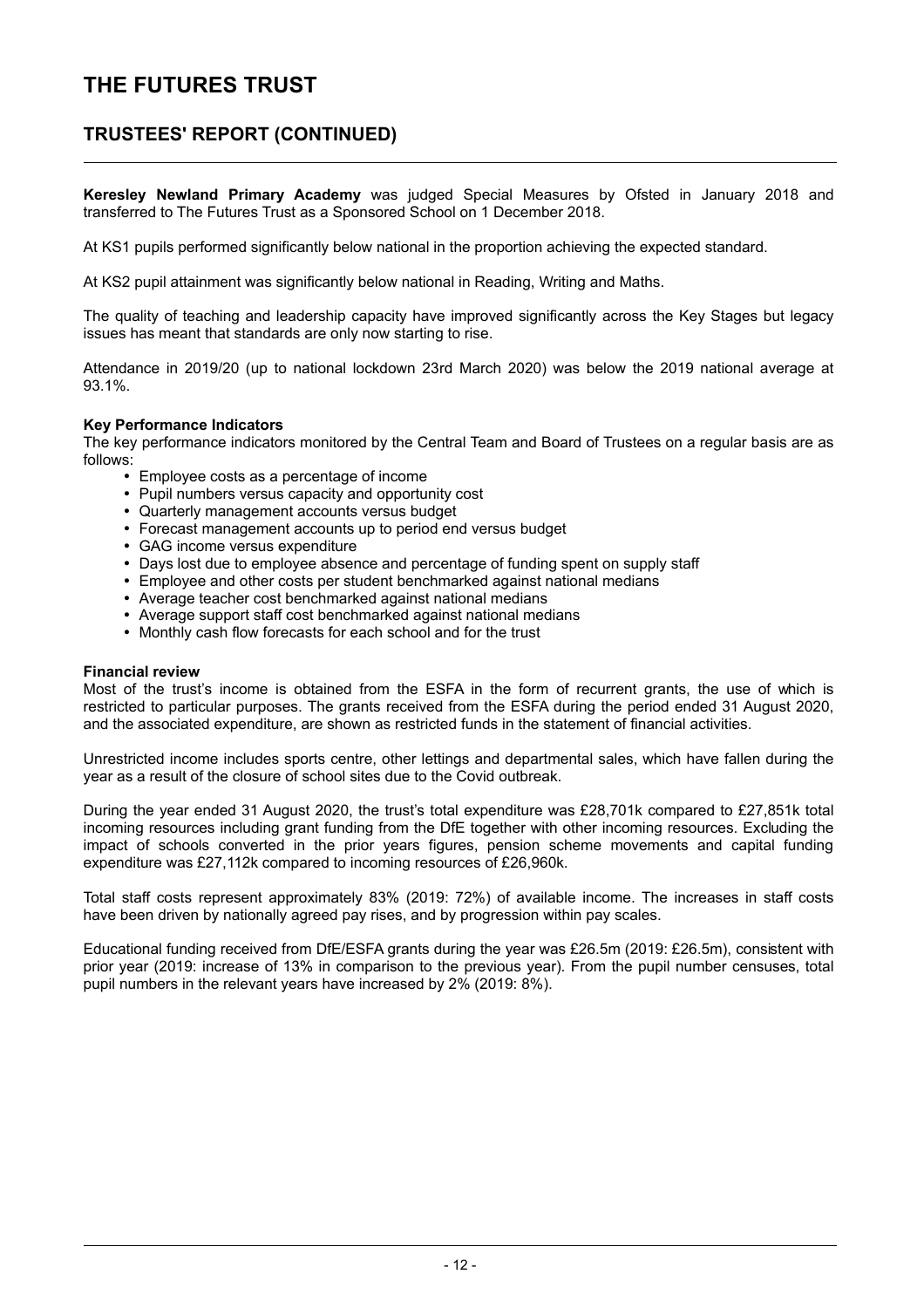# THE FUTURES TRUST

## TRUSTEES' REPORT (CONTINUED)

**Keresley Newland Primary Academy** was judged Special Measures by Ofsted in January 2018 and transferred to The Futures Trust as a Sponsored School on 1 December 2018.

At KS1 pupils performed significantly below national in the proportion achieving the expected standard.

At KS2 pupil attainment was significantly below national in Reading, Writing and Maths.

The quality of teaching and leadership capacity have improved significantly across the Key Stages but legacy issues has meant that standards are only now starting to rise.

Attendance in 2019/20 (up to national lockdown 23rd March 2020) was below the 2019 national average at 93.1%.

**Key Performance Indicators**

The key performance indicators monitored by the Central Team and Board of Trustees on a regular basis are as follows:

- Employee costs as a percentage of income
- Pupil numbers versus capacity and opportunity cost
- Quarterly management accounts versus budget
- Forecast management accounts up to period end versus budget
- GAG income versus expenditure
- Days lost due to employee absence and percentage of funding spent on supply staff
- Employee and other costs per student benchmarked against national medians
- Average teacher cost benchmarked against national medians
- Average support staff cost benchmarked against national medians
- Monthly cash flow forecasts for each school and for the trust

**Financial review**

Most of the trust's income is obtained from the ESFA in the form of recurrent grants, the use of which is restricted to particular purposes. The grants received from the ESFA during the period ended 31 August 2020, and the associated expenditure, are shown as restricted funds in the statement of financial activities.

Unrestricted income includes sports centre, other lettings and departmental sales, which have fallen during the year as a result of the closure of school sites due to the Covid outbreak.

During the year ended 31 August 2020, the trust's total expenditure was £28,701k compared to £27,851k total incoming resources including grant funding from the DfE together with other incoming resources. Excluding the impact of schools converted in the prior years figures, pension scheme movements and capital funding expenditure was £27,112k compared to incoming resources of £26,960k.

Total staff costs represent approximately 83% (2019: 72%) of available income. The increases in staff costs have been driven by nationally agreed pay rises, and by progression within pay scales.

Educational funding received from DfE/ESFA grants during the year was £26.5m (2019: £26.5m), consistent with prior year (2019: increase of 13% in comparison to the previous year). From the pupil number censuses, total pupil numbers in the relevant years have increased by 2% (2019: 8%).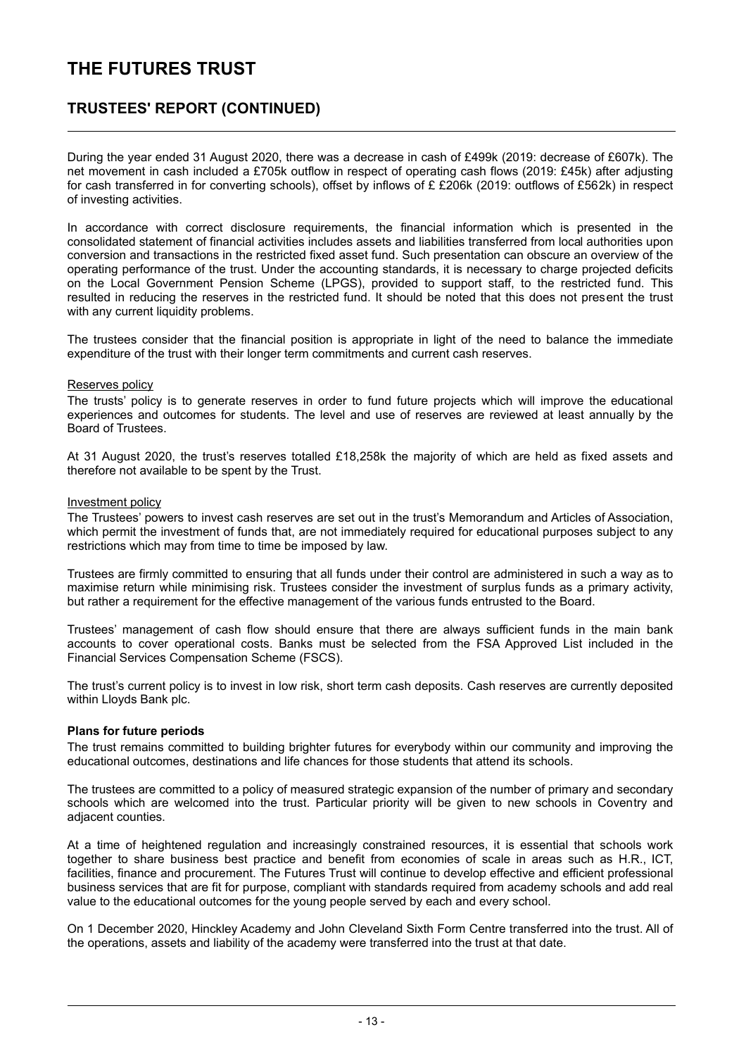# THE FUTURES TRUST

## TRUSTEES' REPORT (CONTINUED)

During the year ended 31 August 2020, there was a decrease in cash of £499k (2019: decrease of £607k). The net movement in cash included a £705k outflow in respect of operating cash flows (2019: £45k) after adjusting for cash transferred in for converting schools), offset by inflows of £ £206k (2019: outflows of £562k) in respect of investing activities.

In accordance with correct disclosure requirements, the financial information which is presented in the consolidated statement of financial activities includes assets and liabilities transferred from local authorities upon conversion and transactions in the restricted fixed asset fund. Such presentation can obscure an overview of the operating performance of the trust. Under the accounting standards, it is necessary to charge projected deficits on the Local Government Pension Scheme (LPGS), provided to support staff, to the restricted fund. This resulted in reducing the reserves in the restricted fund. It should be noted that this does not present the trust with any current liquidity problems.

The trustees consider that the financial position is appropriate in light of the need to balance the immediate expenditure of the trust with their longer term commitments and current cash reserves.

Reserves policy

The trusts' policy is to generate reserves in order to fund future projects which will improve the educational experiences and outcomes for students. The level and use of reserves are reviewed at least annually by the Board of Trustees.

At 31 August 2020, the trust's reserves totalled £18,258k the majority of which are held as fixed assets and therefore not available to be spent by the Trust.

Investment policy

The Trustees' powers to invest cash reserves are set out in the trust's Memorandum and Articles of Association, which permit the investment of funds that, are not immediately required for educational purposes subject to any restrictions which may from time to time be imposed by law.

Trustees are firmly committed to ensuring that all funds under their control are administered in such a way as to maximise return while minimising risk. Trustees consider the investment of surplus funds as a primary activity, but rather a requirement for the effective management of the various funds entrusted to the Board.

Trustees' management of cash flow should ensure that there are always sufficient funds in the main bank accounts to cover operational costs. Banks must be selected from the FSA Approved List included in the Financial Services Compensation Scheme (FSCS).

The trust's current policy is to invest in low risk, short term cash deposits. Cash reserves are currently deposited within Lloyds Bank plc.

**Plans for future periods**

The trust remains committed to building brighter futures for everybody within our community and improving the educational outcomes, destinations and life chances for those students that attend its schools.

The trustees are committed to a policy of measured strategic expansion of the number of primary and secondary schools which are welcomed into the trust. Particular priority will be given to new schools in Coventry and adjacent counties.

At a time of heightened regulation and increasingly constrained resources, it is essential that schools work together to share business best practice and benefit from economies of scale in areas such as H.R., ICT, facilities, finance and procurement. The Futures Trust will continue to develop effective and efficient professional business services that are fit for purpose, compliant with standards required from academy schools and add real value to the educational outcomes for the young people served by each and every school.

On 1 December 2020, Hinckley Academy and John Cleveland Sixth Form Centre transferred into the trust. All of the operations, assets and liability of the academy were transferred into the trust at that date.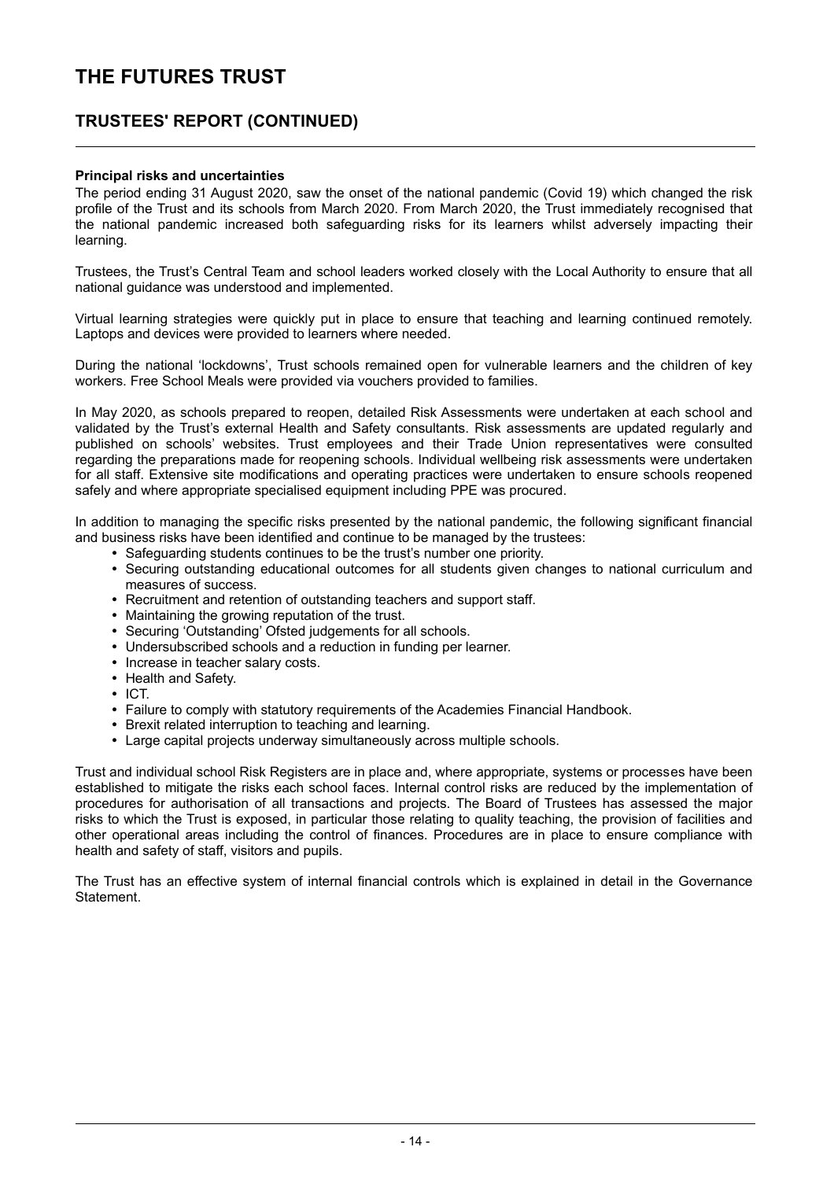## TRUSTEES' REPORT (CONTINUED)

**Principal risks and uncertainties**

The period ending 31 August 2020, saw the onset of the national pandemic (Covid 19) which changed the risk profile of the Trust and its schools from March 2020. From March 2020, the Trust immediately recognised that the national pandemic increased both safeguarding risks for its learners whilst adversely impacting their learning.

Trustees, the Trust's Central Team and school leaders worked closely with the Local Authority to ensure that all national guidance was understood and implemented.

Virtual learning strategies were quickly put in place to ensure that teaching and learning continued remotely. Laptops and devices were provided to learners where needed.

During the national 'lockdowns', Trust schools remained open for vulnerable learners and the children of key workers. Free School Meals were provided via vouchers provided to families.

In May 2020, as schools prepared to reopen, detailed Risk Assessments were undertaken at each school and validated by the Trust's external Health and Safety consultants. Risk assessments are updated regularly and published on schools' websites. Trust employees and their Trade Union representatives were consulted regarding the preparations made for reopening schools. Individual wellbeing risk assessments were undertaken for all staff. Extensive site modifications and operating practices were undertaken to ensure schools reopened safely and where appropriate specialised equipment including PPE was procured.

In addition to managing the specific risks presented by the national pandemic, the following significant financial and business risks have been identified and continue to be managed by the trustees:

- Safeguarding students continues to be the trust's number one priority.
- Securing outstanding educational outcomes for all students given changes to national curriculum and measures of success.
- Recruitment and retention of outstanding teachers and support staff.
- Maintaining the growing reputation of the trust.
- Securing 'Outstanding' Ofsted judgements for all schools.
- Undersubscribed schools and a reduction in funding per learner.
- Increase in teacher salary costs.
- Health and Safety.
- ICT.
- Failure to comply with statutory requirements of the Academies Financial Handbook.
- Brexit related interruption to teaching and learning.
- Large capital projects underway simultaneously across multiple schools.

Trust and individual school Risk Registers are in place and, where appropriate, systems or processes have been established to mitigate the risks each school faces. Internal control risks are reduced by the implementation of procedures for authorisation of all transactions and projects. The Board of Trustees has assessed the major risks to which the Trust is exposed, in particular those relating to quality teaching, the provision of facilities and other operational areas including the control of finances. Procedures are in place to ensure compliance with health and safety of staff, visitors and pupils.

The Trust has an effective system of internal financial controls which is explained in detail in the Governance Statement.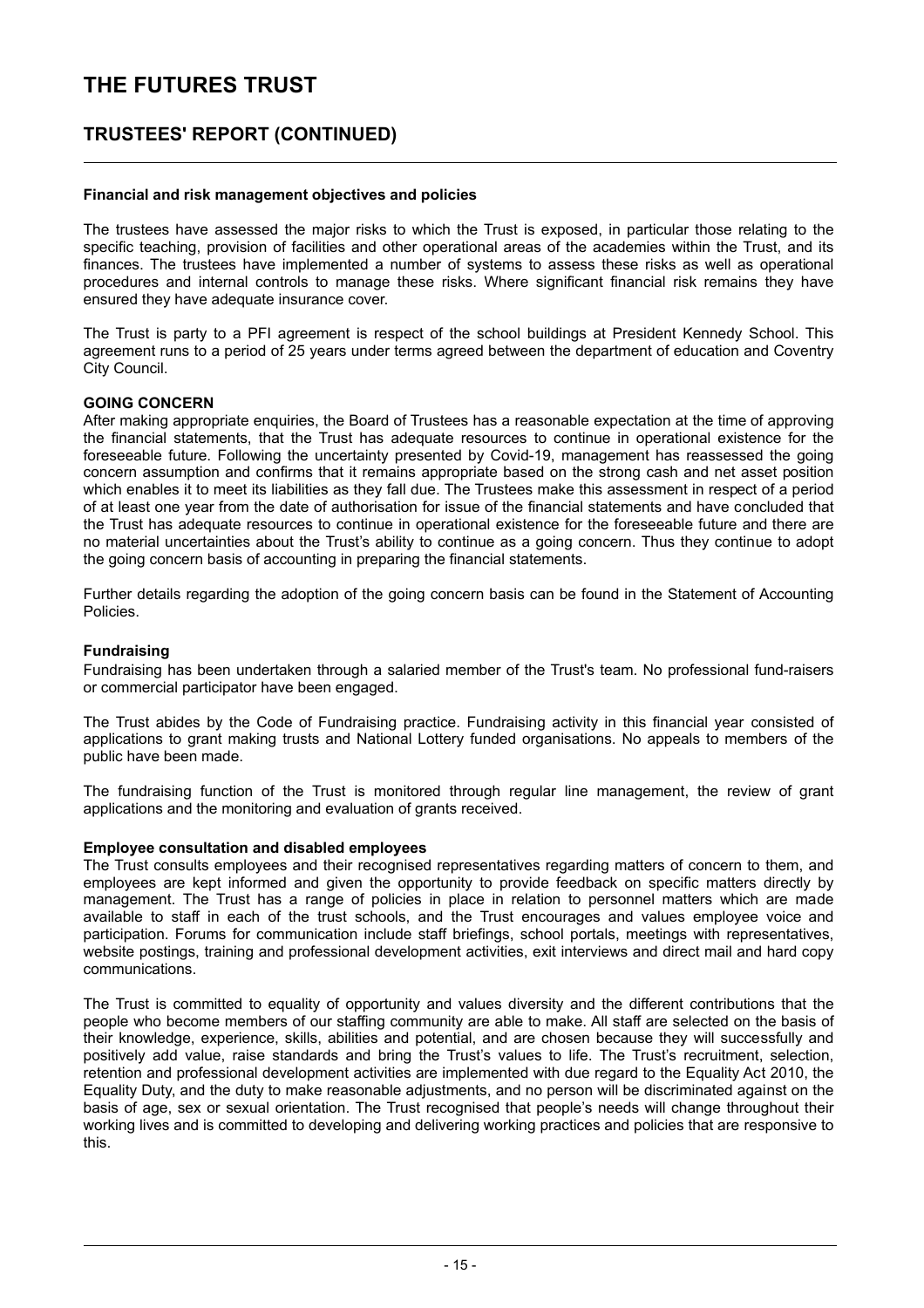# THE FUTURES TRUST

## TRUSTEES' REPORT (CONTINUED)

### Financial and risk management objectives and policies

The trustees have assessed the major risks to which the Trust is exposed, in particular those relating to the specific teaching, provision of facilities and other operational areas of the academies within the Trust, and its finances. The trustees have implemented a number of systems to assess these risks as well as operational procedures and internal controls to manage these risks. Where significant financial risk remains they have ensured they have adequate insurance cover.

The Trust is party to a PFI agreement is respect of the school buildings at President Kennedy School. This agreement runs to a period of 25 years under terms agreed between the department of education and Coventry City Council.

### GOING CONCERN

After making appropriate enquiries, the Board of Trustees has a reasonable expectation at the time of approving the financial statements, that the Trust has adequate resources to continue in operational existence for the foreseeable future. Following the uncertainty presented by Covid-19, management has reassessed the going concern assumption and confirms that it remains appropriate based on the strong cash and net asset position which enables it to meet its liabilities as they fall due. The Trustees make this assessment in respect of a period of at least one year from the date of authorisation for issue of the financial statements and have concluded that the Trust has adequate resources to continue in operational existence for the foreseeable future and there are no material uncertainties about the Trust's ability to continue as a going concern. Thus they continue to adopt the going concern basis of accounting in preparing the financial statements.

Further details regarding the adoption of the going concern basis can be found in the Statement of Accounting Policies.

### Fundraising

Fundraising has been undertaken through a salaried member of the Trust's team. No professional fund-raisers or commercial participator have been engaged.

The Trust abides by the Code of Fundraising practice. Fundraising activity in this financial year consisted of applications to grant making trusts and National Lottery funded organisations. No appeals to members of the public have been made.

The fundraising function of the Trust is monitored through regular line management, the review of grant applications and the monitoring and evaluation of grants received.

### Employee consultation and disabled employees

The Trust consults employees and their recognised representatives regarding matters of concern to them, and employees are kept informed and given the opportunity to provide feedback on specific matters directly by management. The Trust has a range of policies in place in relation to personnel matters which are made available to staff in each of the trust schools, and the Trust encourages and values employee voice and participation. Forums for communication include staff briefings, school portals, meetings with representatives, website postings, training and professional development activities, exit interviews and direct mail and hard copy communications.

The Trust is committed to equality of opportunity and values diversity and the different contributions that the people who become members of our staffing community are able to make. All staff are selected on the basis of their knowledge, experience, skills, abilities and potential, and are chosen because they will successfully and positively add value, raise standards and bring the Trust's values to life. The Trust's recruitment, selection, retention and professional development activities are implemented with due regard to the Equality Act 2010, the Equality Duty, and the duty to make reasonable adjustments, and no person will be discriminated against on the basis of age, sex or sexual orientation. The Trust recognised that people's needs will change throughout their working lives and is committed to developing and delivering working practices and policies that are responsive to this.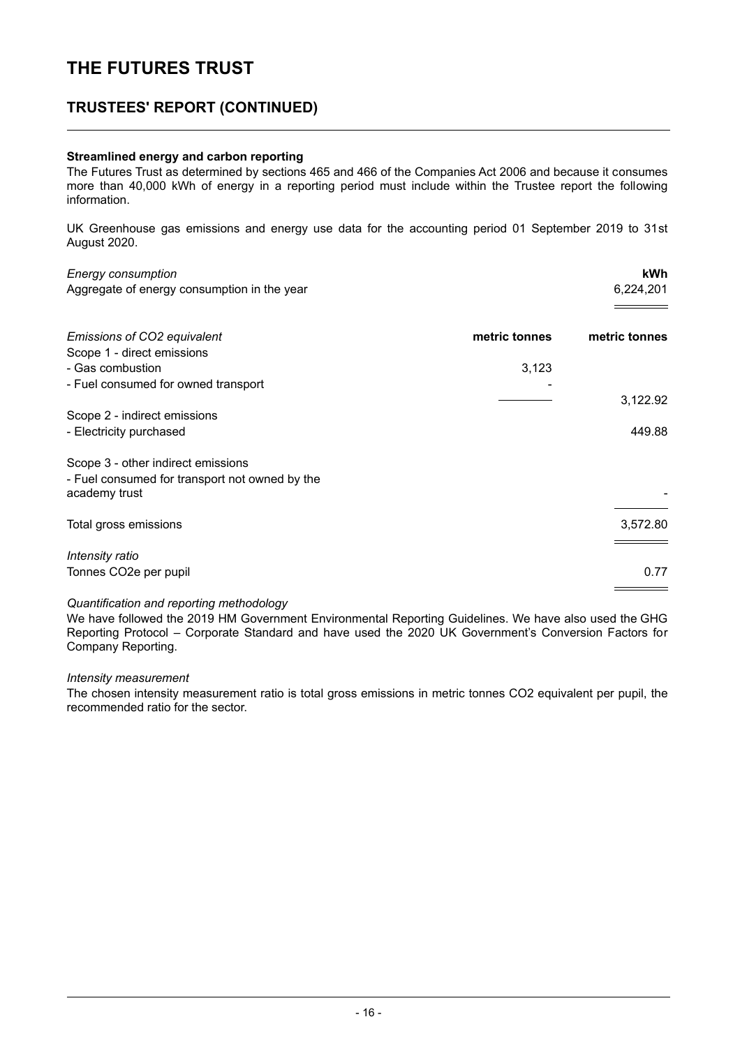# THE FUTURES TRUST

## TRUSTEES' REPORT (CONTINUED)

**Streamlined energy and carbon reporting**

The Futures Trust as determined by sections 465 and 466 of the Companies Act 2006 and because it consumes more than 40,000 kWh of energy in a reporting period must include within the Trustee report the following information.

UK Greenhouse gas emissions and energy use data for the accounting period 01 September 2019 to 31st August 2020.

| *Energy consumption* | | **kWh** |
|---|---|---|
| Aggregate of energy consumption in the year | | 6,224,201 |
| | | |
| *Emissions of $CO_2$ equivalent* | **metric tonnes** | **metric tonnes** |
| Scope 1 - direct emissions | | |
| - Gas combustion | 3,123 | |
| - Fuel consumed for owned transport | - | |
| | | 3,122.92 |
| Scope 2 - indirect emissions | | |
| - Electricity purchased | | 449.88 |
| Scope 3 - other indirect emissions | | |
| - Fuel consumed for transport not owned by the academy trust | | - |
| Total gross emissions | | 3,572.80 |
| *Intensity ratio* | | |
| Tonnes $CO_2e$ per pupil | | 0.77 |

*Quantification and reporting methodology*

We have followed the 2019 HM Government Environmental Reporting Guidelines. We have also used the GHG Reporting Protocol – Corporate Standard and have used the 2020 UK Government's Conversion Factors for Company Reporting.

*Intensity measurement*

The chosen intensity measurement ratio is total gross emissions in metric tonnes $CO_2$ equivalent per pupil, the recommended ratio for the sector.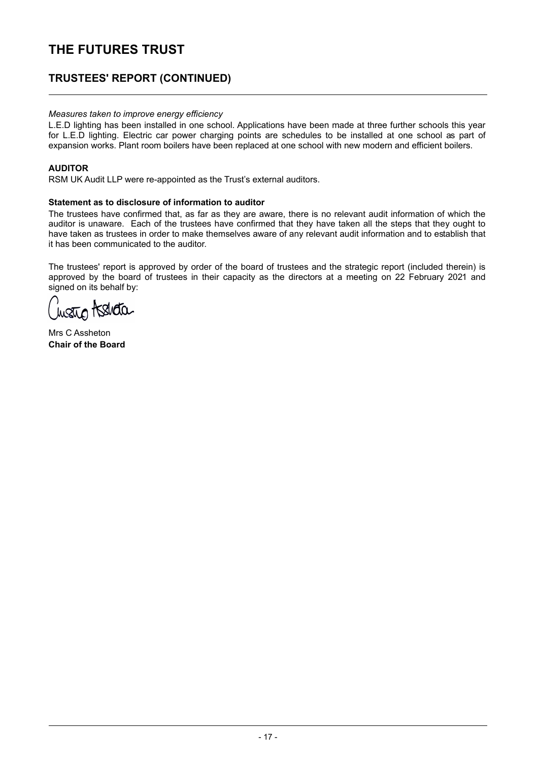# THE FUTURES TRUST

## TRUSTEES' REPORT (CONTINUED)

*Measures taken to improve energy efficiency*

L.E.D lighting has been installed in one school. Applications have been made at three further schools this year for L.E.D lighting. Electric car power charging points are schedules to be installed at one school as part of expansion works. Plant room boilers have been replaced at one school with new modern and efficient boilers.

**AUDITOR**

RSM UK Audit LLP were re-appointed as the Trust's external auditors.

**Statement as to disclosure of information to auditor**

The trustees have confirmed that, as far as they are aware, there is no relevant audit information of which the auditor is unaware. Each of the trustees have confirmed that they have taken all the steps that they ought to have taken as trustees in order to make themselves aware of any relevant audit information and to establish that it has been communicated to the auditor.

The trustees' report is approved by order of the board of trustees and the strategic report (included therein) is approved by the board of trustees in their capacity as the directors at a meeting on 22 February 2021 and signed on its behalf by:

Mrs C Assheton
**Chair of the Board**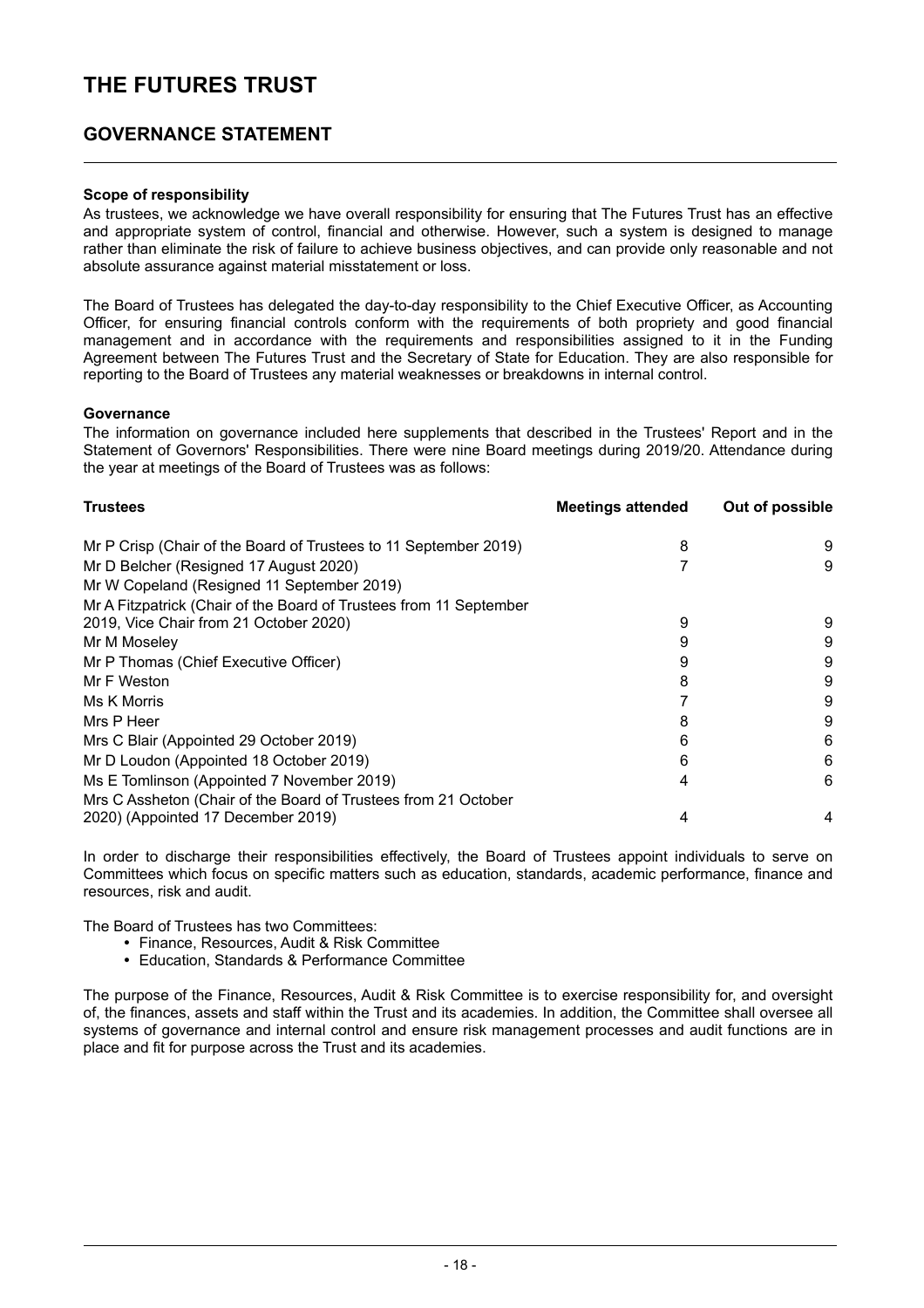# THE FUTURES TRUST

## GOVERNANCE STATEMENT

**Scope of responsibility**

As trustees, we acknowledge we have overall responsibility for ensuring that The Futures Trust has an effective and appropriate system of control, financial and otherwise. However, such a system is designed to manage rather than eliminate the risk of failure to achieve business objectives, and can provide only reasonable and not absolute assurance against material misstatement or loss.

The Board of Trustees has delegated the day-to-day responsibility to the Chief Executive Officer, as Accounting Officer, for ensuring financial controls conform with the requirements of both propriety and good financial management and in accordance with the requirements and responsibilities assigned to it in the Funding Agreement between The Futures Trust and the Secretary of State for Education. They are also responsible for reporting to the Board of Trustees any material weaknesses or breakdowns in internal control.

**Governance**

The information on governance included here supplements that described in the Trustees' Report and in the Statement of Governors' Responsibilities. There were nine Board meetings during 2019/20. Attendance during the year at meetings of the Board of Trustees was as follows:

| Trustees | Meetings attended | Out of possible |
|---|---|---|
| Mr P Crisp (Chair of the Board of Trustees to 11 September 2019) | 8 | 9 |
| Mr D Belcher (Resigned 17 August 2020) | 7 | 9 |
| Mr W Copeland (Resigned 11 September 2019) | | |
| Mr A Fitzpatrick (Chair of the Board of Trustees from 11 September 2019, Vice Chair from 21 October 2020) | 9 | 9 |
| Mr M Moseley | 9 | 9 |
| Mr P Thomas (Chief Executive Officer) | 9 | 9 |
| Mr F Weston | 8 | 9 |
| Ms K Morris | 7 | 9 |
| Mrs P Heer | 8 | 9 |
| Mrs C Blair (Appointed 29 October 2019) | 6 | 6 |
| Mr D Loudon (Appointed 18 October 2019) | 6 | 6 |
| Ms E Tomlinson (Appointed 7 November 2019) | 4 | 6 |
| Mrs C Assheton (Chair of the Board of Trustees from 21 October 2020) (Appointed 17 December 2019) | 4 | 4 |

In order to discharge their responsibilities effectively, the Board of Trustees appoint individuals to serve on Committees which focus on specific matters such as education, standards, academic performance, finance and resources, risk and audit.

The Board of Trustees has two Committees:

- Finance, Resources, Audit & Risk Committee
- Education, Standards & Performance Committee

The purpose of the Finance, Resources, Audit & Risk Committee is to exercise responsibility for, and oversight of, the finances, assets and staff within the Trust and its academies. In addition, the Committee shall oversee all systems of governance and internal control and ensure risk management processes and audit functions are in place and fit for purpose across the Trust and its academies.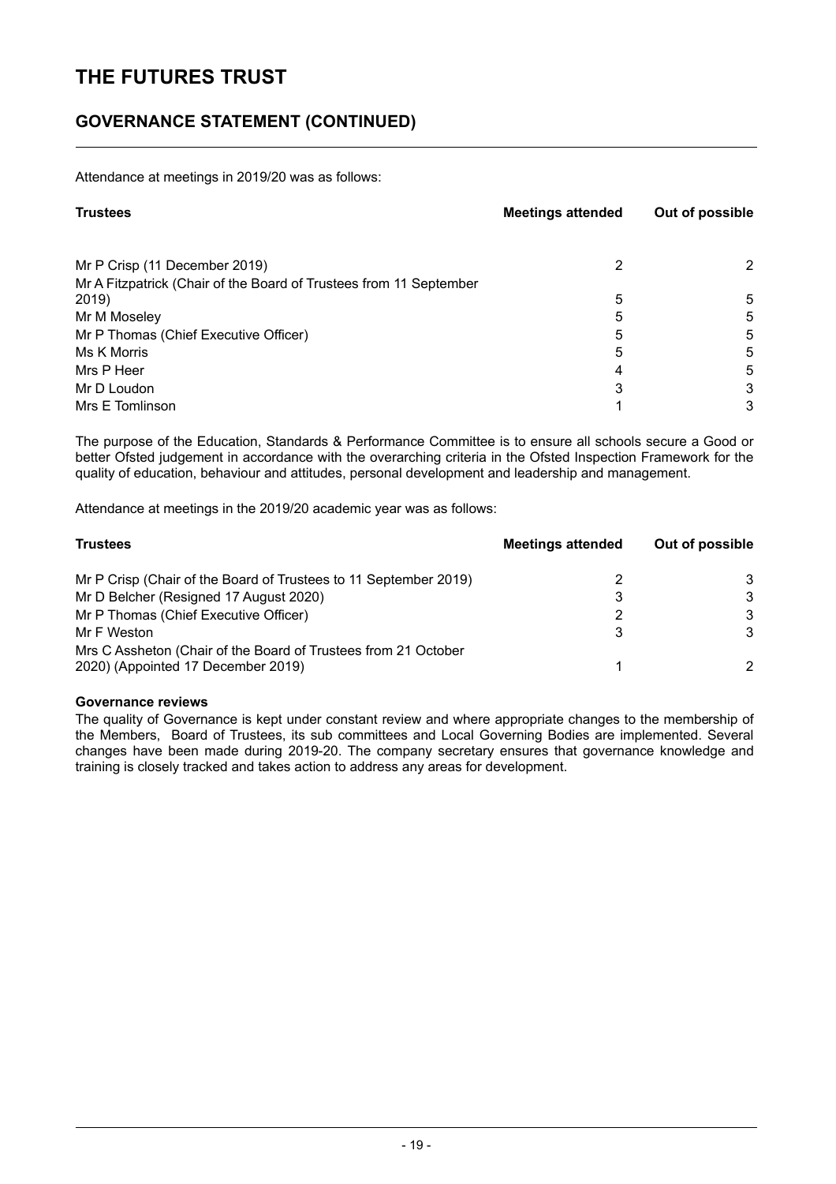# THE FUTURES TRUST

## GOVERNANCE STATEMENT (CONTINUED)

Attendance at meetings in 2019/20 was as follows:

| Trustees | Meetings attended | Out of possible |
|---|---|---|
| Mr P Crisp (11 December 2019) | 2 | 2 |
| Mr A Fitzpatrick (Chair of the Board of Trustees from 11 September 2019) | 5 | 5 |
| Mr M Moseley | 5 | 5 |
| Mr P Thomas (Chief Executive Officer) | 5 | 5 |
| Ms K Morris | 5 | 5 |
| Mrs P Heer | 4 | 5 |
| Mr D Loudon | 3 | 3 |
| Mrs E Tomlinson | 1 | 3 |

The purpose of the Education, Standards & Performance Committee is to ensure all schools secure a Good or better Ofsted judgement in accordance with the overarching criteria in the Ofsted Inspection Framework for the quality of education, behaviour and attitudes, personal development and leadership and management.

Attendance at meetings in the 2019/20 academic year was as follows:

| Trustees | Meetings attended | Out of possible |
|---|---|---|
| Mr P Crisp (Chair of the Board of Trustees to 11 September 2019) | 2 | 3 |
| Mr D Belcher (Resigned 17 August 2020) | 3 | 3 |
| Mr P Thomas (Chief Executive Officer) | 2 | 3 |
| Mr F Weston | 3 | 3 |
| Mrs C Assheton (Chair of the Board of Trustees from 21 October 2020) (Appointed 17 December 2019) | 1 | 2 |

**Governance reviews**

The quality of Governance is kept under constant review and where appropriate changes to the membership of the Members, Board of Trustees, its sub committees and Local Governing Bodies are implemented. Several changes have been made during 2019-20. The company secretary ensures that governance knowledge and training is closely tracked and takes action to address any areas for development.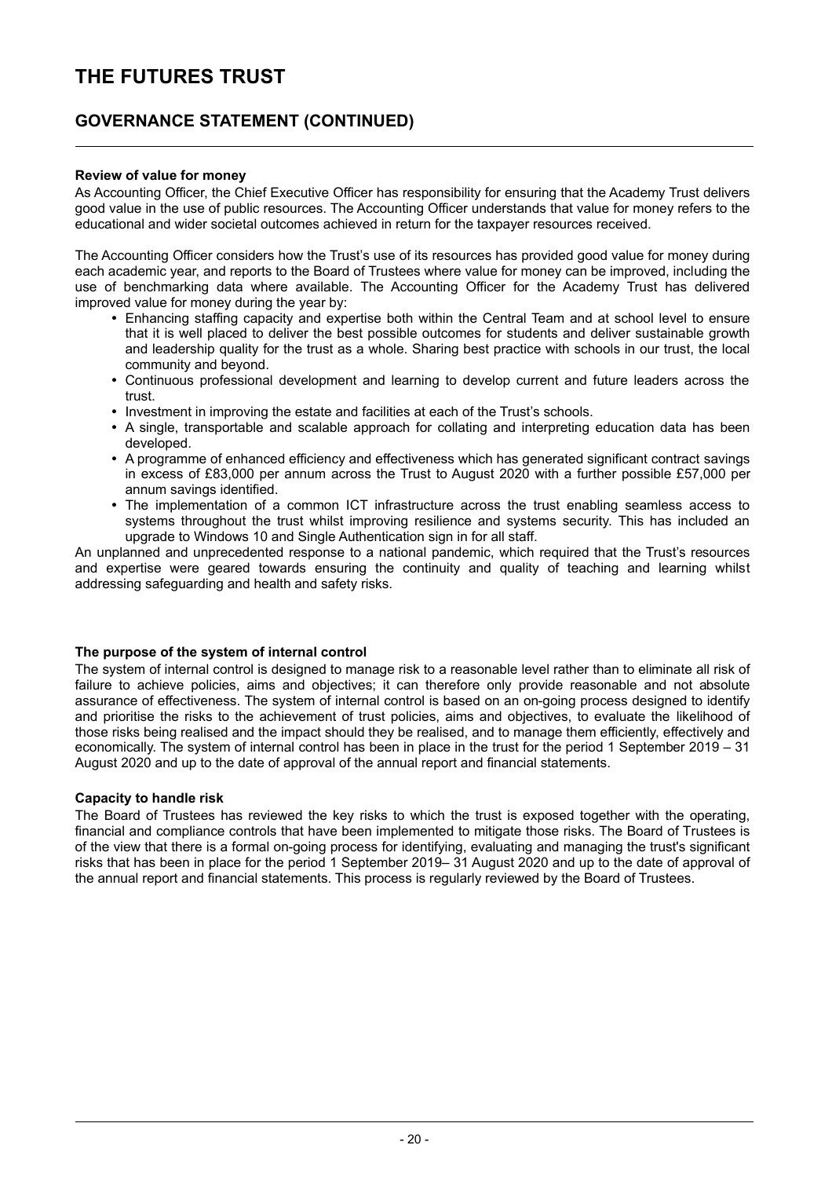# THE FUTURES TRUST

## GOVERNANCE STATEMENT (CONTINUED)

**Review of value for money**

As Accounting Officer, the Chief Executive Officer has responsibility for ensuring that the Academy Trust delivers good value in the use of public resources. The Accounting Officer understands that value for money refers to the educational and wider societal outcomes achieved in return for the taxpayer resources received.

The Accounting Officer considers how the Trust's use of its resources has provided good value for money during each academic year, and reports to the Board of Trustees where value for money can be improved, including the use of benchmarking data where available. The Accounting Officer for the Academy Trust has delivered improved value for money during the year by:

- Enhancing staffing capacity and expertise both within the Central Team and at school level to ensure that it is well placed to deliver the best possible outcomes for students and deliver sustainable growth and leadership quality for the trust as a whole. Sharing best practice with schools in our trust, the local community and beyond.
- Continuous professional development and learning to develop current and future leaders across the trust.
- Investment in improving the estate and facilities at each of the Trust's schools.
- A single, transportable and scalable approach for collating and interpreting education data has been developed.
- A programme of enhanced efficiency and effectiveness which has generated significant contract savings in excess of £83,000 per annum across the Trust to August 2020 with a further possible £57,000 per annum savings identified.
- The implementation of a common ICT infrastructure across the trust enabling seamless access to systems throughout the trust whilst improving resilience and systems security. This has included an upgrade to Windows 10 and Single Authentication sign in for all staff.

An unplanned and unprecedented response to a national pandemic, which required that the Trust's resources and expertise were geared towards ensuring the continuity and quality of teaching and learning whilst addressing safeguarding and health and safety risks.

**The purpose of the system of internal control**

The system of internal control is designed to manage risk to a reasonable level rather than to eliminate all risk of failure to achieve policies, aims and objectives; it can therefore only provide reasonable and not absolute assurance of effectiveness. The system of internal control is based on an on-going process designed to identify and prioritise the risks to the achievement of trust policies, aims and objectives, to evaluate the likelihood of those risks being realised and the impact should they be realised, and to manage them efficiently, effectively and economically. The system of internal control has been in place in the trust for the period 1 September 2019 – 31 August 2020 and up to the date of approval of the annual report and financial statements.

**Capacity to handle risk**

The Board of Trustees has reviewed the key risks to which the trust is exposed together with the operating, financial and compliance controls that have been implemented to mitigate those risks. The Board of Trustees is of the view that there is a formal on-going process for identifying, evaluating and managing the trust's significant risks that has been in place for the period 1 September 2019– 31 August 2020 and up to the date of approval of the annual report and financial statements. This process is regularly reviewed by the Board of Trustees.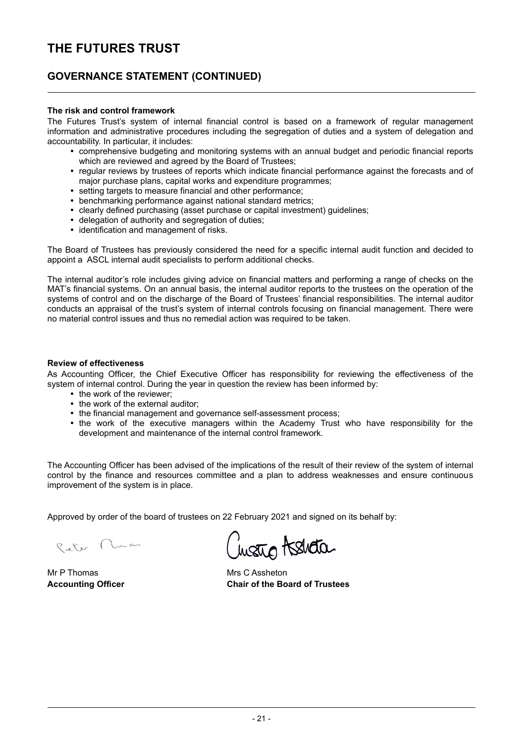# THE FUTURES TRUST

## GOVERNANCE STATEMENT (CONTINUED)

**The risk and control framework**

The Futures Trust's system of internal financial control is based on a framework of regular management information and administrative procedures including the segregation of duties and a system of delegation and accountability. In particular, it includes:

- comprehensive budgeting and monitoring systems with an annual budget and periodic financial reports which are reviewed and agreed by the Board of Trustees;
- regular reviews by trustees of reports which indicate financial performance against the forecasts and of major purchase plans, capital works and expenditure programmes;
- setting targets to measure financial and other performance;
- benchmarking performance against national standard metrics;
- clearly defined purchasing (asset purchase or capital investment) guidelines;
- delegation of authority and segregation of duties;
- identification and management of risks.

The Board of Trustees has previously considered the need for a specific internal audit function and decided to appoint a ASCL internal audit specialists to perform additional checks.

The internal auditor's role includes giving advice on financial matters and performing a range of checks on the MAT's financial systems. On an annual basis, the internal auditor reports to the trustees on the operation of the systems of control and on the discharge of the Board of Trustees' financial responsibilities. The internal auditor conducts an appraisal of the trust's system of internal controls focusing on financial management. There were no material control issues and thus no remedial action was required to be taken.

**Review of effectiveness**

As Accounting Officer, the Chief Executive Officer has responsibility for reviewing the effectiveness of the system of internal control. During the year in question the review has been informed by:

- the work of the reviewer;
- the work of the external auditor;
- the financial management and governance self-assessment process;
- the work of the executive managers within the Academy Trust who have responsibility for the development and maintenance of the internal control framework.

The Accounting Officer has been advised of the implications of the result of their review of the system of internal control by the finance and resources committee and a plan to address weaknesses and ensure continuous improvement of the system is in place.

Approved by order of the board of trustees on 22 February 2021 and signed on its behalf by:

| | |
|---|---|
| Mr P Thomas | Mrs C Assheton |
| **Accounting Officer** | **Chair of the Board of Trustees** |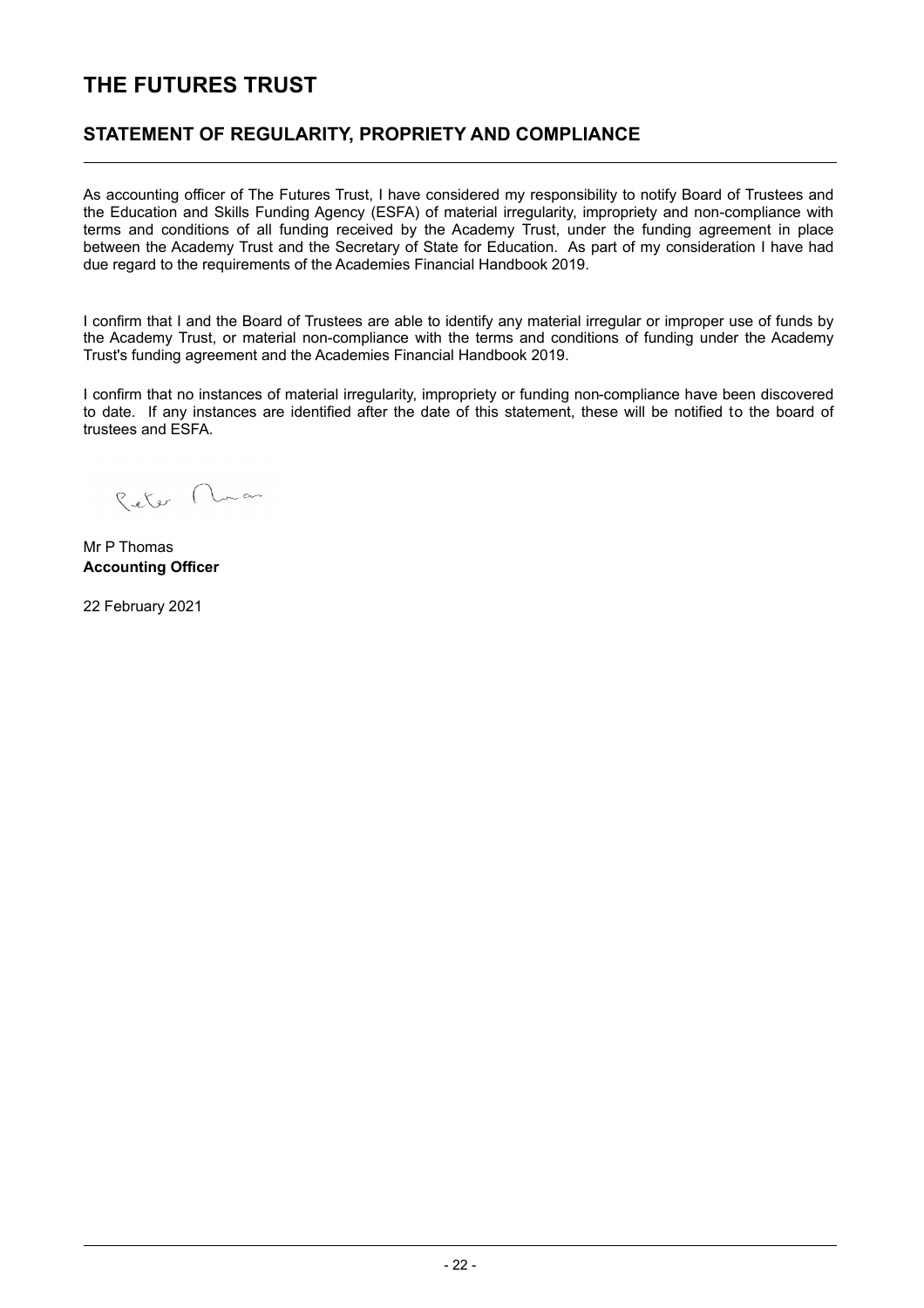# THE FUTURES TRUST

## STATEMENT OF REGULARITY, PROPRIETY AND COMPLIANCE

As accounting officer of The Futures Trust, I have considered my responsibility to notify Board of Trustees and the Education and Skills Funding Agency (ESFA) of material irregularity, impropriety and non-compliance with terms and conditions of all funding received by the Academy Trust, under the funding agreement in place between the Academy Trust and the Secretary of State for Education. As part of my consideration I have had due regard to the requirements of the Academies Financial Handbook 2019.

I confirm that I and the Board of Trustees are able to identify any material irregular or improper use of funds by the Academy Trust, or material non-compliance with the terms and conditions of funding under the Academy Trust's funding agreement and the Academies Financial Handbook 2019.

I confirm that no instances of material irregularity, impropriety or funding non-compliance have been discovered to date. If any instances are identified after the date of this statement, these will be notified to the board of trustees and ESFA.

Mr P Thomas
**Accounting Officer**

22 February 2021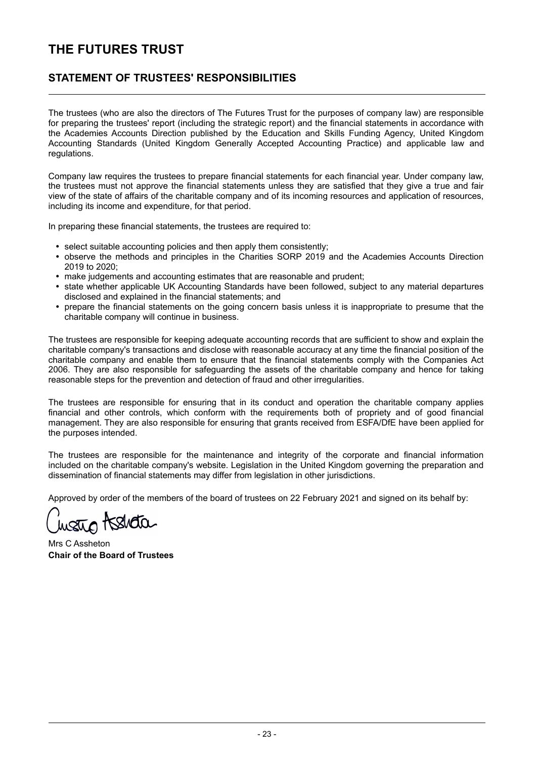# THE FUTURES TRUST

## STATEMENT OF TRUSTEES' RESPONSIBILITIES

The trustees (who are also the directors of The Futures Trust for the purposes of company law) are responsible for preparing the trustees' report (including the strategic report) and the financial statements in accordance with the Academies Accounts Direction published by the Education and Skills Funding Agency, United Kingdom Accounting Standards (United Kingdom Generally Accepted Accounting Practice) and applicable law and regulations.

Company law requires the trustees to prepare financial statements for each financial year. Under company law, the trustees must not approve the financial statements unless they are satisfied that they give a true and fair view of the state of affairs of the charitable company and of its incoming resources and application of resources, including its income and expenditure, for that period.

In preparing these financial statements, the trustees are required to:

- select suitable accounting policies and then apply them consistently;
- observe the methods and principles in the Charities SORP 2019 and the Academies Accounts Direction 2019 to 2020;
- make judgements and accounting estimates that are reasonable and prudent;
- state whether applicable UK Accounting Standards have been followed, subject to any material departures disclosed and explained in the financial statements; and
- prepare the financial statements on the going concern basis unless it is inappropriate to presume that the charitable company will continue in business.

The trustees are responsible for keeping adequate accounting records that are sufficient to show and explain the charitable company's transactions and disclose with reasonable accuracy at any time the financial position of the charitable company and enable them to ensure that the financial statements comply with the Companies Act 2006. They are also responsible for safeguarding the assets of the charitable company and hence for taking reasonable steps for the prevention and detection of fraud and other irregularities.

The trustees are responsible for ensuring that in its conduct and operation the charitable company applies financial and other controls, which conform with the requirements both of propriety and of good financial management. They are also responsible for ensuring that grants received from ESFA/DfE have been applied for the purposes intended.

The trustees are responsible for the maintenance and integrity of the corporate and financial information included on the charitable company's website. Legislation in the United Kingdom governing the preparation and dissemination of financial statements may differ from legislation in other jurisdictions.

Approved by order of the members of the board of trustees on 22 February 2021 and signed on its behalf by:

Mrs C Assheton
**Chair of the Board of Trustees**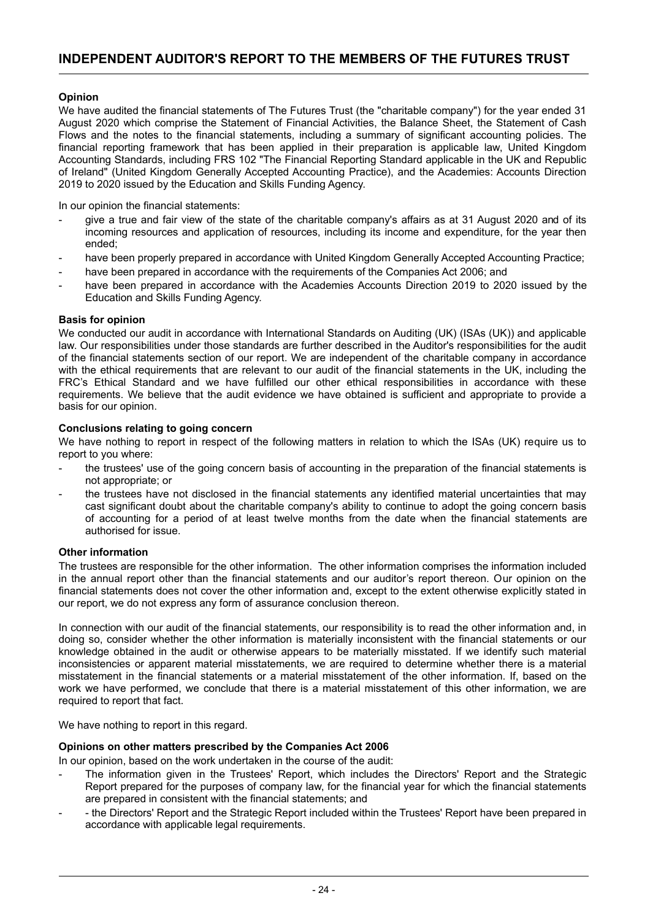# INDEPENDENT AUDITOR'S REPORT TO THE MEMBERS OF THE FUTURES TRUST

**Opinion**

We have audited the financial statements of The Futures Trust (the "charitable company") for the year ended 31 August 2020 which comprise the Statement of Financial Activities, the Balance Sheet, the Statement of Cash Flows and the notes to the financial statements, including a summary of significant accounting policies. The financial reporting framework that has been applied in their preparation is applicable law, United Kingdom Accounting Standards, including FRS 102 "The Financial Reporting Standard applicable in the UK and Republic of Ireland" (United Kingdom Generally Accepted Accounting Practice), and the Academies: Accounts Direction 2019 to 2020 issued by the Education and Skills Funding Agency.

In our opinion the financial statements:

- give a true and fair view of the state of the charitable company's affairs as at 31 August 2020 and of its incoming resources and application of resources, including its income and expenditure, for the year then ended;
- have been properly prepared in accordance with United Kingdom Generally Accepted Accounting Practice;
- have been prepared in accordance with the requirements of the Companies Act 2006; and
- have been prepared in accordance with the Academies Accounts Direction 2019 to 2020 issued by the Education and Skills Funding Agency.

**Basis for opinion**

We conducted our audit in accordance with International Standards on Auditing (UK) (ISAs (UK)) and applicable law. Our responsibilities under those standards are further described in the Auditor's responsibilities for the audit of the financial statements section of our report. We are independent of the charitable company in accordance with the ethical requirements that are relevant to our audit of the financial statements in the UK, including the FRC's Ethical Standard and we have fulfilled our other ethical responsibilities in accordance with these requirements. We believe that the audit evidence we have obtained is sufficient and appropriate to provide a basis for our opinion.

**Conclusions relating to going concern**

We have nothing to report in respect of the following matters in relation to which the ISAs (UK) require us to report to you where:

- the trustees' use of the going concern basis of accounting in the preparation of the financial statements is not appropriate; or
- the trustees have not disclosed in the financial statements any identified material uncertainties that may cast significant doubt about the charitable company's ability to continue to adopt the going concern basis of accounting for a period of at least twelve months from the date when the financial statements are authorised for issue.

**Other information**

The trustees are responsible for the other information. The other information comprises the information included in the annual report other than the financial statements and our auditor's report thereon. Our opinion on the financial statements does not cover the other information and, except to the extent otherwise explicitly stated in our report, we do not express any form of assurance conclusion thereon.

In connection with our audit of the financial statements, our responsibility is to read the other information and, in doing so, consider whether the other information is materially inconsistent with the financial statements or our knowledge obtained in the audit or otherwise appears to be materially misstated. If we identify such material inconsistencies or apparent material misstatements, we are required to determine whether there is a material misstatement in the financial statements or a material misstatement of the other information. If, based on the work we have performed, we conclude that there is a material misstatement of this other information, we are required to report that fact.

We have nothing to report in this regard.

**Opinions on other matters prescribed by the Companies Act 2006**

In our opinion, based on the work undertaken in the course of the audit:

- The information given in the Trustees' Report, which includes the Directors' Report and the Strategic Report prepared for the purposes of company law, for the financial year for which the financial statements are prepared in consistent with the financial statements; and
- - the Directors' Report and the Strategic Report included within the Trustees' Report have been prepared in accordance with applicable legal requirements.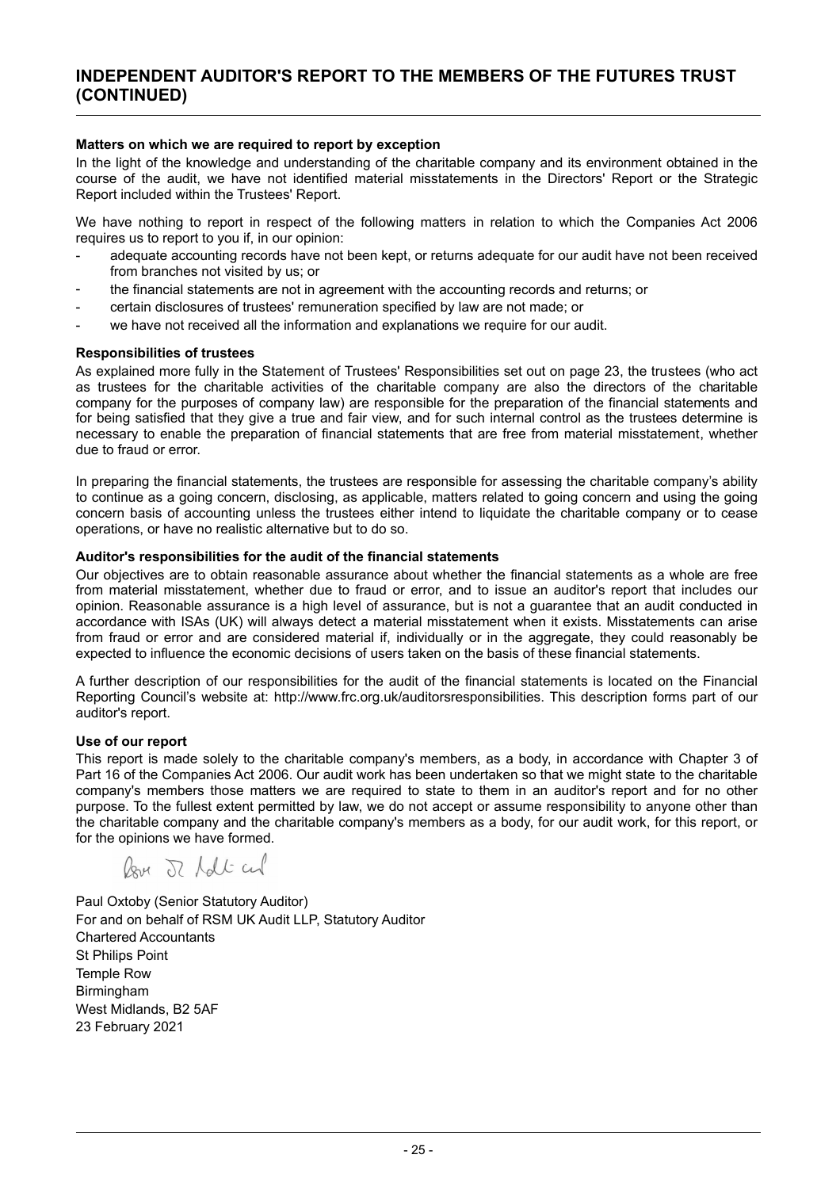## INDEPENDENT AUDITOR'S REPORT TO THE MEMBERS OF THE FUTURES TRUST (CONTINUED)

**Matters on which we are required to report by exception**

In the light of the knowledge and understanding of the charitable company and its environment obtained in the course of the audit, we have not identified material misstatements in the Directors' Report or the Strategic Report included within the Trustees' Report.

We have nothing to report in respect of the following matters in relation to which the Companies Act 2006 requires us to report to you if, in our opinion:

- adequate accounting records have not been kept, or returns adequate for our audit have not been received from branches not visited by us; or
- the financial statements are not in agreement with the accounting records and returns; or
- certain disclosures of trustees' remuneration specified by law are not made; or
- we have not received all the information and explanations we require for our audit.

**Responsibilities of trustees**

As explained more fully in the Statement of Trustees' Responsibilities set out on page 23, the trustees (who act as trustees for the charitable activities of the charitable company are also the directors of the charitable company for the purposes of company law) are responsible for the preparation of the financial statements and for being satisfied that they give a true and fair view, and for such internal control as the trustees determine is necessary to enable the preparation of financial statements that are free from material misstatement, whether due to fraud or error.

In preparing the financial statements, the trustees are responsible for assessing the charitable company's ability to continue as a going concern, disclosing, as applicable, matters related to going concern and using the going concern basis of accounting unless the trustees either intend to liquidate the charitable company or to cease operations, or have no realistic alternative but to do so.

**Auditor's responsibilities for the audit of the financial statements**

Our objectives are to obtain reasonable assurance about whether the financial statements as a whole are free from material misstatement, whether due to fraud or error, and to issue an auditor's report that includes our opinion. Reasonable assurance is a high level of assurance, but is not a guarantee that an audit conducted in accordance with ISAs (UK) will always detect a material misstatement when it exists. Misstatements can arise from fraud or error and are considered material if, individually or in the aggregate, they could reasonably be expected to influence the economic decisions of users taken on the basis of these financial statements.

A further description of our responsibilities for the audit of the financial statements is located on the Financial Reporting Council's website at: http://www.frc.org.uk/auditorsresponsibilities. This description forms part of our auditor's report.

**Use of our report**

This report is made solely to the charitable company's members, as a body, in accordance with Chapter 3 of Part 16 of the Companies Act 2006. Our audit work has been undertaken so that we might state to the charitable company's members those matters we are required to state to them in an auditor's report and for no other purpose. To the fullest extent permitted by law, we do not accept or assume responsibility to anyone other than the charitable company and the charitable company's members as a body, for our audit work, for this report, or for the opinions we have formed.

Paul Oxtoby (Senior Statutory Auditor)
For and on behalf of RSM UK Audit LLP, Statutory Auditor
Chartered Accountants
St Philips Point
Temple Row
Birmingham
West Midlands, B2 5AF
23 February 2021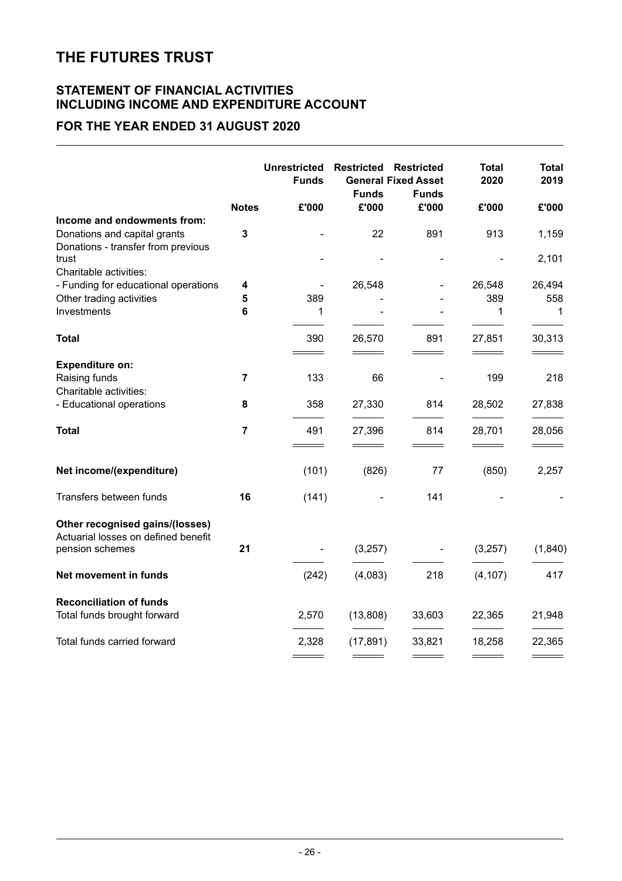# THE FUTURES TRUST

## STATEMENT OF FINANCIAL ACTIVITIES INCLUDING INCOME AND EXPENDITURE ACCOUNT

## FOR THE YEAR ENDED 31 AUGUST 2020

| | Notes | Unrestricted Funds £'000 | Restricted General Funds £'000 | Restricted Fixed Asset Funds £'000 | Total 2020 £'000 | Total 2019 £'000 |
|---|---|---|---|---|---|---|
| **Income and endowments from:** | | | | | | |
| Donations and capital grants | 3 | - | 22 | 891 | 913 | 1,159 |
| Donations - transfer from previous trust | | - | - | - | - | 2,101 |
| Charitable activities: | | | | | | |
| - Funding for educational operations | 4 | - | 26,548 | - | 26,548 | 26,494 |
| Other trading activities | 5 | 389 | - | - | 389 | 558 |
| Investments | 6 | 1 | - | - | 1 | 1 |
| **Total** | | 390 | 26,570 | 891 | 27,851 | 30,313 |
| **Expenditure on:** | | | | | | |
| Raising funds | 7 | 133 | 66 | - | 199 | 218 |
| Charitable activities: | | | | | | |
| - Educational operations | 8 | 358 | 27,330 | 814 | 28,502 | 27,838 |
| **Total** | 7 | 491 | 27,396 | 814 | 28,701 | 28,056 |
| **Net income/(expenditure)** | | (101) | (826) | 77 | (850) | 2,257 |
| Transfers between funds | 16 | (141) | - | 141 | - | - |
| **Other recognised gains/(losses)** | | | | | | |
| Actuarial losses on defined benefit pension schemes | 21 | - | (3,257) | - | (3,257) | (1,840) |
| **Net movement in funds** | | (242) | (4,083) | 218 | (4,107) | 417 |
| **Reconciliation of funds** | | | | | | |
| Total funds brought forward | | 2,570 | (13,808) | 33,603 | 22,365 | 21,948 |
| Total funds carried forward | | 2,328 | (17,891) | 33,821 | 18,258 | 22,365 |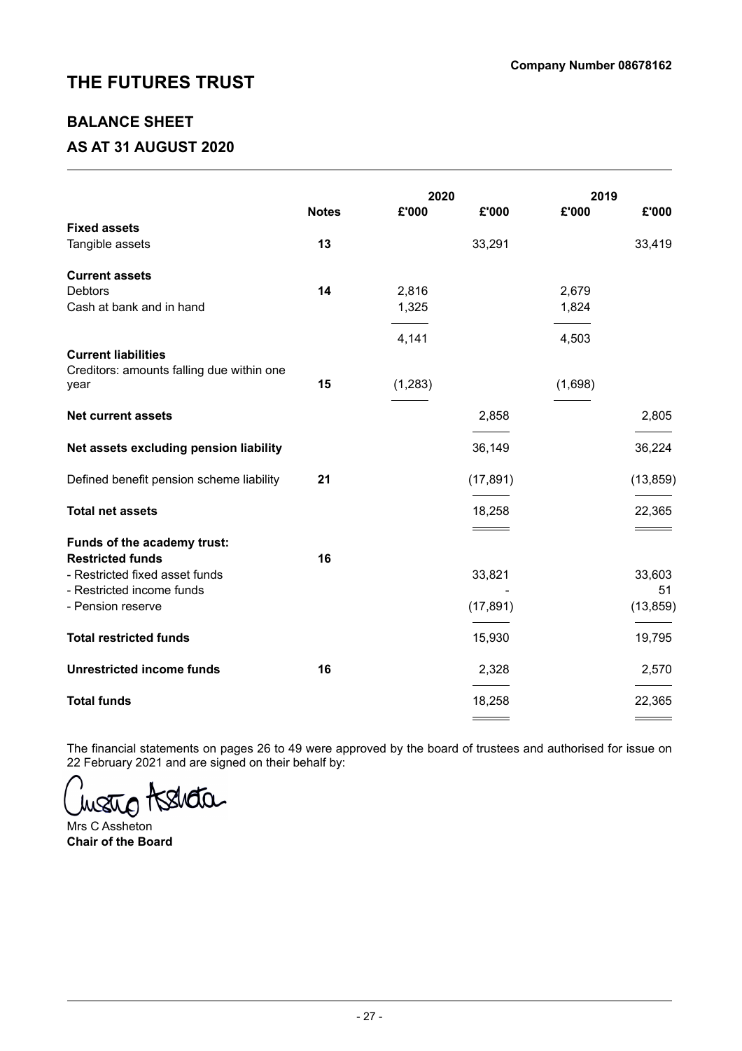**Company Number 08678162**

# THE FUTURES TRUST

## BALANCE SHEET

## AS AT 31 AUGUST 2020

| | Notes | 2020 £'000 | 2020 £'000 | 2019 £'000 | 2019 £'000 |
|---|---|---|---|---|---|
| **Fixed assets** | | | | | |
| Tangible assets | **13** | | 33,291 | | 33,419 |
| **Current assets** | | | | | |
| Debtors | **14** | 2,816 | | 2,679 | |
| Cash at bank and in hand | | 1,325 | | 1,824 | |
| | | 4,141 | | 4,503 | |
| **Current liabilities** | | | | | |
| Creditors: amounts falling due within one year | **15** | (1,283) | | (1,698) | |
| **Net current assets** | | | 2,858 | | 2,805 |
| **Net assets excluding pension liability** | | | 36,149 | | 36,224 |
| Defined benefit pension scheme liability | **21** | | (17,891) | | (13,859) |
| **Total net assets** | | | 18,258 | | 22,365 |
| **Funds of the academy trust:** | | | | | |
| **Restricted funds** | **16** | | | | |
| - Restricted fixed asset funds | | | 33,821 | | 33,603 |
| - Restricted income funds | | | - | | 51 |
| - Pension reserve | | | (17,891) | | (13,859) |
| **Total restricted funds** | | | 15,930 | | 19,795 |
| **Unrestricted income funds** | **16** | | 2,328 | | 2,570 |
| **Total funds** | | | 18,258 | | 22,365 |

The financial statements on pages 26 to 49 were approved by the board of trustees and authorised for issue on 22 February 2021 and are signed on their behalf by:

Mrs C Assheton
**Chair of the Board**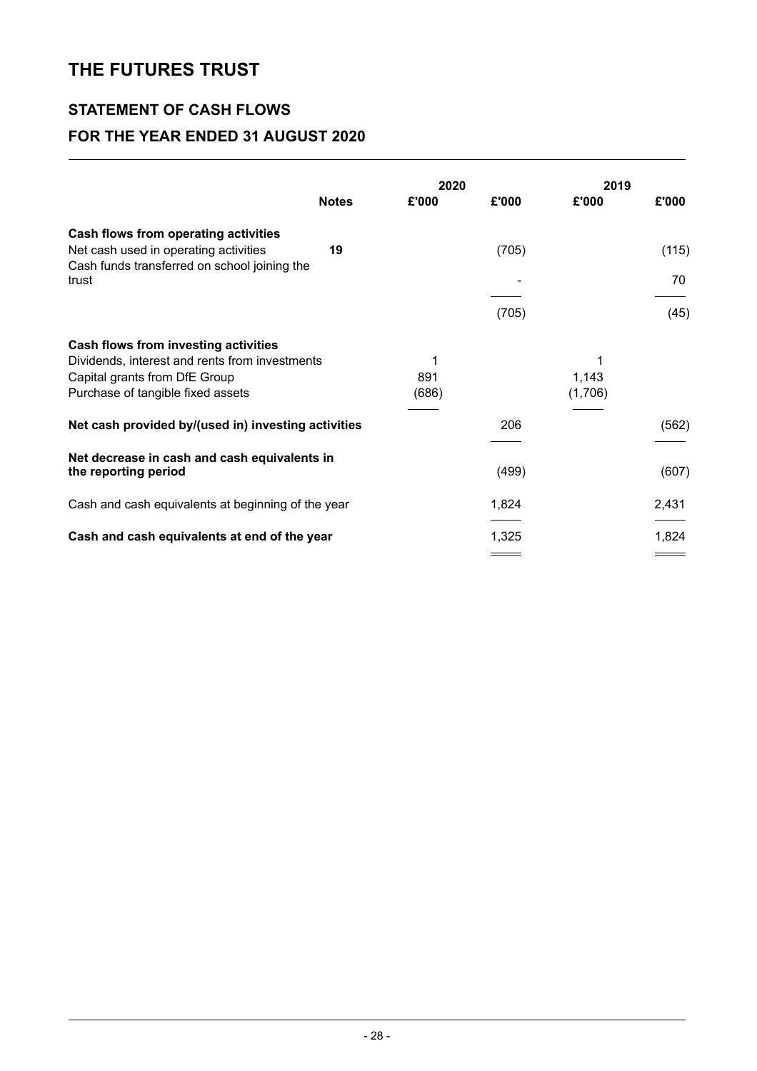# THE FUTURES TRUST

## STATEMENT OF CASH FLOWS

## FOR THE YEAR ENDED 31 AUGUST 2020

| | Notes | 2020 £'000 | 2020 £'000 | 2019 £'000 | 2019 £'000 |
|---|---|---|---|---|---|
| **Cash flows from operating activities** | | | | | |
| Net cash used in operating activities | 19 | | (705) | | (115) |
| Cash funds transferred on school joining the trust | | | - | | 70 |
| | | | (705) | | (45) |
| **Cash flows from investing activities** | | | | | |
| Dividends, interest and rents from investments | | 1 | | 1 | |
| Capital grants from DfE Group | | 891 | | 1,143 | |
| Purchase of tangible fixed assets | | (686) | | (1,706) | |
| **Net cash provided by/(used in) investing activities** | | | 206 | | (562) |
| **Net decrease in cash and cash equivalents in the reporting period** | | | (499) | | (607) |
| Cash and cash equivalents at beginning of the year | | | 1,824 | | 2,431 |
| **Cash and cash equivalents at end of the year** | | | 1,325 | | 1,824 |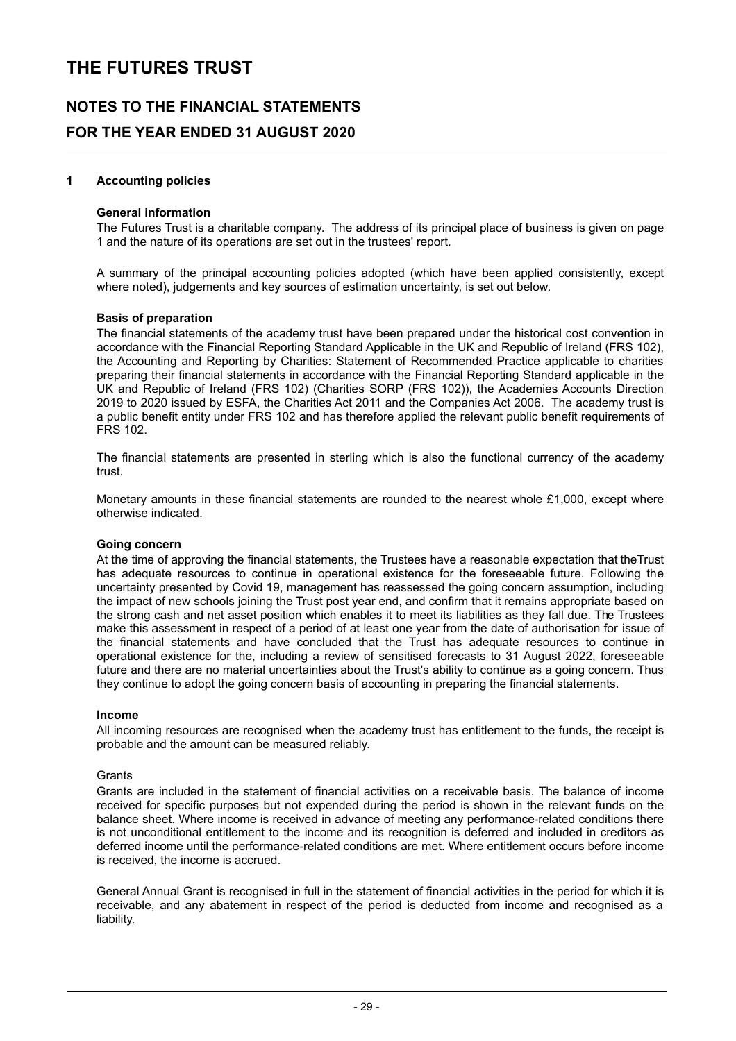# THE FUTURES TRUST

## NOTES TO THE FINANCIAL STATEMENTS

## FOR THE YEAR ENDED 31 AUGUST 2020

### 1 Accounting policies

**General information**

The Futures Trust is a charitable company. The address of its principal place of business is given on page 1 and the nature of its operations are set out in the trustees' report.

A summary of the principal accounting policies adopted (which have been applied consistently, except where noted), judgements and key sources of estimation uncertainty, is set out below.

**Basis of preparation**

The financial statements of the academy trust have been prepared under the historical cost convention in accordance with the Financial Reporting Standard Applicable in the UK and Republic of Ireland (FRS 102), the Accounting and Reporting by Charities: Statement of Recommended Practice applicable to charities preparing their financial statements in accordance with the Financial Reporting Standard applicable in the UK and Republic of Ireland (FRS 102) (Charities SORP (FRS 102)), the Academies Accounts Direction 2019 to 2020 issued by ESFA, the Charities Act 2011 and the Companies Act 2006. The academy trust is a public benefit entity under FRS 102 and has therefore applied the relevant public benefit requirements of FRS 102.

The financial statements are presented in sterling which is also the functional currency of the academy trust.

Monetary amounts in these financial statements are rounded to the nearest whole £1,000, except where otherwise indicated.

**Going concern**

At the time of approving the financial statements, the Trustees have a reasonable expectation that theTrust has adequate resources to continue in operational existence for the foreseeable future. Following the uncertainty presented by Covid 19, management has reassessed the going concern assumption, including the impact of new schools joining the Trust post year end, and confirm that it remains appropriate based on the strong cash and net asset position which enables it to meet its liabilities as they fall due. The Trustees make this assessment in respect of a period of at least one year from the date of authorisation for issue of the financial statements and have concluded that the Trust has adequate resources to continue in operational existence for the, including a review of sensitised forecasts to 31 August 2022, foreseeable future and there are no material uncertainties about the Trust's ability to continue as a going concern. Thus they continue to adopt the going concern basis of accounting in preparing the financial statements.

**Income**

All incoming resources are recognised when the academy trust has entitlement to the funds, the receipt is probable and the amount can be measured reliably.

Grants

Grants are included in the statement of financial activities on a receivable basis. The balance of income received for specific purposes but not expended during the period is shown in the relevant funds on the balance sheet. Where income is received in advance of meeting any performance-related conditions there is not unconditional entitlement to the income and its recognition is deferred and included in creditors as deferred income until the performance-related conditions are met. Where entitlement occurs before income is received, the income is accrued.

General Annual Grant is recognised in full in the statement of financial activities in the period for which it is receivable, and any abatement in respect of the period is deducted from income and recognised as a liability.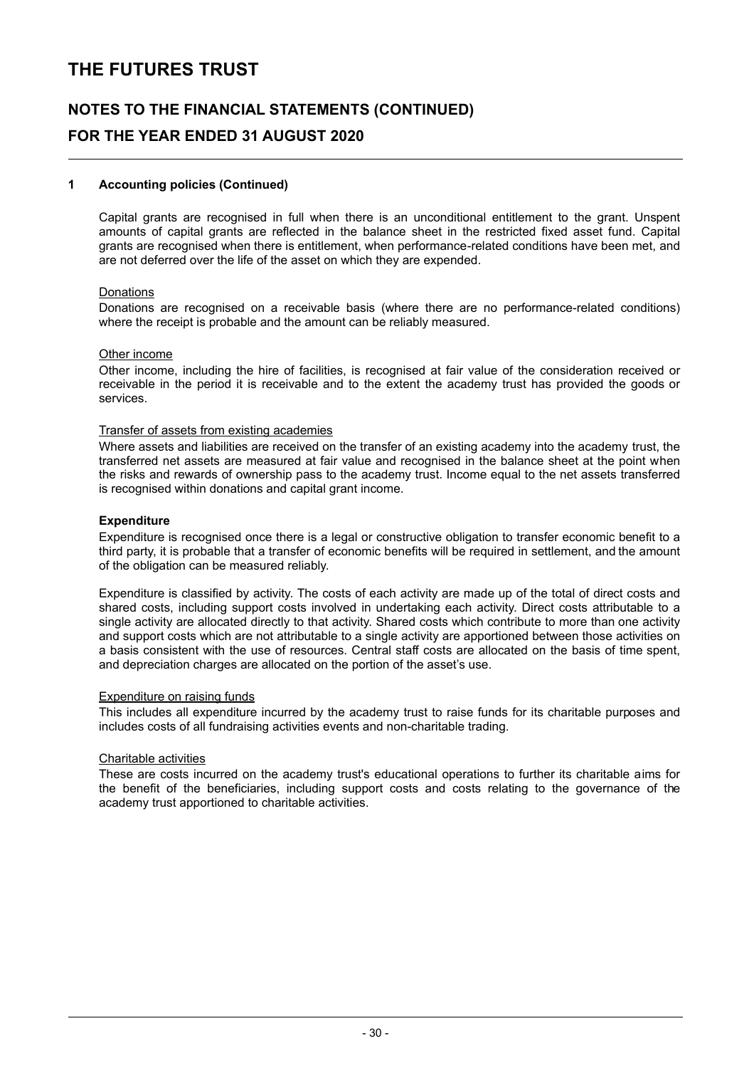# THE FUTURES TRUST

## NOTES TO THE FINANCIAL STATEMENTS (CONTINUED)

## FOR THE YEAR ENDED 31 AUGUST 2020

### 1 Accounting policies (Continued)

Capital grants are recognised in full when there is an unconditional entitlement to the grant. Unspent amounts of capital grants are reflected in the balance sheet in the restricted fixed asset fund. Capital grants are recognised when there is entitlement, when performance-related conditions have been met, and are not deferred over the life of the asset on which they are expended.

Donations

Donations are recognised on a receivable basis (where there are no performance-related conditions) where the receipt is probable and the amount can be reliably measured.

Other income

Other income, including the hire of facilities, is recognised at fair value of the consideration received or receivable in the period it is receivable and to the extent the academy trust has provided the goods or services.

Transfer of assets from existing academies

Where assets and liabilities are received on the transfer of an existing academy into the academy trust, the transferred net assets are measured at fair value and recognised in the balance sheet at the point when the risks and rewards of ownership pass to the academy trust. Income equal to the net assets transferred is recognised within donations and capital grant income.

**Expenditure**

Expenditure is recognised once there is a legal or constructive obligation to transfer economic benefit to a third party, it is probable that a transfer of economic benefits will be required in settlement, and the amount of the obligation can be measured reliably.

Expenditure is classified by activity. The costs of each activity are made up of the total of direct costs and shared costs, including support costs involved in undertaking each activity. Direct costs attributable to a single activity are allocated directly to that activity. Shared costs which contribute to more than one activity and support costs which are not attributable to a single activity are apportioned between those activities on a basis consistent with the use of resources. Central staff costs are allocated on the basis of time spent, and depreciation charges are allocated on the portion of the asset's use.

Expenditure on raising funds

This includes all expenditure incurred by the academy trust to raise funds for its charitable purposes and includes costs of all fundraising activities events and non-charitable trading.

Charitable activities

These are costs incurred on the academy trust's educational operations to further its charitable aims for the benefit of the beneficiaries, including support costs and costs relating to the governance of the academy trust apportioned to charitable activities.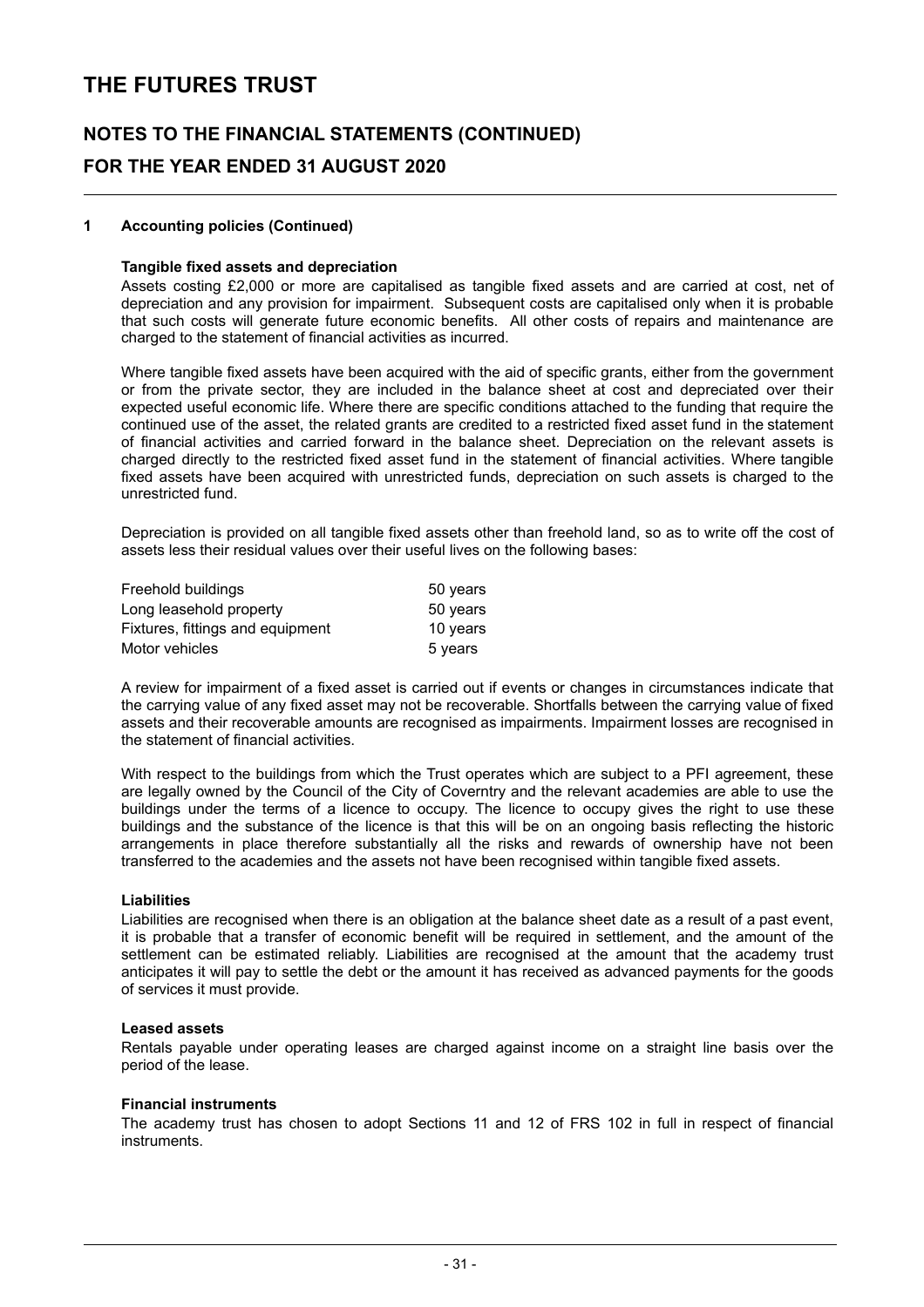## 1 Accounting policies (Continued)

### Tangible fixed assets and depreciation

Assets costing £2,000 or more are capitalised as tangible fixed assets and are carried at cost, net of depreciation and any provision for impairment. Subsequent costs are capitalised only when it is probable that such costs will generate future economic benefits. All other costs of repairs and maintenance are charged to the statement of financial activities as incurred.

Where tangible fixed assets have been acquired with the aid of specific grants, either from the government or from the private sector, they are included in the balance sheet at cost and depreciated over their expected useful economic life. Where there are specific conditions attached to the funding that require the continued use of the asset, the related grants are credited to a restricted fixed asset fund in the statement of financial activities and carried forward in the balance sheet. Depreciation on the relevant assets is charged directly to the restricted fixed asset fund in the statement of financial activities. Where tangible fixed assets have been acquired with unrestricted funds, depreciation on such assets is charged to the unrestricted fund.

Depreciation is provided on all tangible fixed assets other than freehold land, so as to write off the cost of assets less their residual values over their useful lives on the following bases:

| | |
|---|---|
| Freehold buildings | 50 years |
| Long leasehold property | 50 years |
| Fixtures, fittings and equipment | 10 years |
| Motor vehicles | 5 years |

A review for impairment of a fixed asset is carried out if events or changes in circumstances indicate that the carrying value of any fixed asset may not be recoverable. Shortfalls between the carrying value of fixed assets and their recoverable amounts are recognised as impairments. Impairment losses are recognised in the statement of financial activities.

With respect to the buildings from which the Trust operates which are subject to a PFI agreement, these are legally owned by the Council of the City of Coverntry and the relevant academies are able to use the buildings under the terms of a licence to occupy. The licence to occupy gives the right to use these buildings and the substance of the licence is that this will be on an ongoing basis reflecting the historic arrangements in place therefore substantially all the risks and rewards of ownership have not been transferred to the academies and the assets not have been recognised within tangible fixed assets.

### Liabilities

Liabilities are recognised when there is an obligation at the balance sheet date as a result of a past event, it is probable that a transfer of economic benefit will be required in settlement, and the amount of the settlement can be estimated reliably. Liabilities are recognised at the amount that the academy trust anticipates it will pay to settle the debt or the amount it has received as advanced payments for the goods of services it must provide.

### Leased assets

Rentals payable under operating leases are charged against income on a straight line basis over the period of the lease.

### Financial instruments

The academy trust has chosen to adopt Sections 11 and 12 of FRS 102 in full in respect of financial instruments.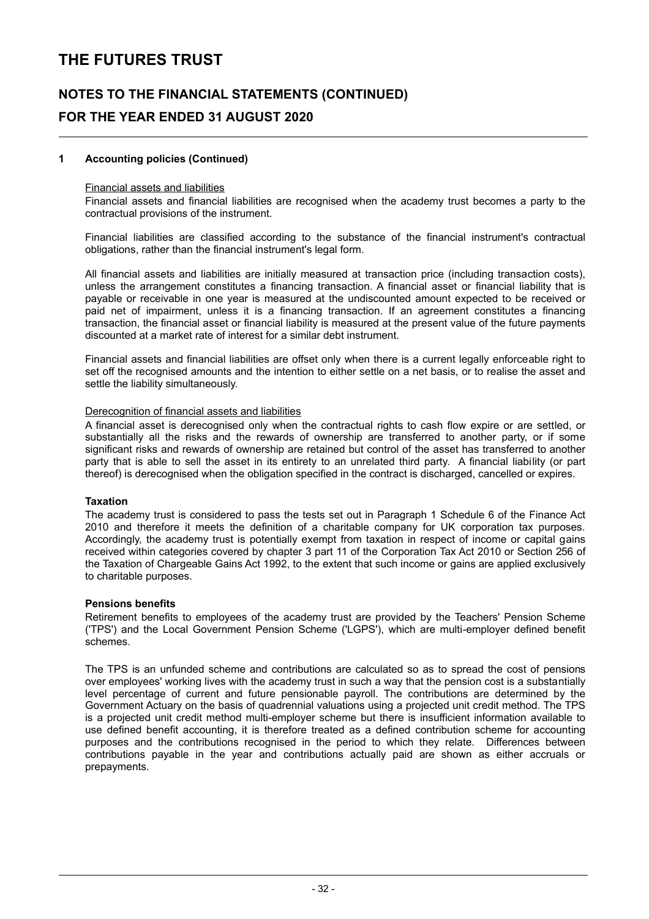# THE FUTURES TRUST

## NOTES TO THE FINANCIAL STATEMENTS (CONTINUED)

## FOR THE YEAR ENDED 31 AUGUST 2020

### 1 Accounting policies (Continued)

Financial assets and liabilities

Financial assets and financial liabilities are recognised when the academy trust becomes a party to the contractual provisions of the instrument.

Financial liabilities are classified according to the substance of the financial instrument's contractual obligations, rather than the financial instrument's legal form.

All financial assets and liabilities are initially measured at transaction price (including transaction costs), unless the arrangement constitutes a financing transaction. A financial asset or financial liability that is payable or receivable in one year is measured at the undiscounted amount expected to be received or paid net of impairment, unless it is a financing transaction. If an agreement constitutes a financing transaction, the financial asset or financial liability is measured at the present value of the future payments discounted at a market rate of interest for a similar debt instrument.

Financial assets and financial liabilities are offset only when there is a current legally enforceable right to set off the recognised amounts and the intention to either settle on a net basis, or to realise the asset and settle the liability simultaneously.

Derecognition of financial assets and liabilities

A financial asset is derecognised only when the contractual rights to cash flow expire or are settled, or substantially all the risks and the rewards of ownership are transferred to another party, or if some significant risks and rewards of ownership are retained but control of the asset has transferred to another party that is able to sell the asset in its entirety to an unrelated third party. A financial liability (or part thereof) is derecognised when the obligation specified in the contract is discharged, cancelled or expires.

**Taxation**

The academy trust is considered to pass the tests set out in Paragraph 1 Schedule 6 of the Finance Act 2010 and therefore it meets the definition of a charitable company for UK corporation tax purposes. Accordingly, the academy trust is potentially exempt from taxation in respect of income or capital gains received within categories covered by chapter 3 part 11 of the Corporation Tax Act 2010 or Section 256 of the Taxation of Chargeable Gains Act 1992, to the extent that such income or gains are applied exclusively to charitable purposes.

**Pensions benefits**

Retirement benefits to employees of the academy trust are provided by the Teachers' Pension Scheme ('TPS') and the Local Government Pension Scheme ('LGPS'), which are multi-employer defined benefit schemes.

The TPS is an unfunded scheme and contributions are calculated so as to spread the cost of pensions over employees' working lives with the academy trust in such a way that the pension cost is a substantially level percentage of current and future pensionable payroll. The contributions are determined by the Government Actuary on the basis of quadrennial valuations using a projected unit credit method. The TPS is a projected unit credit method multi-employer scheme but there is insufficient information available to use defined benefit accounting, it is therefore treated as a defined contribution scheme for accounting purposes and the contributions recognised in the period to which they relate. Differences between contributions payable in the year and contributions actually paid are shown as either accruals or prepayments.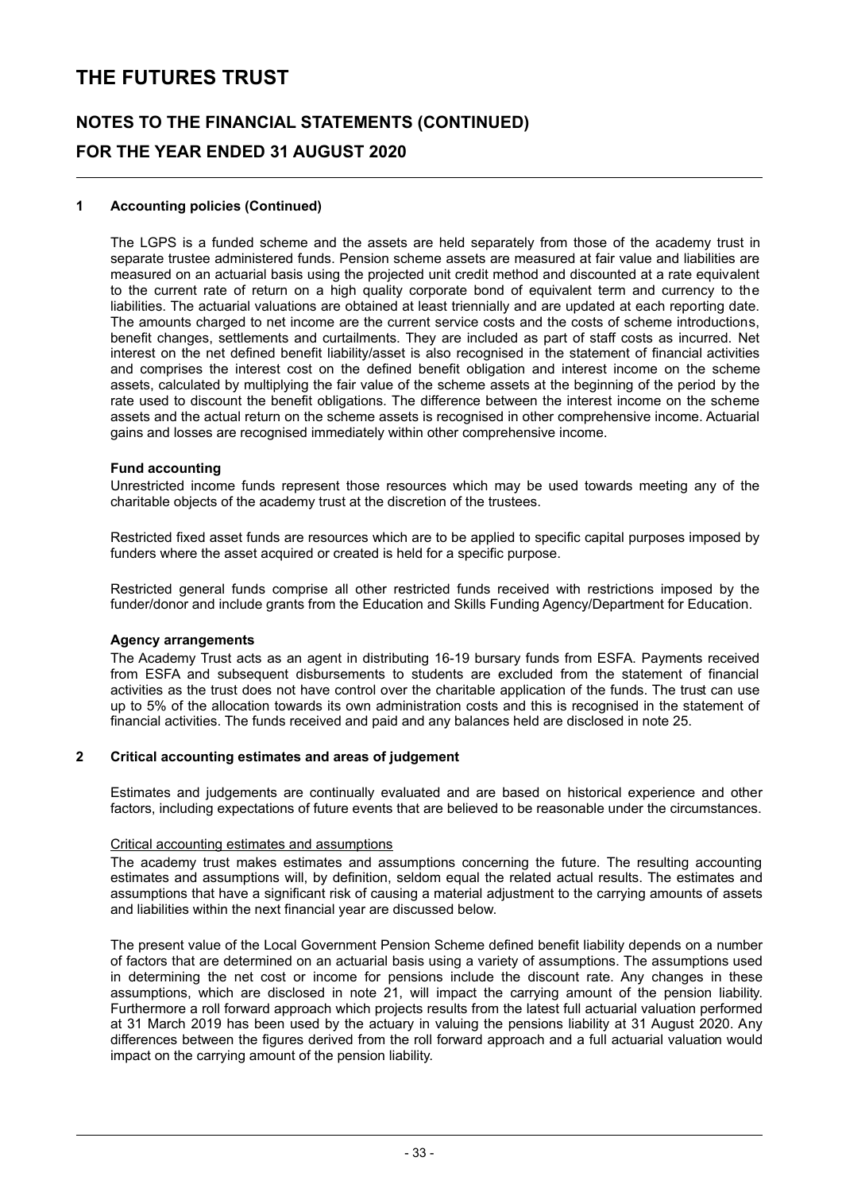## 1 Accounting policies (Continued)

The LGPS is a funded scheme and the assets are held separately from those of the academy trust in separate trustee administered funds. Pension scheme assets are measured at fair value and liabilities are measured on an actuarial basis using the projected unit credit method and discounted at a rate equivalent to the current rate of return on a high quality corporate bond of equivalent term and currency to the liabilities. The actuarial valuations are obtained at least triennially and are updated at each reporting date. The amounts charged to net income are the current service costs and the costs of scheme introductions, benefit changes, settlements and curtailments. They are included as part of staff costs as incurred. Net interest on the net defined benefit liability/asset is also recognised in the statement of financial activities and comprises the interest cost on the defined benefit obligation and interest income on the scheme assets, calculated by multiplying the fair value of the scheme assets at the beginning of the period by the rate used to discount the benefit obligations. The difference between the interest income on the scheme assets and the actual return on the scheme assets is recognised in other comprehensive income. Actuarial gains and losses are recognised immediately within other comprehensive income.

### Fund accounting

Unrestricted income funds represent those resources which may be used towards meeting any of the charitable objects of the academy trust at the discretion of the trustees.

Restricted fixed asset funds are resources which are to be applied to specific capital purposes imposed by funders where the asset acquired or created is held for a specific purpose.

Restricted general funds comprise all other restricted funds received with restrictions imposed by the funder/donor and include grants from the Education and Skills Funding Agency/Department for Education.

### Agency arrangements

The Academy Trust acts as an agent in distributing 16-19 bursary funds from ESFA. Payments received from ESFA and subsequent disbursements to students are excluded from the statement of financial activities as the trust does not have control over the charitable application of the funds. The trust can use up to 5% of the allocation towards its own administration costs and this is recognised in the statement of financial activities. The funds received and paid and any balances held are disclosed in note 25.

## 2 Critical accounting estimates and areas of judgement

Estimates and judgements are continually evaluated and are based on historical experience and other factors, including expectations of future events that are believed to be reasonable under the circumstances.

Critical accounting estimates and assumptions

The academy trust makes estimates and assumptions concerning the future. The resulting accounting estimates and assumptions will, by definition, seldom equal the related actual results. The estimates and assumptions that have a significant risk of causing a material adjustment to the carrying amounts of assets and liabilities within the next financial year are discussed below.

The present value of the Local Government Pension Scheme defined benefit liability depends on a number of factors that are determined on an actuarial basis using a variety of assumptions. The assumptions used in determining the net cost or income for pensions include the discount rate. Any changes in these assumptions, which are disclosed in note 21, will impact the carrying amount of the pension liability. Furthermore a roll forward approach which projects results from the latest full actuarial valuation performed at 31 March 2019 has been used by the actuary in valuing the pensions liability at 31 August 2020. Any differences between the figures derived from the roll forward approach and a full actuarial valuation would impact on the carrying amount of the pension liability.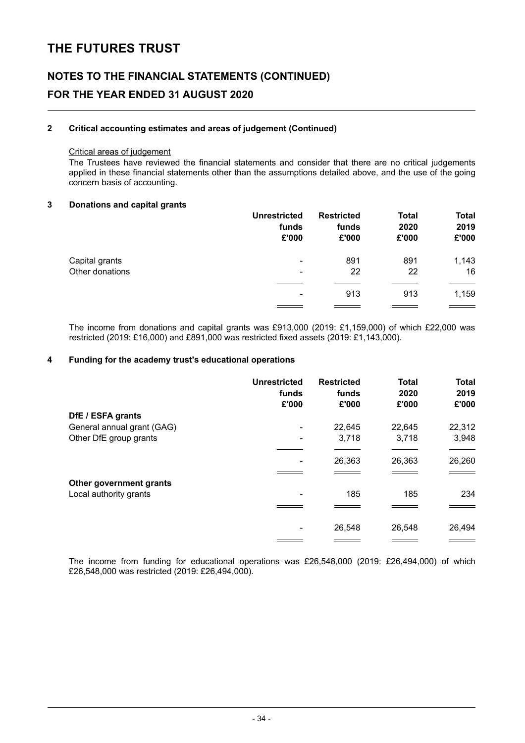# THE FUTURES TRUST

## NOTES TO THE FINANCIAL STATEMENTS (CONTINUED)

## FOR THE YEAR ENDED 31 AUGUST 2020

### 2 Critical accounting estimates and areas of judgement (Continued)

Critical areas of judgement

The Trustees have reviewed the financial statements and consider that there are no critical judgements applied in these financial statements other than the assumptions detailed above, and the use of the going concern basis of accounting.

### 3 Donations and capital grants

| | Unrestricted funds £'000 | Restricted funds £'000 | Total 2020 £'000 | Total 2019 £'000 |
|---|---|---|---|---|
| Capital grants | - | 891 | 891 | 1,143 |
| Other donations | - | 22 | 22 | 16 |
| | - | 913 | 913 | 1,159 |

The income from donations and capital grants was £913,000 (2019: £1,159,000) of which £22,000 was restricted (2019: £16,000) and £891,000 was restricted fixed assets (2019: £1,143,000).

### 4 Funding for the academy trust's educational operations

| | Unrestricted funds £'000 | Restricted funds £'000 | Total 2020 £'000 | Total 2019 £'000 |
|---|---|---|---|---|
| **DfE / ESFA grants** | | | | |
| General annual grant (GAG) | - | 22,645 | 22,645 | 22,312 |
| Other DfE group grants | - | 3,718 | 3,718 | 3,948 |
| | - | 26,363 | 26,363 | 26,260 |
| **Other government grants** | | | | |
| Local authority grants | - | 185 | 185 | 234 |
| | - | 26,548 | 26,548 | 26,494 |

The income from funding for educational operations was £26,548,000 (2019: £26,494,000) of which £26,548,000 was restricted (2019: £26,494,000).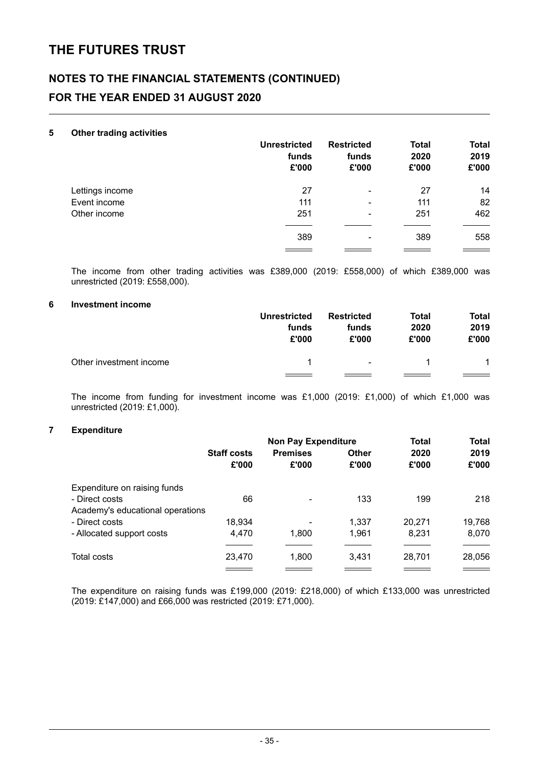# THE FUTURES TRUST

## NOTES TO THE FINANCIAL STATEMENTS (CONTINUED)

## FOR THE YEAR ENDED 31 AUGUST 2020

### 5 Other trading activities

| | Unrestricted funds £'000 | Restricted funds £'000 | Total 2020 £'000 | Total 2019 £'000 |
|---|---|---|---|---|
| Lettings income | 27 | - | 27 | 14 |
| Event income | 111 | - | 111 | 82 |
| Other income | 251 | - | 251 | 462 |
| | 389 | - | 389 | 558 |

The income from other trading activities was £389,000 (2019: £558,000) of which £389,000 was unrestricted (2019: £558,000).

### 6 Investment income

| | Unrestricted funds £'000 | Restricted funds £'000 | Total 2020 £'000 | Total 2019 £'000 |
|---|---|---|---|---|
| Other investment income | 1 | - | 1 | 1 |

The income from funding for investment income was £1,000 (2019: £1,000) of which £1,000 was unrestricted (2019: £1,000).

### 7 Expenditure

| | | Non Pay Expenditure | | Total | Total |
|---|---|---|---|---|---|
| | Staff costs £'000 | Premises £'000 | Other £'000 | 2020 £'000 | 2019 £'000 |
| Expenditure on raising funds | | | | | |
| - Direct costs | 66 | - | 133 | 199 | 218 |
| Academy's educational operations | | | | | |
| - Direct costs | 18,934 | - | 1,337 | 20,271 | 19,768 |
| - Allocated support costs | 4,470 | 1,800 | 1,961 | 8,231 | 8,070 |
| Total costs | 23,470 | 1,800 | 3,431 | 28,701 | 28,056 |

The expenditure on raising funds was £199,000 (2019: £218,000) of which £133,000 was unrestricted (2019: £147,000) and £66,000 was restricted (2019: £71,000).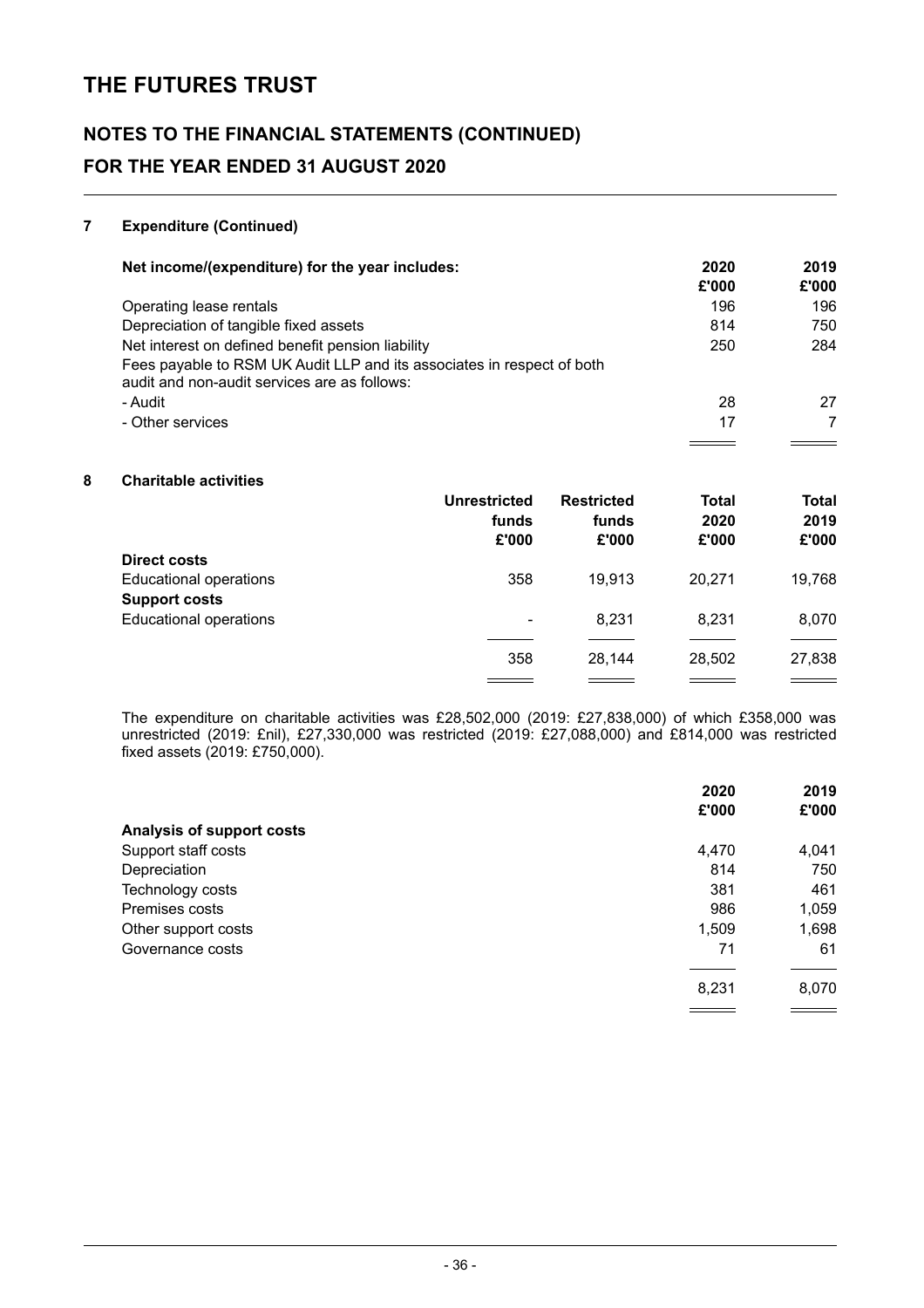# THE FUTURES TRUST

## NOTES TO THE FINANCIAL STATEMENTS (CONTINUED)

## FOR THE YEAR ENDED 31 AUGUST 2020

### 7 Expenditure (Continued)

| Net income/(expenditure) for the year includes: | 2020 £'000 | 2019 £'000 |
|---|---|---|
| Operating lease rentals | 196 | 196 |
| Depreciation of tangible fixed assets | 814 | 750 |
| Net interest on defined benefit pension liability | 250 | 284 |
| Fees payable to RSM UK Audit LLP and its associates in respect of both audit and non-audit services are as follows: | | |
| - Audit | 28 | 27 |
| - Other services | 17 | 7 |

### 8 Charitable activities

| | Unrestricted funds £'000 | Restricted funds £'000 | Total 2020 £'000 | Total 2019 £'000 |
|---|---|---|---|---|
| **Direct costs** | | | | |
| Educational operations | 358 | 19,913 | 20,271 | 19,768 |
| **Support costs** | | | | |
| Educational operations | - | 8,231 | 8,231 | 8,070 |
| | 358 | 28,144 | 28,502 | 27,838 |

The expenditure on charitable activities was £28,502,000 (2019: £27,838,000) of which £358,000 was unrestricted (2019: £nil), £27,330,000 was restricted (2019: £27,088,000) and £814,000 was restricted fixed assets (2019: £750,000).

| | 2020 £'000 | 2019 £'000 |
|---|---|---|
| **Analysis of support costs** | | |
| Support staff costs | 4,470 | 4,041 |
| Depreciation | 814 | 750 |
| Technology costs | 381 | 461 |
| Premises costs | 986 | 1,059 |
| Other support costs | 1,509 | 1,698 |
| Governance costs | 71 | 61 |
| | 8,231 | 8,070 |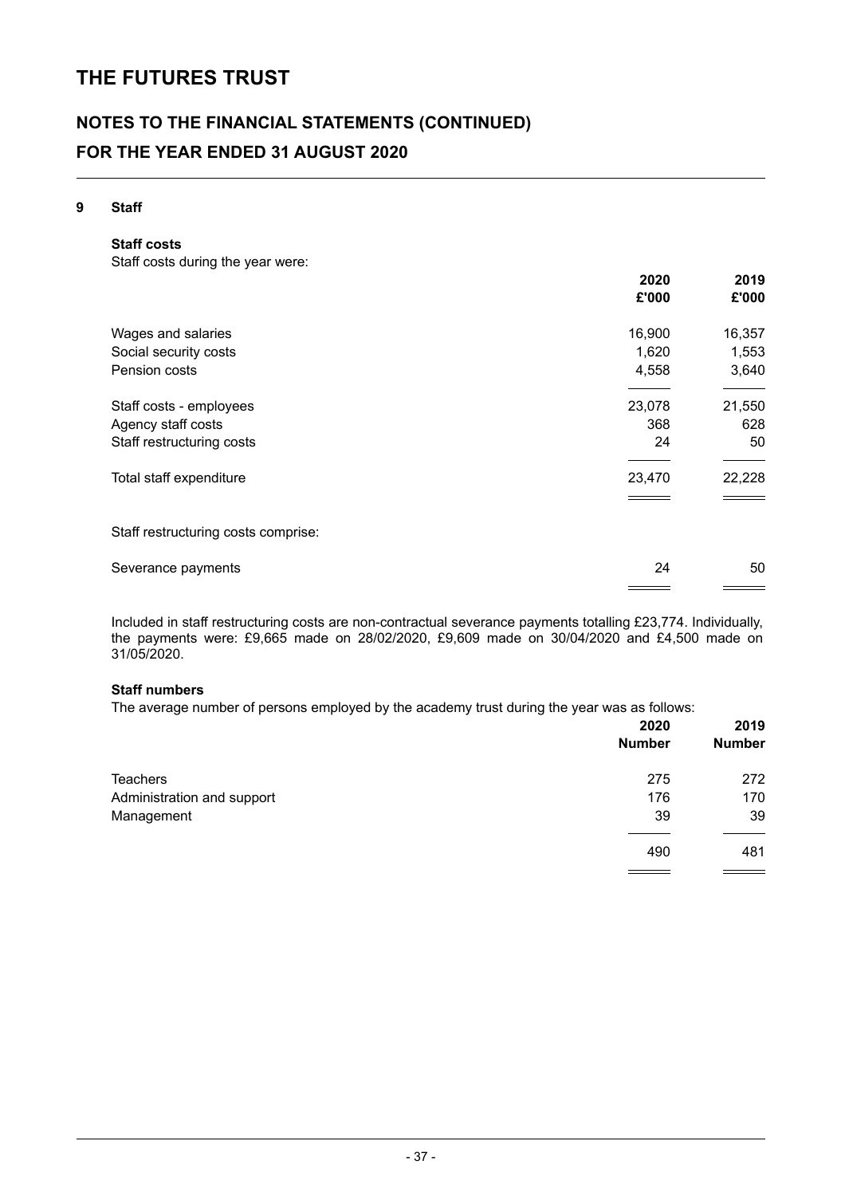# THE FUTURES TRUST

## NOTES TO THE FINANCIAL STATEMENTS (CONTINUED)

## FOR THE YEAR ENDED 31 AUGUST 2020

### 9 Staff

**Staff costs**

Staff costs during the year were:

| | 2020 £'000 | 2019 £'000 |
|---|---|---|
| Wages and salaries | 16,900 | 16,357 |
| Social security costs | 1,620 | 1,553 |
| Pension costs | 4,558 | 3,640 |
| Staff costs - employees | 23,078 | 21,550 |
| Agency staff costs | 368 | 628 |
| Staff restructuring costs | 24 | 50 |
| Total staff expenditure | 23,470 | 22,228 |

Staff restructuring costs comprise:

| | 2020 £'000 | 2019 £'000 |
|---|---|---|
| Severance payments | 24 | 50 |

Included in staff restructuring costs are non-contractual severance payments totalling £23,774. Individually, the payments were: £9,665 made on 28/02/2020, £9,609 made on 30/04/2020 and £4,500 made on 31/05/2020.

**Staff numbers**

The average number of persons employed by the academy trust during the year was as follows:

| | 2020 Number | 2019 Number |
|---|---|---|
| Teachers | 275 | 272 |
| Administration and support | 176 | 170 |
| Management | 39 | 39 |
| | 490 | 481 |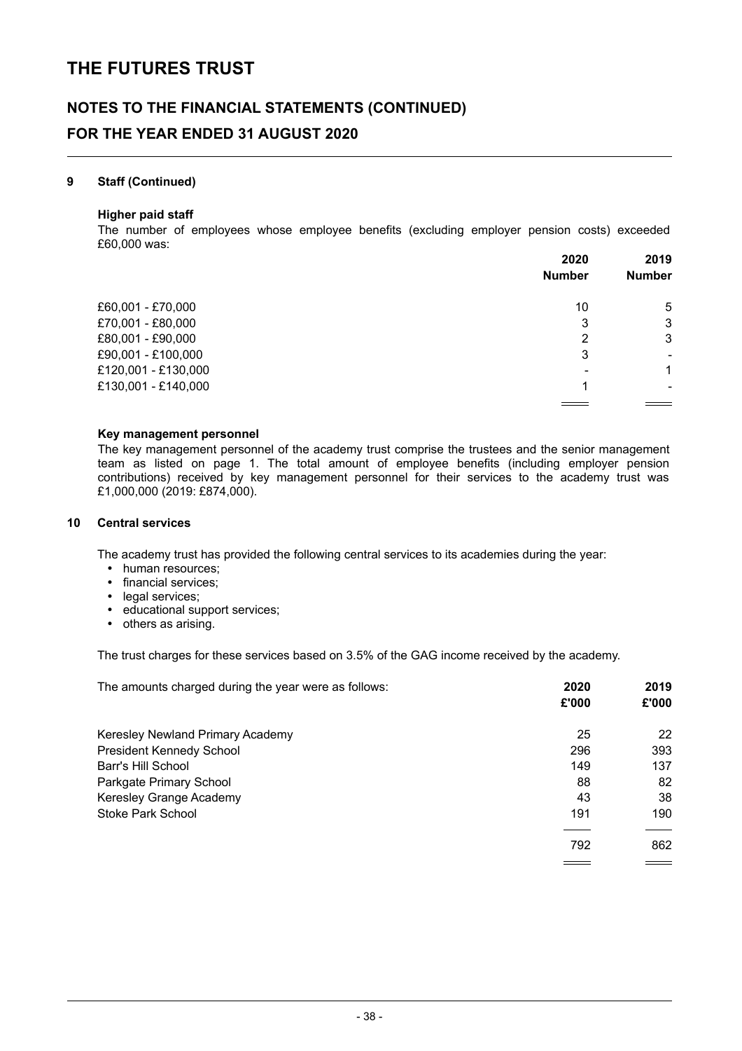# THE FUTURES TRUST

## NOTES TO THE FINANCIAL STATEMENTS (CONTINUED)

## FOR THE YEAR ENDED 31 AUGUST 2020

### 9 Staff (Continued)

**Higher paid staff**

The number of employees whose employee benefits (excluding employer pension costs) exceeded £60,000 was:

| | 2020 Number | 2019 Number |
|---|---|---|
| £60,001 - £70,000 | 10 | 5 |
| £70,001 - £80,000 | 3 | 3 |
| £80,001 - £90,000 | 2 | 3 |
| £90,001 - £100,000 | 3 | - |
| £120,001 - £130,000 | - | 1 |
| £130,001 - £140,000 | 1 | - |

**Key management personnel**

The key management personnel of the academy trust comprise the trustees and the senior management team as listed on page 1. The total amount of employee benefits (including employer pension contributions) received by key management personnel for their services to the academy trust was £1,000,000 (2019: £874,000).

### 10 Central services

The academy trust has provided the following central services to its academies during the year:

- human resources;
- financial services;
- legal services;
- educational support services;
- others as arising.

The trust charges for these services based on 3.5% of the GAG income received by the academy.

| The amounts charged during the year were as follows: | 2020 £'000 | 2019 £'000 |
|---|---|---|
| Keresley Newland Primary Academy | 25 | 22 |
| President Kennedy School | 296 | 393 |
| Barr's Hill School | 149 | 137 |
| Parkgate Primary School | 88 | 82 |
| Keresley Grange Academy | 43 | 38 |
| Stoke Park School | 191 | 190 |
| | 792 | 862 |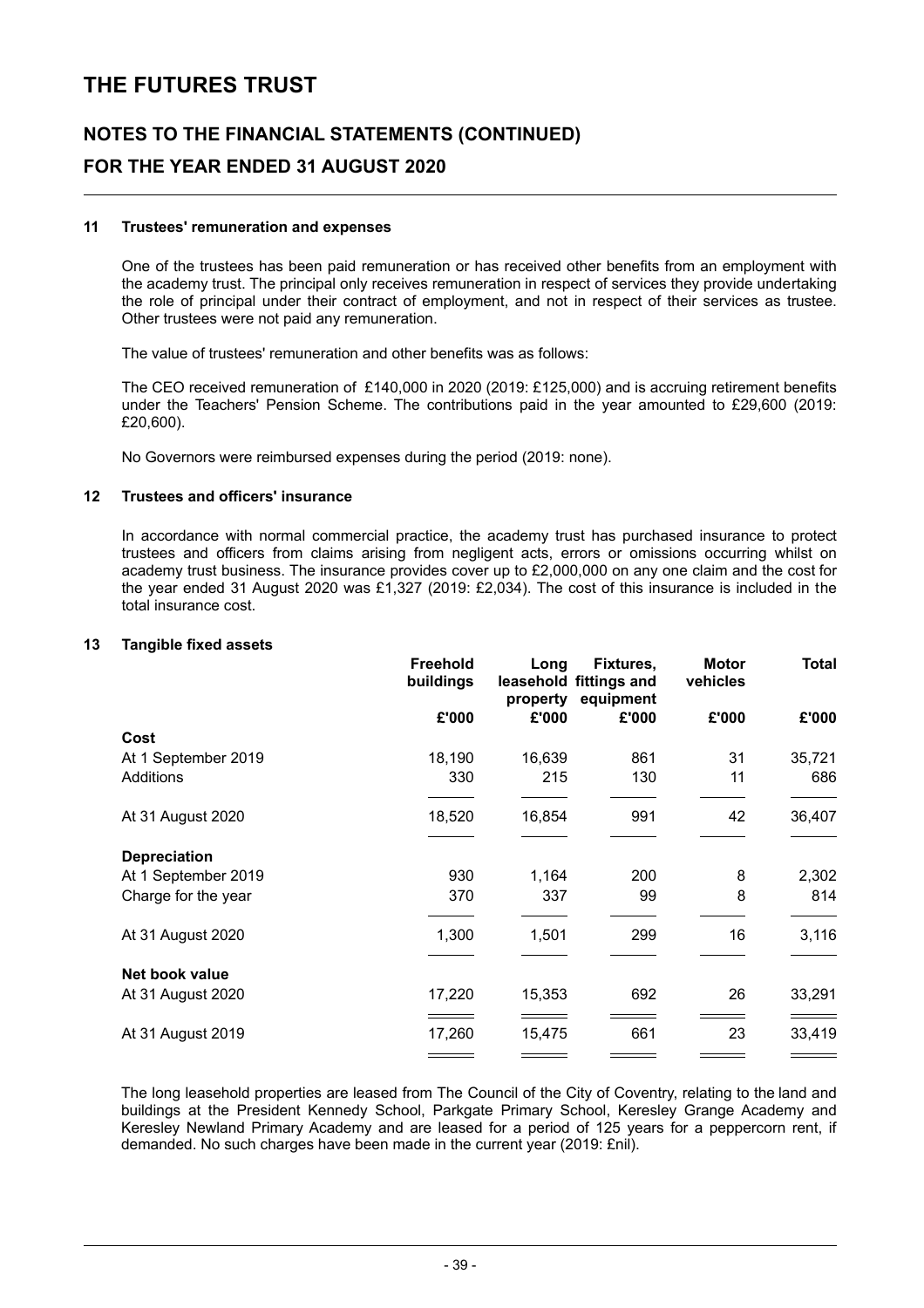# THE FUTURES TRUST

## NOTES TO THE FINANCIAL STATEMENTS (CONTINUED)

## FOR THE YEAR ENDED 31 AUGUST 2020

### 11 Trustees' remuneration and expenses

One of the trustees has been paid remuneration or has received other benefits from an employment with the academy trust. The principal only receives remuneration in respect of services they provide undertaking the role of principal under their contract of employment, and not in respect of their services as trustee. Other trustees were not paid any remuneration.

The value of trustees' remuneration and other benefits was as follows:

The CEO received remuneration of £140,000 in 2020 (2019: £125,000) and is accruing retirement benefits under the Teachers' Pension Scheme. The contributions paid in the year amounted to £29,600 (2019: £20,600).

No Governors were reimbursed expenses during the period (2019: none).

### 12 Trustees and officers' insurance

In accordance with normal commercial practice, the academy trust has purchased insurance to protect trustees and officers from claims arising from negligent acts, errors or omissions occurring whilst on academy trust business. The insurance provides cover up to £2,000,000 on any one claim and the cost for the year ended 31 August 2020 was £1,327 (2019: £2,034). The cost of this insurance is included in the total insurance cost.

### 13 Tangible fixed assets

| | Freehold buildings | Long leasehold property | Fixtures, fittings and equipment | Motor vehicles | Total |
|---|---|---|---|---|---|
| | £'000 | £'000 | £'000 | £'000 | £'000 |
| **Cost** | | | | | |
| At 1 September 2019 | 18,190 | 16,639 | 861 | 31 | 35,721 |
| Additions | 330 | 215 | 130 | 11 | 686 |
| At 31 August 2020 | 18,520 | 16,854 | 991 | 42 | 36,407 |
| **Depreciation** | | | | | |
| At 1 September 2019 | 930 | 1,164 | 200 | 8 | 2,302 |
| Charge for the year | 370 | 337 | 99 | 8 | 814 |
| At 31 August 2020 | 1,300 | 1,501 | 299 | 16 | 3,116 |
| **Net book value** | | | | | |
| At 31 August 2020 | 17,220 | 15,353 | 692 | 26 | 33,291 |
| At 31 August 2019 | 17,260 | 15,475 | 661 | 23 | 33,419 |

The long leasehold properties are leased from The Council of the City of Coventry, relating to the land and buildings at the President Kennedy School, Parkgate Primary School, Keresley Grange Academy and Keresley Newland Primary Academy and are leased for a period of 125 years for a peppercorn rent, if demanded. No such charges have been made in the current year (2019: £nil).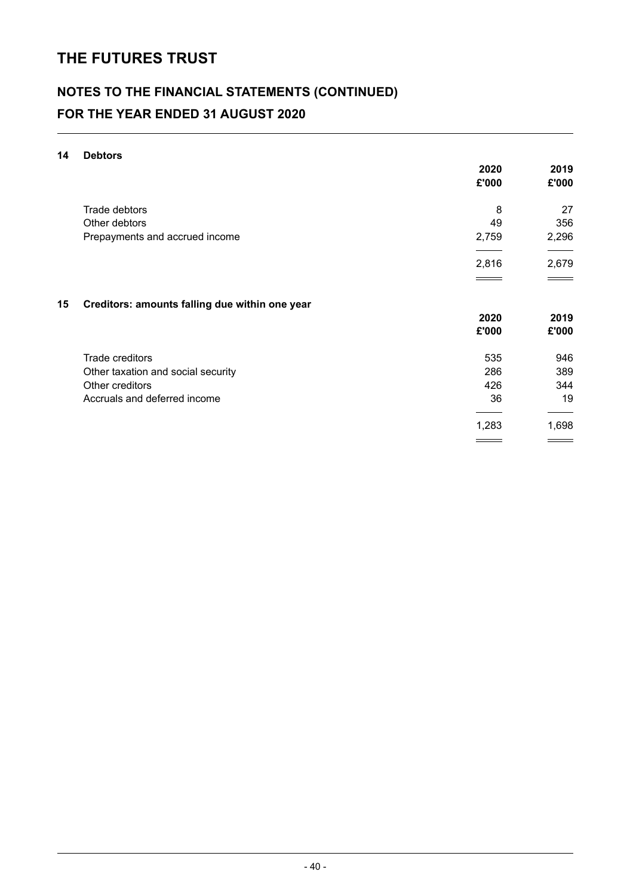# THE FUTURES TRUST

## NOTES TO THE FINANCIAL STATEMENTS (CONTINUED)

## FOR THE YEAR ENDED 31 AUGUST 2020

### 14 Debtors

| | 2020 £'000 | 2019 £'000 |
|---|---|---|
| Trade debtors | 8 | 27 |
| Other debtors | 49 | 356 |
| Prepayments and accrued income | 2,759 | 2,296 |
| | 2,816 | 2,679 |

### 15 Creditors: amounts falling due within one year

| | 2020 £'000 | 2019 £'000 |
|---|---|---|
| Trade creditors | 535 | 946 |
| Other taxation and social security | 286 | 389 |
| Other creditors | 426 | 344 |
| Accruals and deferred income | 36 | 19 |
| | 1,283 | 1,698 |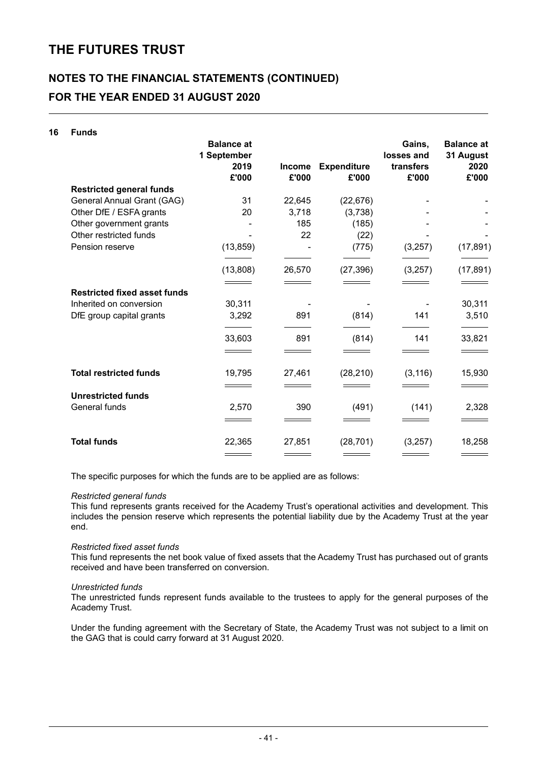# THE FUTURES TRUST

## NOTES TO THE FINANCIAL STATEMENTS (CONTINUED)

## FOR THE YEAR ENDED 31 AUGUST 2020

### 16 Funds

| | Balance at 1 September 2019 £'000 | Income £'000 | Expenditure £'000 | Gains, losses and transfers £'000 | Balance at 31 August 2020 £'000 |
|---|---|---|---|---|---|
| **Restricted general funds** | | | | | |
| General Annual Grant (GAG) | 31 | 22,645 | (22,676) | - | - |
| Other DfE / ESFA grants | 20 | 3,718 | (3,738) | - | - |
| Other government grants | - | 185 | (185) | - | - |
| Other restricted funds | - | 22 | (22) | - | - |
| Pension reserve | (13,859) | - | (775) | (3,257) | (17,891) |
| | (13,808) | 26,570 | (27,396) | (3,257) | (17,891) |
| **Restricted fixed asset funds** | | | | | |
| Inherited on conversion | 30,311 | - | - | - | 30,311 |
| DfE group capital grants | 3,292 | 891 | (814) | 141 | 3,510 |
| | 33,603 | 891 | (814) | 141 | 33,821 |
| **Total restricted funds** | 19,795 | 27,461 | (28,210) | (3,116) | 15,930 |
| **Unrestricted funds** | | | | | |
| General funds | 2,570 | 390 | (491) | (141) | 2,328 |
| **Total funds** | 22,365 | 27,851 | (28,701) | (3,257) | 18,258 |

The specific purposes for which the funds are to be applied are as follows:

*Restricted general funds*
This fund represents grants received for the Academy Trust's operational activities and development. This includes the pension reserve which represents the potential liability due by the Academy Trust at the year end.

*Restricted fixed asset funds*
This fund represents the net book value of fixed assets that the Academy Trust has purchased out of grants received and have been transferred on conversion.

*Unrestricted funds*
The unrestricted funds represent funds available to the trustees to apply for the general purposes of the Academy Trust.

Under the funding agreement with the Secretary of State, the Academy Trust was not subject to a limit on the GAG that is could carry forward at 31 August 2020.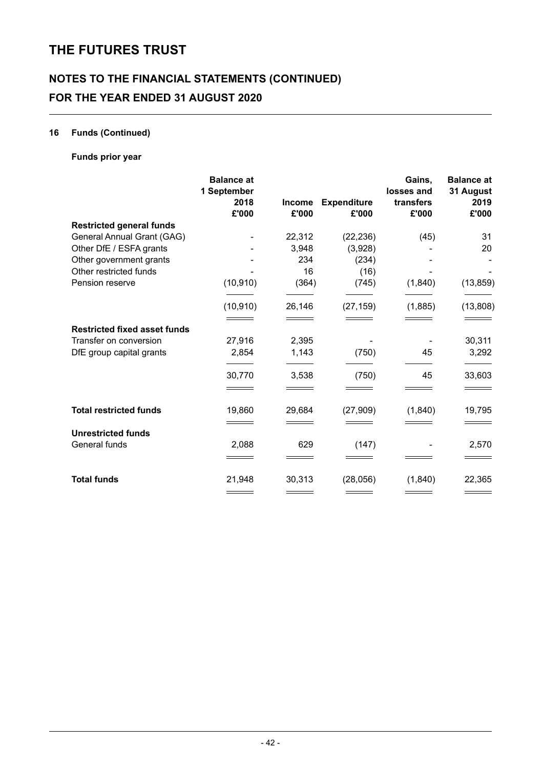# THE FUTURES TRUST

## NOTES TO THE FINANCIAL STATEMENTS (CONTINUED)
## FOR THE YEAR ENDED 31 AUGUST 2020

### 16 Funds (Continued)

**Funds prior year**

| | Balance at 1 September 2018 £'000 | Income £'000 | Expenditure £'000 | Gains, losses and transfers £'000 | Balance at 31 August 2019 £'000 |
|---|---|---|---|---|---|
| **Restricted general funds** | | | | | |
| General Annual Grant (GAG) | - | 22,312 | (22,236) | (45) | 31 |
| Other DfE / ESFA grants | - | 3,948 | (3,928) | - | 20 |
| Other government grants | - | 234 | (234) | - | - |
| Other restricted funds | - | 16 | (16) | - | - |
| Pension reserve | (10,910) | (364) | (745) | (1,840) | (13,859) |
| | (10,910) | 26,146 | (27,159) | (1,885) | (13,808) |
| **Restricted fixed asset funds** | | | | | |
| Transfer on conversion | 27,916 | 2,395 | - | - | 30,311 |
| DfE group capital grants | 2,854 | 1,143 | (750) | 45 | 3,292 |
| | 30,770 | 3,538 | (750) | 45 | 33,603 |
| **Total restricted funds** | 19,860 | 29,684 | (27,909) | (1,840) | 19,795 |
| **Unrestricted funds** | | | | | |
| General funds | 2,088 | 629 | (147) | - | 2,570 |
| **Total funds** | 21,948 | 30,313 | (28,056) | (1,840) | 22,365 |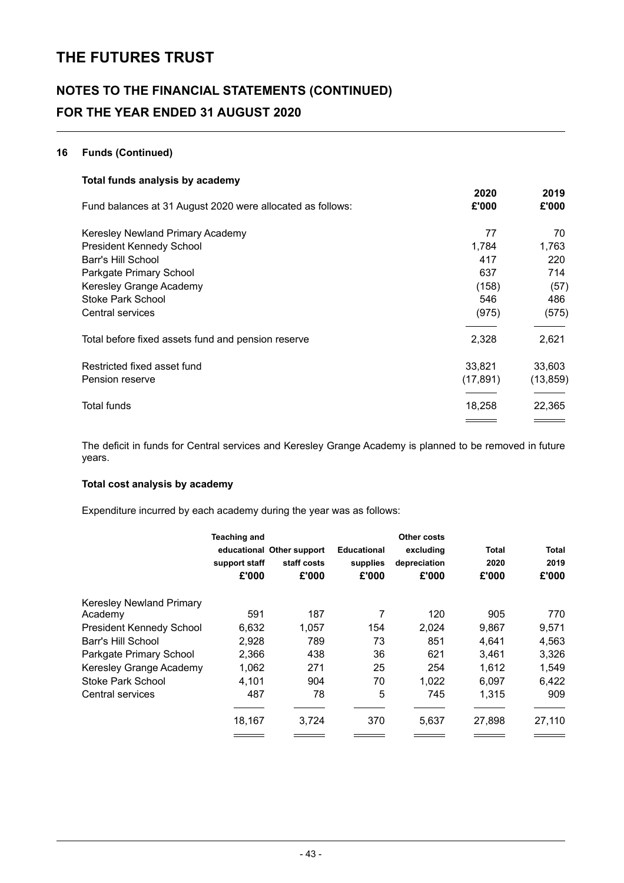# THE FUTURES TRUST

## NOTES TO THE FINANCIAL STATEMENTS (CONTINUED)
## FOR THE YEAR ENDED 31 AUGUST 2020

### 16 Funds (Continued)

**Total funds analysis by academy**

| Fund balances at 31 August 2020 were allocated as follows: | 2020 £'000 | 2019 £'000 |
|---|---|---|
| Keresley Newland Primary Academy | 77 | 70 |
| President Kennedy School | 1,784 | 1,763 |
| Barr's Hill School | 417 | 220 |
| Parkgate Primary School | 637 | 714 |
| Keresley Grange Academy | (158) | (57) |
| Stoke Park School | 546 | 486 |
| Central services | (975) | (575) |
| Total before fixed assets fund and pension reserve | 2,328 | 2,621 |
| Restricted fixed asset fund | 33,821 | 33,603 |
| Pension reserve | (17,891) | (13,859) |
| Total funds | 18,258 | 22,365 |

The deficit in funds for Central services and Keresley Grange Academy is planned to be removed in future years.

**Total cost analysis by academy**

Expenditure incurred by each academy during the year was as follows:

| | Teaching and educational support staff £'000 | Other support staff costs £'000 | Educational supplies £'000 | Other costs excluding depreciation £'000 | Total 2020 £'000 | Total 2019 £'000 |
|---|---|---|---|---|---|---|
| Keresley Newland Primary Academy | 591 | 187 | 7 | 120 | 905 | 770 |
| President Kennedy School | 6,632 | 1,057 | 154 | 2,024 | 9,867 | 9,571 |
| Barr's Hill School | 2,928 | 789 | 73 | 851 | 4,641 | 4,563 |
| Parkgate Primary School | 2,366 | 438 | 36 | 621 | 3,461 | 3,326 |
| Keresley Grange Academy | 1,062 | 271 | 25 | 254 | 1,612 | 1,549 |
| Stoke Park School | 4,101 | 904 | 70 | 1,022 | 6,097 | 6,422 |
| Central services | 487 | 78 | 5 | 745 | 1,315 | 909 |
| | 18,167 | 3,724 | 370 | 5,637 | 27,898 | 27,110 |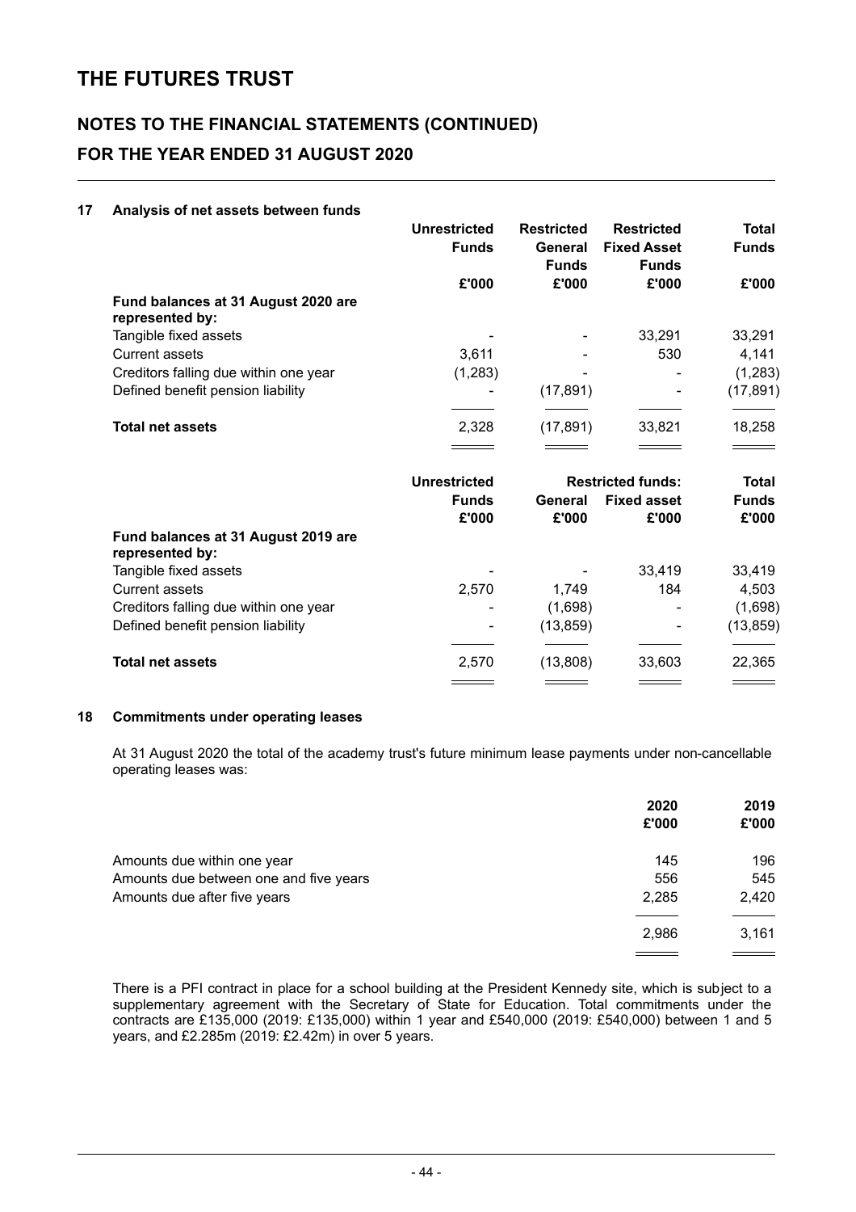# THE FUTURES TRUST

## NOTES TO THE FINANCIAL STATEMENTS (CONTINUED)

## FOR THE YEAR ENDED 31 AUGUST 2020

### 17 Analysis of net assets between funds

| | Unrestricted Funds | Restricted General Funds | Restricted Fixed Asset Funds | Total Funds |
|---|---|---|---|---|
| | £'000 | £'000 | £'000 | £'000 |
| **Fund balances at 31 August 2020 are represented by:** | | | | |
| Tangible fixed assets | - | - | 33,291 | 33,291 |
| Current assets | 3,611 | - | 530 | 4,141 |
| Creditors falling due within one year | (1,283) | - | - | (1,283) |
| Defined benefit pension liability | - | (17,891) | - | (17,891) |
| **Total net assets** | 2,328 | (17,891) | 33,821 | 18,258 |

| | Unrestricted Funds | Restricted funds: General | Fixed asset | Total Funds |
|---|---|---|---|---|
| | £'000 | £'000 | £'000 | £'000 |
| **Fund balances at 31 August 2019 are represented by:** | | | | |
| Tangible fixed assets | - | - | 33,419 | 33,419 |
| Current assets | 2,570 | 1,749 | 184 | 4,503 |
| Creditors falling due within one year | - | (1,698) | - | (1,698) |
| Defined benefit pension liability | - | (13,859) | - | (13,859) |
| **Total net assets** | 2,570 | (13,808) | 33,603 | 22,365 |

### 18 Commitments under operating leases

At 31 August 2020 the total of the academy trust's future minimum lease payments under non-cancellable operating leases was:

| | 2020 | 2019 |
|---|---|---|
| | £'000 | £'000 |
| Amounts due within one year | 145 | 196 |
| Amounts due between one and five years | 556 | 545 |
| Amounts due after five years | 2,285 | 2,420 |
| | 2,986 | 3,161 |

There is a PFI contract in place for a school building at the President Kennedy site, which is subject to a supplementary agreement with the Secretary of State for Education. Total commitments under the contracts are £135,000 (2019: £135,000) within 1 year and £540,000 (2019: £540,000) between 1 and 5 years, and £2.285m (2019: £2.42m) in over 5 years.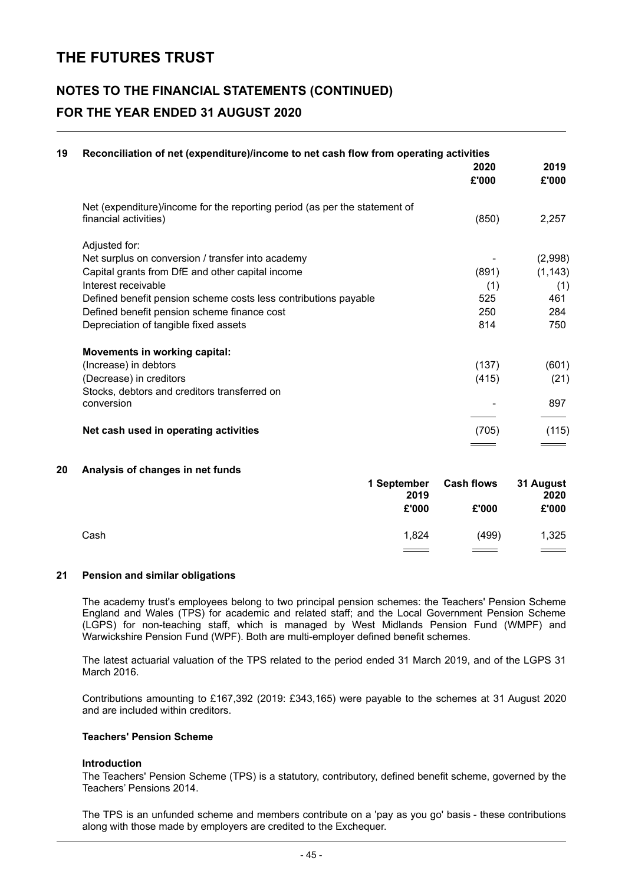# THE FUTURES TRUST

## NOTES TO THE FINANCIAL STATEMENTS (CONTINUED)

## FOR THE YEAR ENDED 31 AUGUST 2020

### 19 Reconciliation of net (expenditure)/income to net cash flow from operating activities

| | 2020 £'000 | 2019 £'000 |
|---|---|---|
| Net (expenditure)/income for the reporting period (as per the statement of financial activities) | (850) | 2,257 |
| Adjusted for: | | |
| Net surplus on conversion / transfer into academy | - | (2,998) |
| Capital grants from DfE and other capital income | (891) | (1,143) |
| Interest receivable | (1) | (1) |
| Defined benefit pension scheme costs less contributions payable | 525 | 461 |
| Defined benefit pension scheme finance cost | 250 | 284 |
| Depreciation of tangible fixed assets | 814 | 750 |
| **Movements in working capital:** | | |
| (Increase) in debtors | (137) | (601) |
| (Decrease) in creditors | (415) | (21) |
| Stocks, debtors and creditors transferred on conversion | - | 897 |
| **Net cash used in operating activities** | (705) | (115) |

### 20 Analysis of changes in net funds

| | 1 September 2019 £'000 | Cash flows £'000 | 31 August 2020 £'000 |
|---|---|---|---|
| Cash | 1,824 | (499) | 1,325 |

### 21 Pension and similar obligations

The academy trust's employees belong to two principal pension schemes: the Teachers' Pension Scheme England and Wales (TPS) for academic and related staff; and the Local Government Pension Scheme (LGPS) for non-teaching staff, which is managed by West Midlands Pension Fund (WMPF) and Warwickshire Pension Fund (WPF). Both are multi-employer defined benefit schemes.

The latest actuarial valuation of the TPS related to the period ended 31 March 2019, and of the LGPS 31 March 2016.

Contributions amounting to £167,392 (2019: £343,165) were payable to the schemes at 31 August 2020 and are included within creditors.

**Teachers' Pension Scheme**

**Introduction**

The Teachers' Pension Scheme (TPS) is a statutory, contributory, defined benefit scheme, governed by the Teachers' Pensions 2014.

The TPS is an unfunded scheme and members contribute on a 'pay as you go' basis - these contributions along with those made by employers are credited to the Exchequer.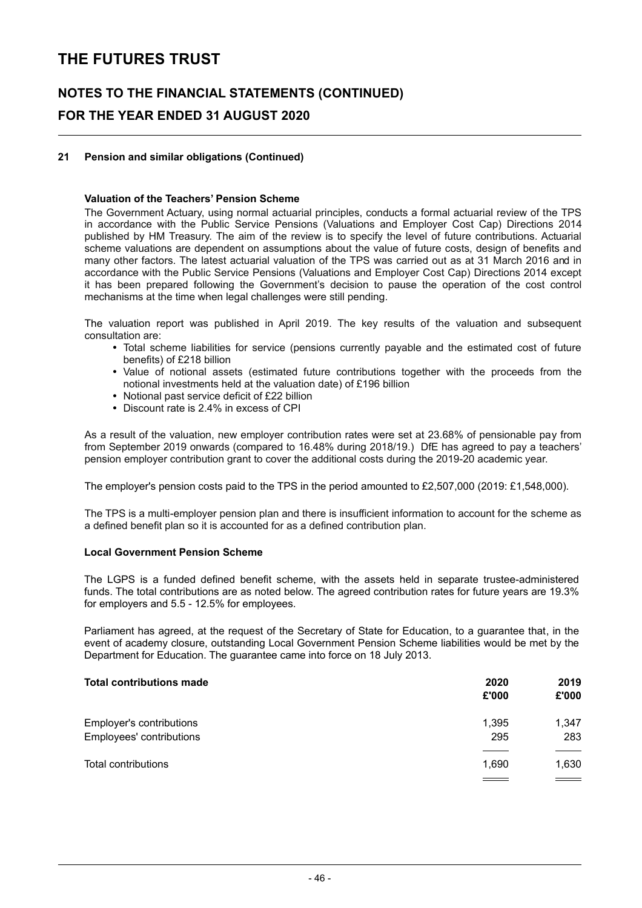# THE FUTURES TRUST

## NOTES TO THE FINANCIAL STATEMENTS (CONTINUED)

## FOR THE YEAR ENDED 31 AUGUST 2020

### 21 Pension and similar obligations (Continued)

**Valuation of the Teachers' Pension Scheme**

The Government Actuary, using normal actuarial principles, conducts a formal actuarial review of the TPS in accordance with the Public Service Pensions (Valuations and Employer Cost Cap) Directions 2014 published by HM Treasury. The aim of the review is to specify the level of future contributions. Actuarial scheme valuations are dependent on assumptions about the value of future costs, design of benefits and many other factors. The latest actuarial valuation of the TPS was carried out as at 31 March 2016 and in accordance with the Public Service Pensions (Valuations and Employer Cost Cap) Directions 2014 except it has been prepared following the Government's decision to pause the operation of the cost control mechanisms at the time when legal challenges were still pending.

The valuation report was published in April 2019. The key results of the valuation and subsequent consultation are:

- Total scheme liabilities for service (pensions currently payable and the estimated cost of future benefits) of £218 billion
- Value of notional assets (estimated future contributions together with the proceeds from the notional investments held at the valuation date) of £196 billion
- Notional past service deficit of £22 billion
- Discount rate is 2.4% in excess of CPI

As a result of the valuation, new employer contribution rates were set at 23.68% of pensionable pay from from September 2019 onwards (compared to 16.48% during 2018/19.) DfE has agreed to pay a teachers' pension employer contribution grant to cover the additional costs during the 2019-20 academic year.

The employer's pension costs paid to the TPS in the period amounted to £2,507,000 (2019: £1,548,000).

The TPS is a multi-employer pension plan and there is insufficient information to account for the scheme as a defined benefit plan so it is accounted for as a defined contribution plan.

**Local Government Pension Scheme**

The LGPS is a funded defined benefit scheme, with the assets held in separate trustee-administered funds. The total contributions are as noted below. The agreed contribution rates for future years are 19.3% for employers and 5.5 - 12.5% for employees.

Parliament has agreed, at the request of the Secretary of State for Education, to a guarantee that, in the event of academy closure, outstanding Local Government Pension Scheme liabilities would be met by the Department for Education. The guarantee came into force on 18 July 2013.

| **Total contributions made** | **2020 £'000** | **2019 £'000** |
|---|---|---|
| Employer's contributions | 1,395 | 1,347 |
| Employees' contributions | 295 | 283 |
| Total contributions | 1,690 | 1,630 |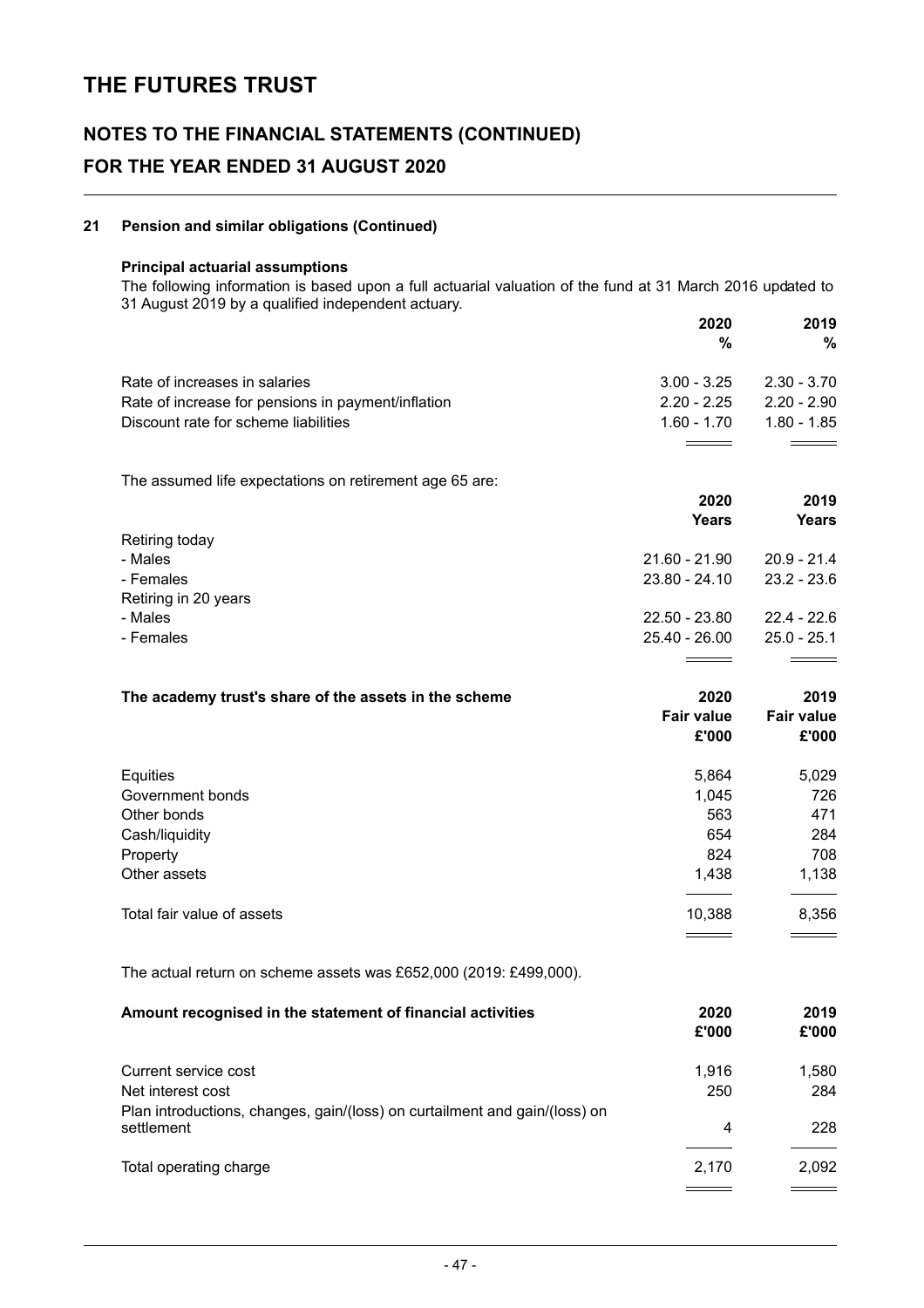# THE FUTURES TRUST

## NOTES TO THE FINANCIAL STATEMENTS (CONTINUED)

## FOR THE YEAR ENDED 31 AUGUST 2020

### 21 Pension and similar obligations (Continued)

**Principal actuarial assumptions**

The following information is based upon a full actuarial valuation of the fund at 31 March 2016 updated to 31 August 2019 by a qualified independent actuary.

| | 2020 % | 2019 % |
|---|---|---|
| Rate of increases in salaries | 3.00 - 3.25 | 2.30 - 3.70 |
| Rate of increase for pensions in payment/inflation | 2.20 - 2.25 | 2.20 - 2.90 |
| Discount rate for scheme liabilities | 1.60 - 1.70 | 1.80 - 1.85 |

The assumed life expectations on retirement age 65 are:

| | 2020 Years | 2019 Years |
|---|---|---|
| Retiring today | | |
| - Males | 21.60 - 21.90 | 20.9 - 21.4 |
| - Females | 23.80 - 24.10 | 23.2 - 23.6 |
| Retiring in 20 years | | |
| - Males | 22.50 - 23.80 | 22.4 - 22.6 |
| - Females | 25.40 - 26.00 | 25.0 - 25.1 |

| **The academy trust's share of the assets in the scheme** | 2020 Fair value £'000 | 2019 Fair value £'000 |
|---|---|---|
| Equities | 5,864 | 5,029 |
| Government bonds | 1,045 | 726 |
| Other bonds | 563 | 471 |
| Cash/liquidity | 654 | 284 |
| Property | 824 | 708 |
| Other assets | 1,438 | 1,138 |
| Total fair value of assets | 10,388 | 8,356 |

The actual return on scheme assets was £652,000 (2019: £499,000).

| **Amount recognised in the statement of financial activities** | 2020 £'000 | 2019 £'000 |
|---|---|---|
| Current service cost | 1,916 | 1,580 |
| Net interest cost | 250 | 284 |
| Plan introductions, changes, gain/(loss) on curtailment and gain/(loss) on settlement | 4 | 228 |
| Total operating charge | 2,170 | 2,092 |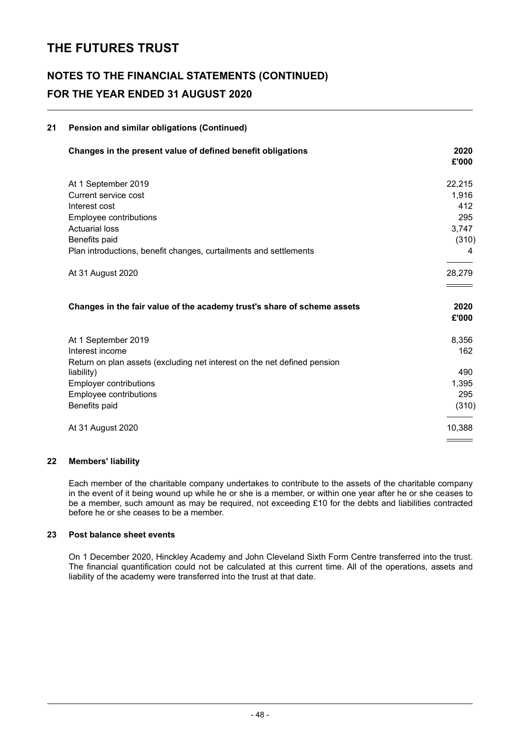# THE FUTURES TRUST

## NOTES TO THE FINANCIAL STATEMENTS (CONTINUED)
## FOR THE YEAR ENDED 31 AUGUST 2020

### 21 Pension and similar obligations (Continued)

| Changes in the present value of defined benefit obligations | 2020 £'000 |
|---|---|
| At 1 September 2019 | 22,215 |
| Current service cost | 1,916 |
| Interest cost | 412 |
| Employee contributions | 295 |
| Actuarial loss | 3,747 |
| Benefits paid | (310) |
| Plan introductions, benefit changes, curtailments and settlements | 4 |
| At 31 August 2020 | 28,279 |

| Changes in the fair value of the academy trust's share of scheme assets | 2020 £'000 |
|---|---|
| At 1 September 2019 | 8,356 |
| Interest income | 162 |
| Return on plan assets (excluding net interest on the net defined pension liability) | 490 |
| Employer contributions | 1,395 |
| Employee contributions | 295 |
| Benefits paid | (310) |
| At 31 August 2020 | 10,388 |

### 22 Members' liability

Each member of the charitable company undertakes to contribute to the assets of the charitable company in the event of it being wound up while he or she is a member, or within one year after he or she ceases to be a member, such amount as may be required, not exceeding £10 for the debts and liabilities contracted before he or she ceases to be a member.

### 23 Post balance sheet events

On 1 December 2020, Hinckley Academy and John Cleveland Sixth Form Centre transferred into the trust. The financial quantification could not be calculated at this current time. All of the operations, assets and liability of the academy were transferred into the trust at that date.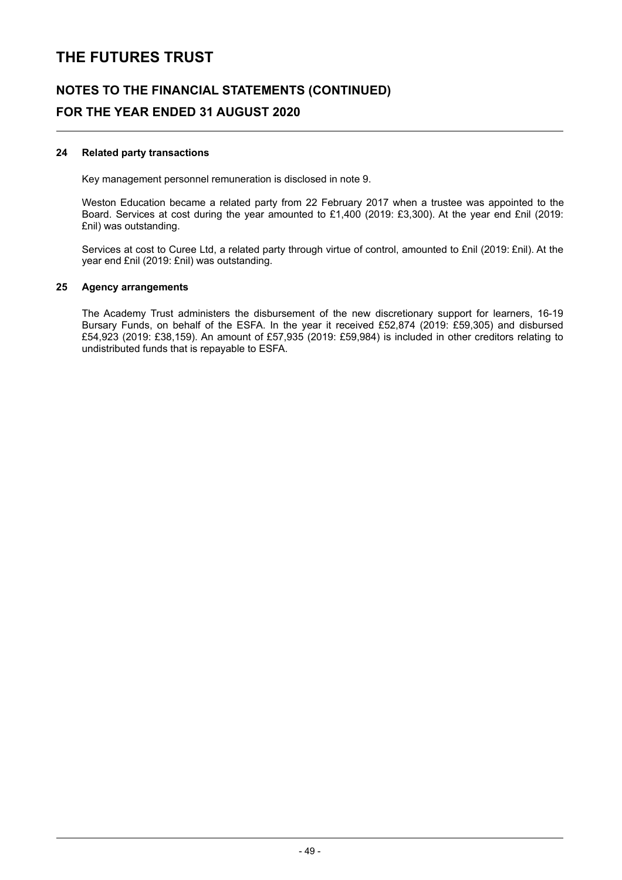# THE FUTURES TRUST

## NOTES TO THE FINANCIAL STATEMENTS (CONTINUED)

## FOR THE YEAR ENDED 31 AUGUST 2020

### 24 Related party transactions

Key management personnel remuneration is disclosed in note 9.

Weston Education became a related party from 22 February 2017 when a trustee was appointed to the Board. Services at cost during the year amounted to £1,400 (2019: £3,300). At the year end £nil (2019: £nil) was outstanding.

Services at cost to Curee Ltd, a related party through virtue of control, amounted to £nil (2019: £nil). At the year end £nil (2019: £nil) was outstanding.

### 25 Agency arrangements

The Academy Trust administers the disbursement of the new discretionary support for learners, 16-19 Bursary Funds, on behalf of the ESFA. In the year it received £52,874 (2019: £59,305) and disbursed £54,923 (2019: £38,159). An amount of £57,935 (2019: £59,984) is included in other creditors relating to undistributed funds that is repayable to ESFA.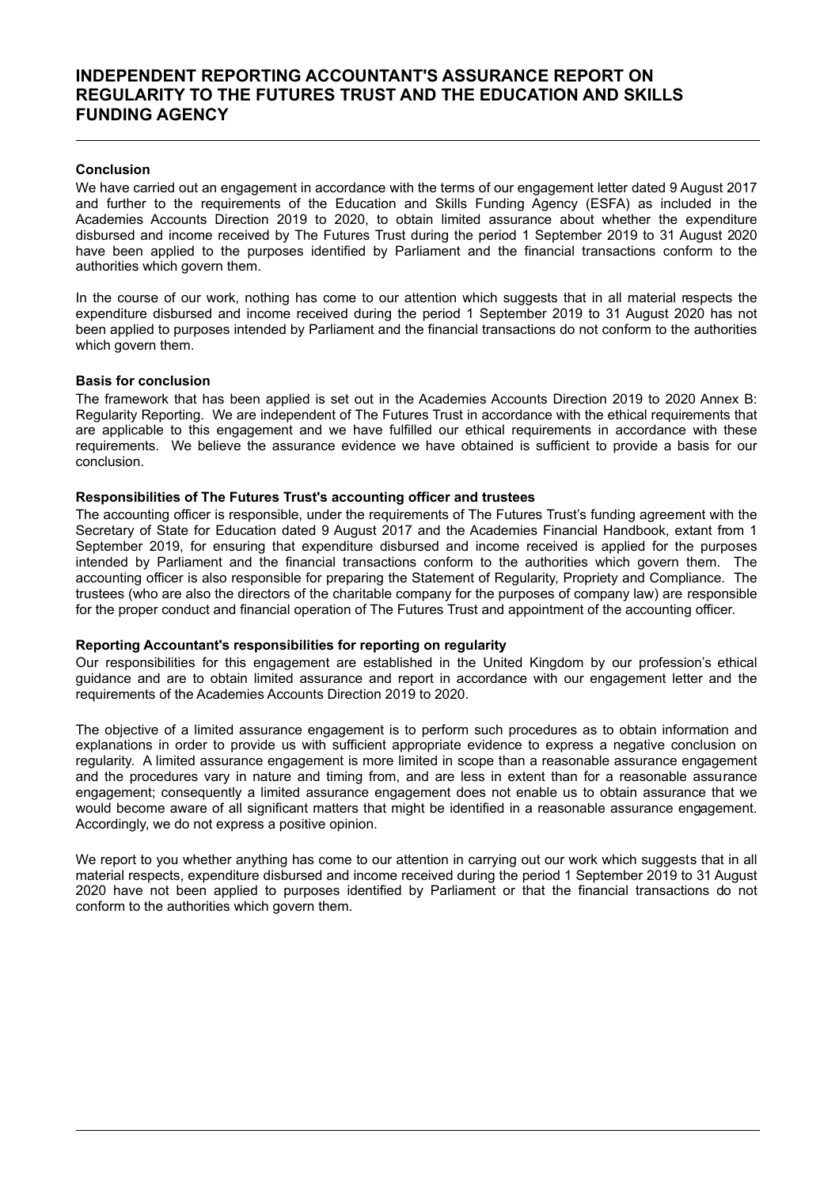# INDEPENDENT REPORTING ACCOUNTANT'S ASSURANCE REPORT ON REGULARITY TO THE FUTURES TRUST AND THE EDUCATION AND SKILLS FUNDING AGENCY

**Conclusion**

We have carried out an engagement in accordance with the terms of our engagement letter dated 9 August 2017 and further to the requirements of the Education and Skills Funding Agency (ESFA) as included in the Academies Accounts Direction 2019 to 2020, to obtain limited assurance about whether the expenditure disbursed and income received by The Futures Trust during the period 1 September 2019 to 31 August 2020 have been applied to the purposes identified by Parliament and the financial transactions conform to the authorities which govern them.

In the course of our work, nothing has come to our attention which suggests that in all material respects the expenditure disbursed and income received during the period 1 September 2019 to 31 August 2020 has not been applied to purposes intended by Parliament and the financial transactions do not conform to the authorities which govern them.

**Basis for conclusion**

The framework that has been applied is set out in the Academies Accounts Direction 2019 to 2020 Annex B: Regularity Reporting. We are independent of The Futures Trust in accordance with the ethical requirements that are applicable to this engagement and we have fulfilled our ethical requirements in accordance with these requirements. We believe the assurance evidence we have obtained is sufficient to provide a basis for our conclusion.

**Responsibilities of The Futures Trust's accounting officer and trustees**

The accounting officer is responsible, under the requirements of The Futures Trust's funding agreement with the Secretary of State for Education dated 9 August 2017 and the Academies Financial Handbook, extant from 1 September 2019, for ensuring that expenditure disbursed and income received is applied for the purposes intended by Parliament and the financial transactions conform to the authorities which govern them. The accounting officer is also responsible for preparing the Statement of Regularity, Propriety and Compliance. The trustees (who are also the directors of the charitable company for the purposes of company law) are responsible for the proper conduct and financial operation of The Futures Trust and appointment of the accounting officer.

**Reporting Accountant's responsibilities for reporting on regularity**

Our responsibilities for this engagement are established in the United Kingdom by our profession's ethical guidance and are to obtain limited assurance and report in accordance with our engagement letter and the requirements of the Academies Accounts Direction 2019 to 2020.

The objective of a limited assurance engagement is to perform such procedures as to obtain information and explanations in order to provide us with sufficient appropriate evidence to express a negative conclusion on regularity. A limited assurance engagement is more limited in scope than a reasonable assurance engagement and the procedures vary in nature and timing from, and are less in extent than for a reasonable assurance engagement; consequently a limited assurance engagement does not enable us to obtain assurance that we would become aware of all significant matters that might be identified in a reasonable assurance engagement. Accordingly, we do not express a positive opinion.

We report to you whether anything has come to our attention in carrying out our work which suggests that in all material respects, expenditure disbursed and income received during the period 1 September 2019 to 31 August 2020 have not been applied to purposes identified by Parliament or that the financial transactions do not conform to the authorities which govern them.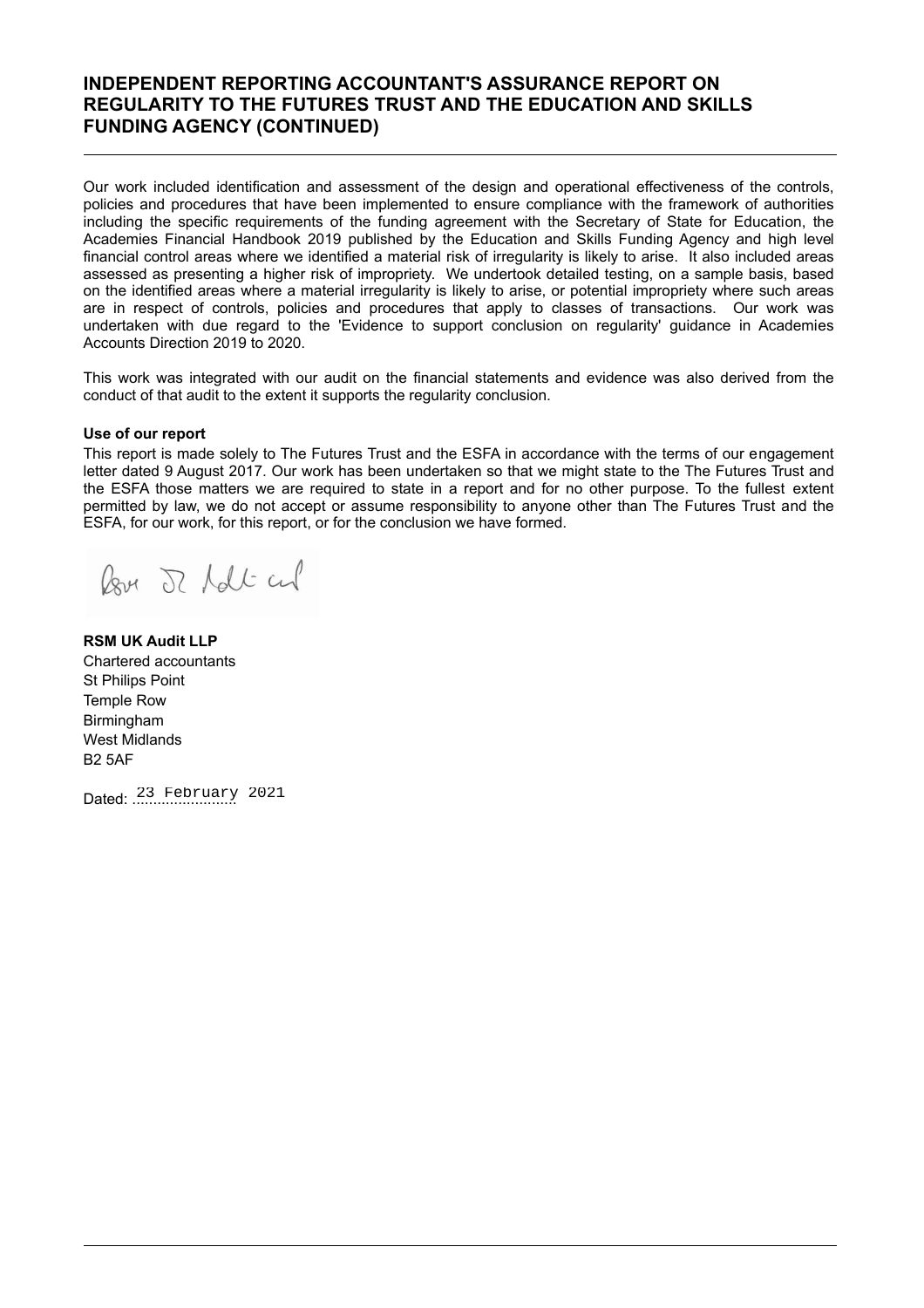## INDEPENDENT REPORTING ACCOUNTANT'S ASSURANCE REPORT ON REGULARITY TO THE FUTURES TRUST AND THE EDUCATION AND SKILLS FUNDING AGENCY (CONTINUED)

Our work included identification and assessment of the design and operational effectiveness of the controls, policies and procedures that have been implemented to ensure compliance with the framework of authorities including the specific requirements of the funding agreement with the Secretary of State for Education, the Academies Financial Handbook 2019 published by the Education and Skills Funding Agency and high level financial control areas where we identified a material risk of irregularity is likely to arise. It also included areas assessed as presenting a higher risk of impropriety. We undertook detailed testing, on a sample basis, based on the identified areas where a material irregularity is likely to arise, or potential impropriety where such areas are in respect of controls, policies and procedures that apply to classes of transactions. Our work was undertaken with due regard to the 'Evidence to support conclusion on regularity' guidance in Academies Accounts Direction 2019 to 2020.

This work was integrated with our audit on the financial statements and evidence was also derived from the conduct of that audit to the extent it supports the regularity conclusion.

**Use of our report**

This report is made solely to The Futures Trust and the ESFA in accordance with the terms of our engagement letter dated 9 August 2017. Our work has been undertaken so that we might state to the The Futures Trust and the ESFA those matters we are required to state in a report and for no other purpose. To the fullest extent permitted by law, we do not accept or assume responsibility to anyone other than The Futures Trust and the ESFA, for our work, for this report, or for the conclusion we have formed.

**RSM UK Audit LLP**
Chartered accountants
St Philips Point
Temple Row
Birmingham
West Midlands
B2 5AF

Dated: 23 February 2021